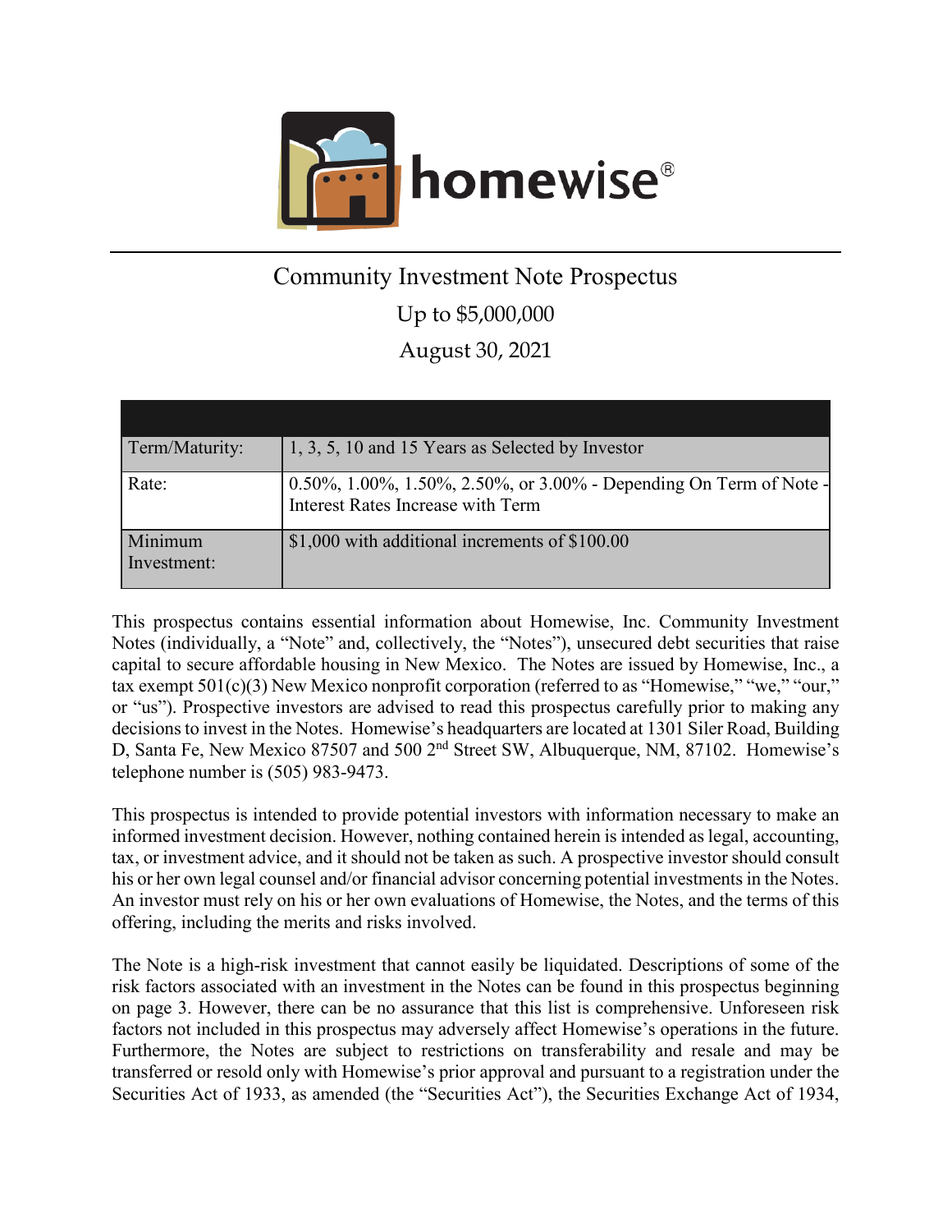homewise®

# Community Investment Note Prospectus

Up to $5,000,000

August 30, 2021

| | |
|---|---|
| Term/Maturity: | 1, 3, 5, 10 and 15 Years as Selected by Investor |
| Rate: | 0.50%, 1.00%, 1.50%, 2.50%, or 3.00% - Depending On Term of Note - Interest Rates Increase with Term |
| Minimum Investment: | $1,000 with additional increments of $100.00 |

This prospectus contains essential information about Homewise, Inc. Community Investment Notes (individually, a "Note" and, collectively, the "Notes"), unsecured debt securities that raise capital to secure affordable housing in New Mexico. The Notes are issued by Homewise, Inc., a tax exempt 501(c)(3) New Mexico nonprofit corporation (referred to as "Homewise," "we," "our," or "us"). Prospective investors are advised to read this prospectus carefully prior to making any decisions to invest in the Notes. Homewise's headquarters are located at 1301 Siler Road, Building D, Santa Fe, New Mexico 87507 and 500 2nd Street SW, Albuquerque, NM, 87102. Homewise's telephone number is (505) 983-9473.

This prospectus is intended to provide potential investors with information necessary to make an informed investment decision. However, nothing contained herein is intended as legal, accounting, tax, or investment advice, and it should not be taken as such. A prospective investor should consult his or her own legal counsel and/or financial advisor concerning potential investments in the Notes. An investor must rely on his or her own evaluations of Homewise, the Notes, and the terms of this offering, including the merits and risks involved.

The Note is a high-risk investment that cannot easily be liquidated. Descriptions of some of the risk factors associated with an investment in the Notes can be found in this prospectus beginning on page 3. However, there can be no assurance that this list is comprehensive. Unforeseen risk factors not included in this prospectus may adversely affect Homewise's operations in the future. Furthermore, the Notes are subject to restrictions on transferability and resale and may be transferred or resold only with Homewise's prior approval and pursuant to a registration under the Securities Act of 1933, as amended (the "Securities Act"), the Securities Exchange Act of 1934,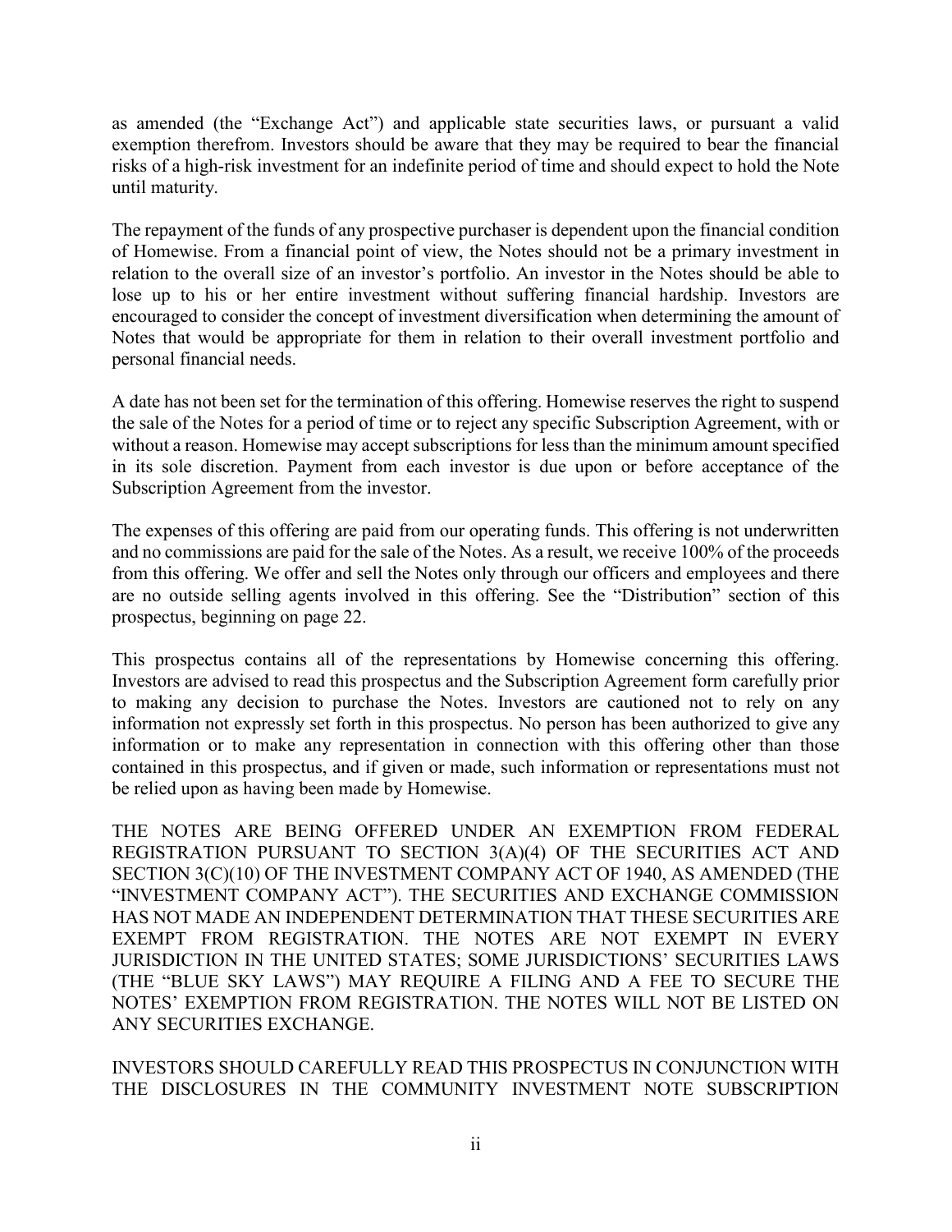as amended (the "Exchange Act") and applicable state securities laws, or pursuant a valid exemption therefrom. Investors should be aware that they may be required to bear the financial risks of a high-risk investment for an indefinite period of time and should expect to hold the Note until maturity.

The repayment of the funds of any prospective purchaser is dependent upon the financial condition of Homewise. From a financial point of view, the Notes should not be a primary investment in relation to the overall size of an investor's portfolio. An investor in the Notes should be able to lose up to his or her entire investment without suffering financial hardship. Investors are encouraged to consider the concept of investment diversification when determining the amount of Notes that would be appropriate for them in relation to their overall investment portfolio and personal financial needs.

A date has not been set for the termination of this offering. Homewise reserves the right to suspend the sale of the Notes for a period of time or to reject any specific Subscription Agreement, with or without a reason. Homewise may accept subscriptions for less than the minimum amount specified in its sole discretion. Payment from each investor is due upon or before acceptance of the Subscription Agreement from the investor.

The expenses of this offering are paid from our operating funds. This offering is not underwritten and no commissions are paid for the sale of the Notes. As a result, we receive 100% of the proceeds from this offering. We offer and sell the Notes only through our officers and employees and there are no outside selling agents involved in this offering. See the "Distribution" section of this prospectus, beginning on page 22.

This prospectus contains all of the representations by Homewise concerning this offering. Investors are advised to read this prospectus and the Subscription Agreement form carefully prior to making any decision to purchase the Notes. Investors are cautioned not to rely on any information not expressly set forth in this prospectus. No person has been authorized to give any information or to make any representation in connection with this offering other than those contained in this prospectus, and if given or made, such information or representations must not be relied upon as having been made by Homewise.

THE NOTES ARE BEING OFFERED UNDER AN EXEMPTION FROM FEDERAL REGISTRATION PURSUANT TO SECTION 3(A)(4) OF THE SECURITIES ACT AND SECTION 3(C)(10) OF THE INVESTMENT COMPANY ACT OF 1940, AS AMENDED (THE "INVESTMENT COMPANY ACT"). THE SECURITIES AND EXCHANGE COMMISSION HAS NOT MADE AN INDEPENDENT DETERMINATION THAT THESE SECURITIES ARE EXEMPT FROM REGISTRATION. THE NOTES ARE NOT EXEMPT IN EVERY JURISDICTION IN THE UNITED STATES; SOME JURISDICTIONS' SECURITIES LAWS (THE "BLUE SKY LAWS") MAY REQUIRE A FILING AND A FEE TO SECURE THE NOTES' EXEMPTION FROM REGISTRATION. THE NOTES WILL NOT BE LISTED ON ANY SECURITIES EXCHANGE.

INVESTORS SHOULD CAREFULLY READ THIS PROSPECTUS IN CONJUNCTION WITH THE DISCLOSURES IN THE COMMUNITY INVESTMENT NOTE SUBSCRIPTION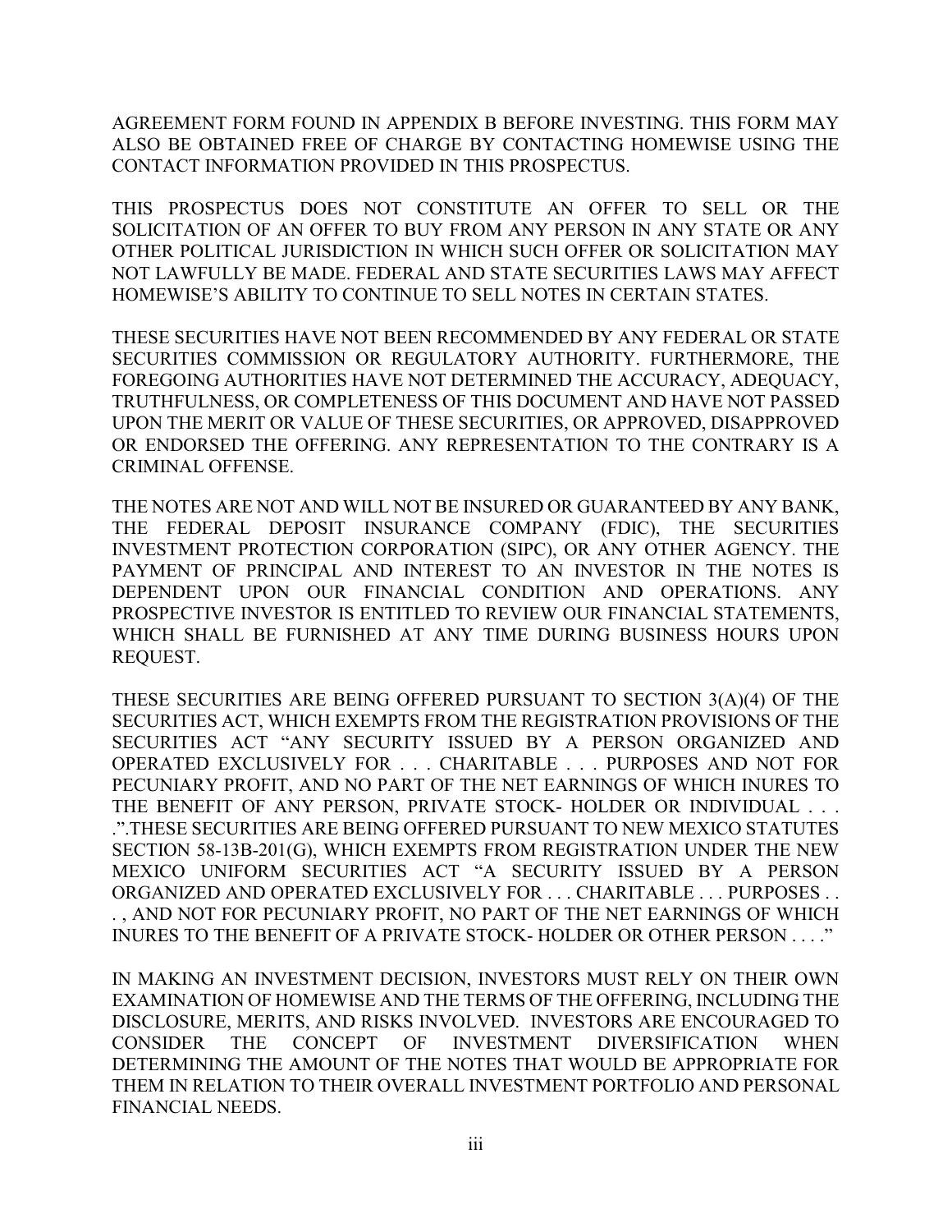AGREEMENT FORM FOUND IN APPENDIX B BEFORE INVESTING. THIS FORM MAY ALSO BE OBTAINED FREE OF CHARGE BY CONTACTING HOMEWISE USING THE CONTACT INFORMATION PROVIDED IN THIS PROSPECTUS.

THIS PROSPECTUS DOES NOT CONSTITUTE AN OFFER TO SELL OR THE SOLICITATION OF AN OFFER TO BUY FROM ANY PERSON IN ANY STATE OR ANY OTHER POLITICAL JURISDICTION IN WHICH SUCH OFFER OR SOLICITATION MAY NOT LAWFULLY BE MADE. FEDERAL AND STATE SECURITIES LAWS MAY AFFECT HOMEWISE'S ABILITY TO CONTINUE TO SELL NOTES IN CERTAIN STATES.

THESE SECURITIES HAVE NOT BEEN RECOMMENDED BY ANY FEDERAL OR STATE SECURITIES COMMISSION OR REGULATORY AUTHORITY. FURTHERMORE, THE FOREGOING AUTHORITIES HAVE NOT DETERMINED THE ACCURACY, ADEQUACY, TRUTHFULNESS, OR COMPLETENESS OF THIS DOCUMENT AND HAVE NOT PASSED UPON THE MERIT OR VALUE OF THESE SECURITIES, OR APPROVED, DISAPPROVED OR ENDORSED THE OFFERING. ANY REPRESENTATION TO THE CONTRARY IS A CRIMINAL OFFENSE.

THE NOTES ARE NOT AND WILL NOT BE INSURED OR GUARANTEED BY ANY BANK, THE FEDERAL DEPOSIT INSURANCE COMPANY (FDIC), THE SECURITIES INVESTMENT PROTECTION CORPORATION (SIPC), OR ANY OTHER AGENCY. THE PAYMENT OF PRINCIPAL AND INTEREST TO AN INVESTOR IN THE NOTES IS DEPENDENT UPON OUR FINANCIAL CONDITION AND OPERATIONS. ANY PROSPECTIVE INVESTOR IS ENTITLED TO REVIEW OUR FINANCIAL STATEMENTS, WHICH SHALL BE FURNISHED AT ANY TIME DURING BUSINESS HOURS UPON REQUEST.

THESE SECURITIES ARE BEING OFFERED PURSUANT TO SECTION 3(A)(4) OF THE SECURITIES ACT, WHICH EXEMPTS FROM THE REGISTRATION PROVISIONS OF THE SECURITIES ACT "ANY SECURITY ISSUED BY A PERSON ORGANIZED AND OPERATED EXCLUSIVELY FOR . . . CHARITABLE . . . PURPOSES AND NOT FOR PECUNIARY PROFIT, AND NO PART OF THE NET EARNINGS OF WHICH INURES TO THE BENEFIT OF ANY PERSON, PRIVATE STOCK- HOLDER OR INDIVIDUAL . . . .".THESE SECURITIES ARE BEING OFFERED PURSUANT TO NEW MEXICO STATUTES SECTION 58-13B-201(G), WHICH EXEMPTS FROM REGISTRATION UNDER THE NEW MEXICO UNIFORM SECURITIES ACT "A SECURITY ISSUED BY A PERSON ORGANIZED AND OPERATED EXCLUSIVELY FOR . . . CHARITABLE . . . PURPOSES . . . , AND NOT FOR PECUNIARY PROFIT, NO PART OF THE NET EARNINGS OF WHICH INURES TO THE BENEFIT OF A PRIVATE STOCK- HOLDER OR OTHER PERSON . . . ."

IN MAKING AN INVESTMENT DECISION, INVESTORS MUST RELY ON THEIR OWN EXAMINATION OF HOMEWISE AND THE TERMS OF THE OFFERING, INCLUDING THE DISCLOSURE, MERITS, AND RISKS INVOLVED. INVESTORS ARE ENCOURAGED TO CONSIDER THE CONCEPT OF INVESTMENT DIVERSIFICATION WHEN DETERMINING THE AMOUNT OF THE NOTES THAT WOULD BE APPROPRIATE FOR THEM IN RELATION TO THEIR OVERALL INVESTMENT PORTFOLIO AND PERSONAL FINANCIAL NEEDS.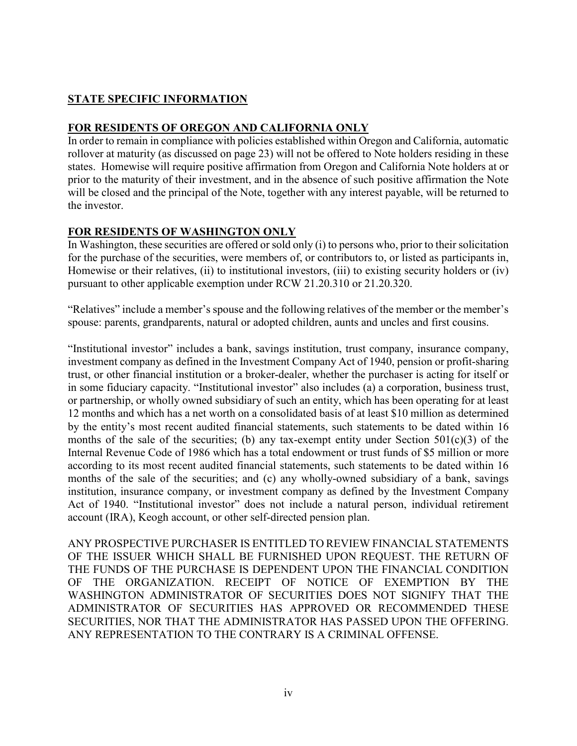## STATE SPECIFIC INFORMATION

### FOR RESIDENTS OF OREGON AND CALIFORNIA ONLY

In order to remain in compliance with policies established within Oregon and California, automatic rollover at maturity (as discussed on page 23) will not be offered to Note holders residing in these states. Homewise will require positive affirmation from Oregon and California Note holders at or prior to the maturity of their investment, and in the absence of such positive affirmation the Note will be closed and the principal of the Note, together with any interest payable, will be returned to the investor.

### FOR RESIDENTS OF WASHINGTON ONLY

In Washington, these securities are offered or sold only (i) to persons who, prior to their solicitation for the purchase of the securities, were members of, or contributors to, or listed as participants in, Homewise or their relatives, (ii) to institutional investors, (iii) to existing security holders or (iv) pursuant to other applicable exemption under RCW 21.20.310 or 21.20.320.

"Relatives" include a member's spouse and the following relatives of the member or the member's spouse: parents, grandparents, natural or adopted children, aunts and uncles and first cousins.

"Institutional investor" includes a bank, savings institution, trust company, insurance company, investment company as defined in the Investment Company Act of 1940, pension or profit-sharing trust, or other financial institution or a broker-dealer, whether the purchaser is acting for itself or in some fiduciary capacity. "Institutional investor" also includes (a) a corporation, business trust, or partnership, or wholly owned subsidiary of such an entity, which has been operating for at least 12 months and which has a net worth on a consolidated basis of at least $10 million as determined by the entity's most recent audited financial statements, such statements to be dated within 16 months of the sale of the securities; (b) any tax-exempt entity under Section 501(c)(3) of the Internal Revenue Code of 1986 which has a total endowment or trust funds of $5 million or more according to its most recent audited financial statements, such statements to be dated within 16 months of the sale of the securities; and (c) any wholly-owned subsidiary of a bank, savings institution, insurance company, or investment company as defined by the Investment Company Act of 1940. "Institutional investor" does not include a natural person, individual retirement account (IRA), Keogh account, or other self-directed pension plan.

ANY PROSPECTIVE PURCHASER IS ENTITLED TO REVIEW FINANCIAL STATEMENTS OF THE ISSUER WHICH SHALL BE FURNISHED UPON REQUEST. THE RETURN OF THE FUNDS OF THE PURCHASE IS DEPENDENT UPON THE FINANCIAL CONDITION OF THE ORGANIZATION. RECEIPT OF NOTICE OF EXEMPTION BY THE WASHINGTON ADMINISTRATOR OF SECURITIES DOES NOT SIGNIFY THAT THE ADMINISTRATOR OF SECURITIES HAS APPROVED OR RECOMMENDED THESE SECURITIES, NOR THAT THE ADMINISTRATOR HAS PASSED UPON THE OFFERING. ANY REPRESENTATION TO THE CONTRARY IS A CRIMINAL OFFENSE.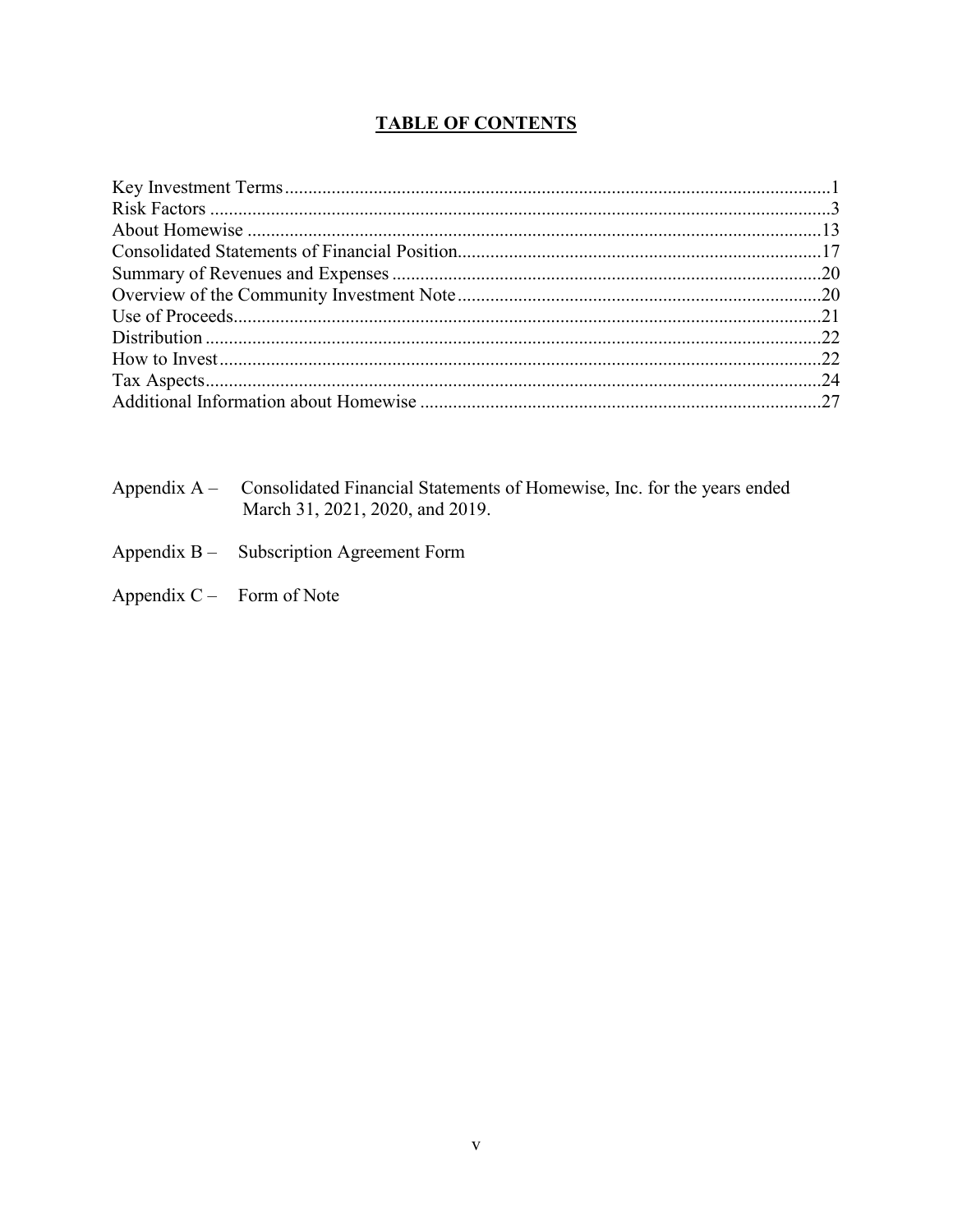# TABLE OF CONTENTS

| | |
|---|---|
| Key Investment Terms | 1 |
| Risk Factors | 3 |
| About Homewise | 13 |
| Consolidated Statements of Financial Position | 17 |
| Summary of Revenues and Expenses | 20 |
| Overview of the Community Investment Note | 20 |
| Use of Proceeds | 21 |
| Distribution | 22 |
| How to Invest | 22 |
| Tax Aspects | 24 |
| Additional Information about Homewise | 27 |

Appendix A – Consolidated Financial Statements of Homewise, Inc. for the years ended March 31, 2021, 2020, and 2019.

Appendix B – Subscription Agreement Form

Appendix C – Form of Note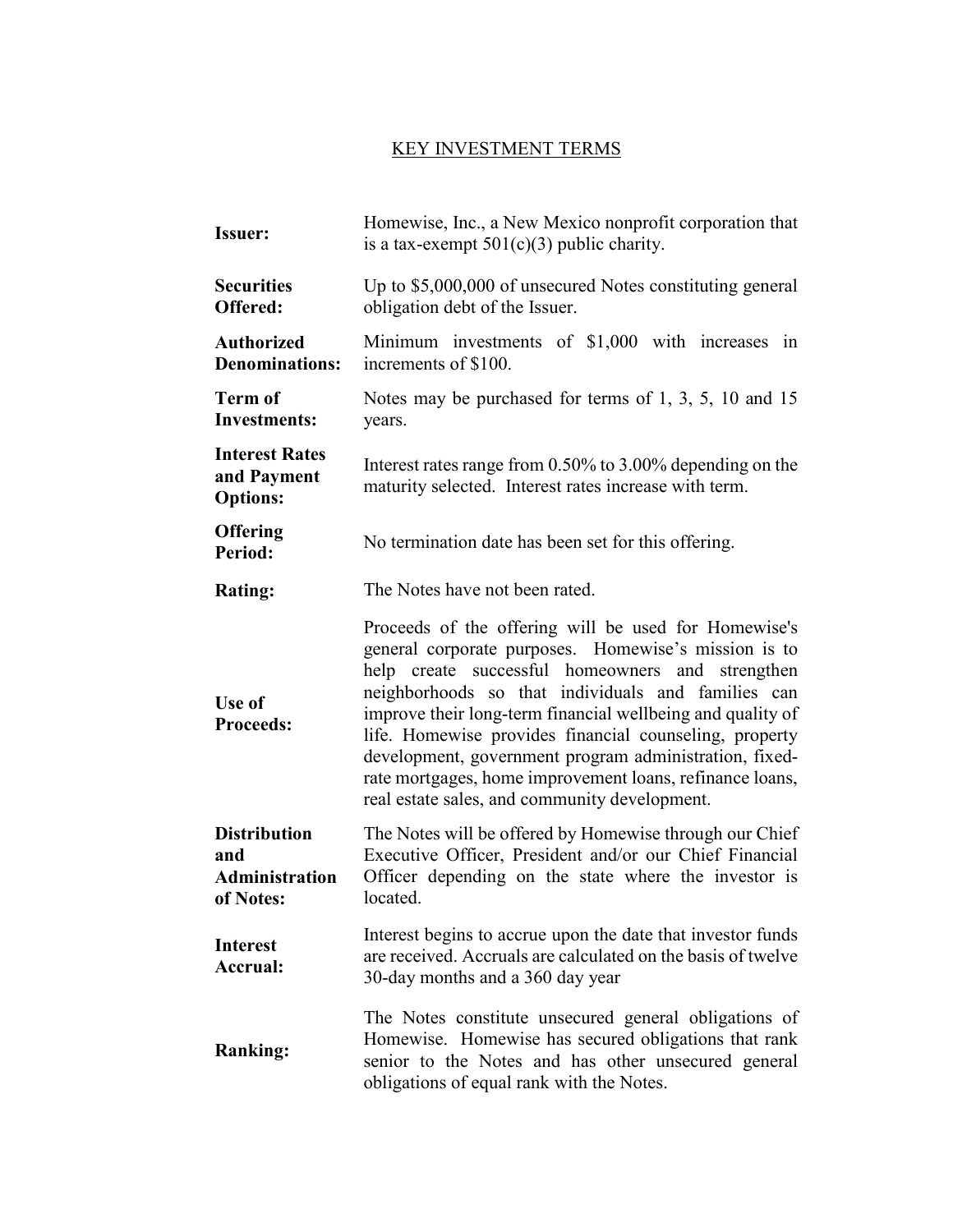# KEY INVESTMENT TERMS

| | |
|---|---|
| **Issuer:** | Homewise, Inc., a New Mexico nonprofit corporation that is a tax-exempt 501(c)(3) public charity. |
| **Securities Offered:** | Up to $5,000,000 of unsecured Notes constituting general obligation debt of the Issuer. |
| **Authorized Denominations:** | Minimum investments of $1,000 with increases in increments of $100. |
| **Term of Investments:** | Notes may be purchased for terms of 1, 3, 5, 10 and 15 years. |
| **Interest Rates and Payment Options:** | Interest rates range from 0.50% to 3.00% depending on the maturity selected. Interest rates increase with term. |
| **Offering Period:** | No termination date has been set for this offering. |
| **Rating:** | The Notes have not been rated. |
| **Use of Proceeds:** | Proceeds of the offering will be used for Homewise's general corporate purposes. Homewise's mission is to help create successful homeowners and strengthen neighborhoods so that individuals and families can improve their long-term financial wellbeing and quality of life. Homewise provides financial counseling, property development, government program administration, fixed-rate mortgages, home improvement loans, refinance loans, real estate sales, and community development. |
| **Distribution and Administration of Notes:** | The Notes will be offered by Homewise through our Chief Executive Officer, President and/or our Chief Financial Officer depending on the state where the investor is located. |
| **Interest Accrual:** | Interest begins to accrue upon the date that investor funds are received. Accruals are calculated on the basis of twelve 30-day months and a 360 day year |
| **Ranking:** | The Notes constitute unsecured general obligations of Homewise. Homewise has secured obligations that rank senior to the Notes and has other unsecured general obligations of equal rank with the Notes. |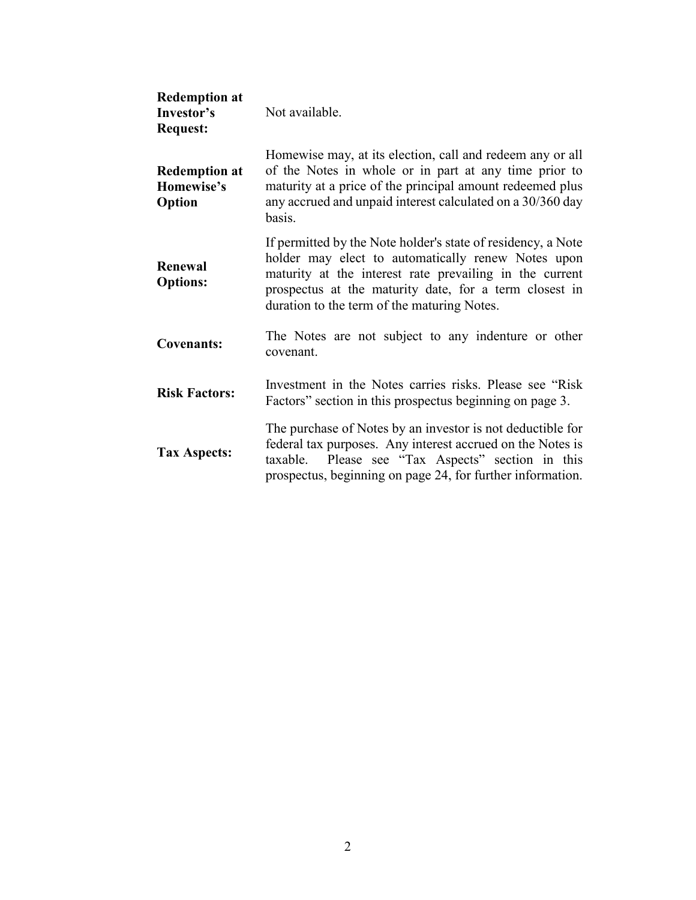| | |
|---|---|
| **Redemption at Investor's Request:** | Not available. |
| **Redemption at Homewise's Option** | Homewise may, at its election, call and redeem any or all of the Notes in whole or in part at any time prior to maturity at a price of the principal amount redeemed plus any accrued and unpaid interest calculated on a 30/360 day basis. |
| **Renewal Options:** | If permitted by the Note holder's state of residency, a Note holder may elect to automatically renew Notes upon maturity at the interest rate prevailing in the current prospectus at the maturity date, for a term closest in duration to the term of the maturing Notes. |
| **Covenants:** | The Notes are not subject to any indenture or other covenant. |
| **Risk Factors:** | Investment in the Notes carries risks. Please see "Risk Factors" section in this prospectus beginning on page 3. |
| **Tax Aspects:** | The purchase of Notes by an investor is not deductible for federal tax purposes. Any interest accrued on the Notes is taxable. Please see "Tax Aspects" section in this prospectus, beginning on page 24, for further information. |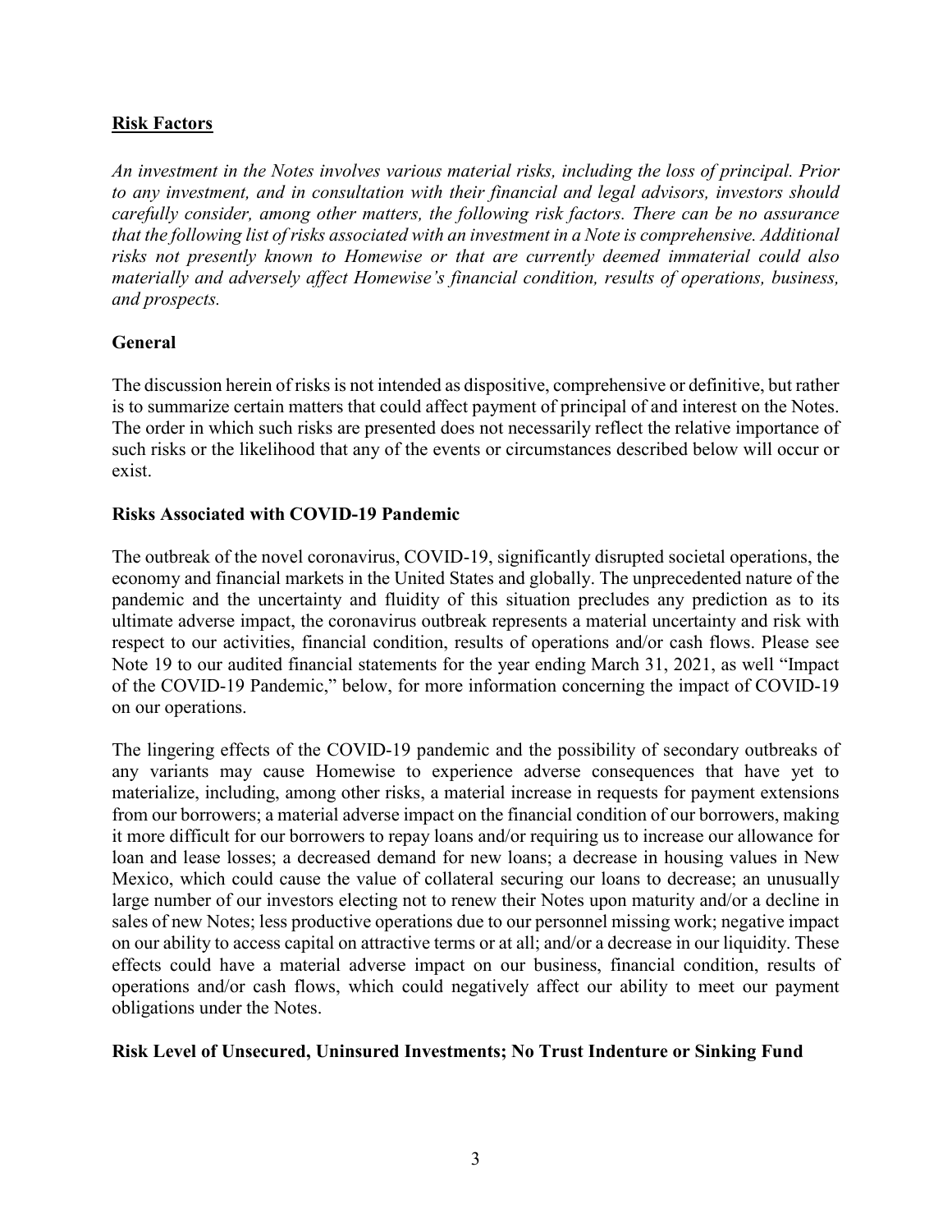## Risk Factors

*An investment in the Notes involves various material risks, including the loss of principal. Prior to any investment, and in consultation with their financial and legal advisors, investors should carefully consider, among other matters, the following risk factors. There can be no assurance that the following list of risks associated with an investment in a Note is comprehensive. Additional risks not presently known to Homewise or that are currently deemed immaterial could also materially and adversely affect Homewise's financial condition, results of operations, business, and prospects.*

### General

The discussion herein of risks is not intended as dispositive, comprehensive or definitive, but rather is to summarize certain matters that could affect payment of principal of and interest on the Notes. The order in which such risks are presented does not necessarily reflect the relative importance of such risks or the likelihood that any of the events or circumstances described below will occur or exist.

### Risks Associated with COVID-19 Pandemic

The outbreak of the novel coronavirus, COVID-19, significantly disrupted societal operations, the economy and financial markets in the United States and globally. The unprecedented nature of the pandemic and the uncertainty and fluidity of this situation precludes any prediction as to its ultimate adverse impact, the coronavirus outbreak represents a material uncertainty and risk with respect to our activities, financial condition, results of operations and/or cash flows. Please see Note 19 to our audited financial statements for the year ending March 31, 2021, as well "Impact of the COVID-19 Pandemic," below, for more information concerning the impact of COVID-19 on our operations.

The lingering effects of the COVID-19 pandemic and the possibility of secondary outbreaks of any variants may cause Homewise to experience adverse consequences that have yet to materialize, including, among other risks, a material increase in requests for payment extensions from our borrowers; a material adverse impact on the financial condition of our borrowers, making it more difficult for our borrowers to repay loans and/or requiring us to increase our allowance for loan and lease losses; a decreased demand for new loans; a decrease in housing values in New Mexico, which could cause the value of collateral securing our loans to decrease; an unusually large number of our investors electing not to renew their Notes upon maturity and/or a decline in sales of new Notes; less productive operations due to our personnel missing work; negative impact on our ability to access capital on attractive terms or at all; and/or a decrease in our liquidity. These effects could have a material adverse impact on our business, financial condition, results of operations and/or cash flows, which could negatively affect our ability to meet our payment obligations under the Notes.

### Risk Level of Unsecured, Uninsured Investments; No Trust Indenture or Sinking Fund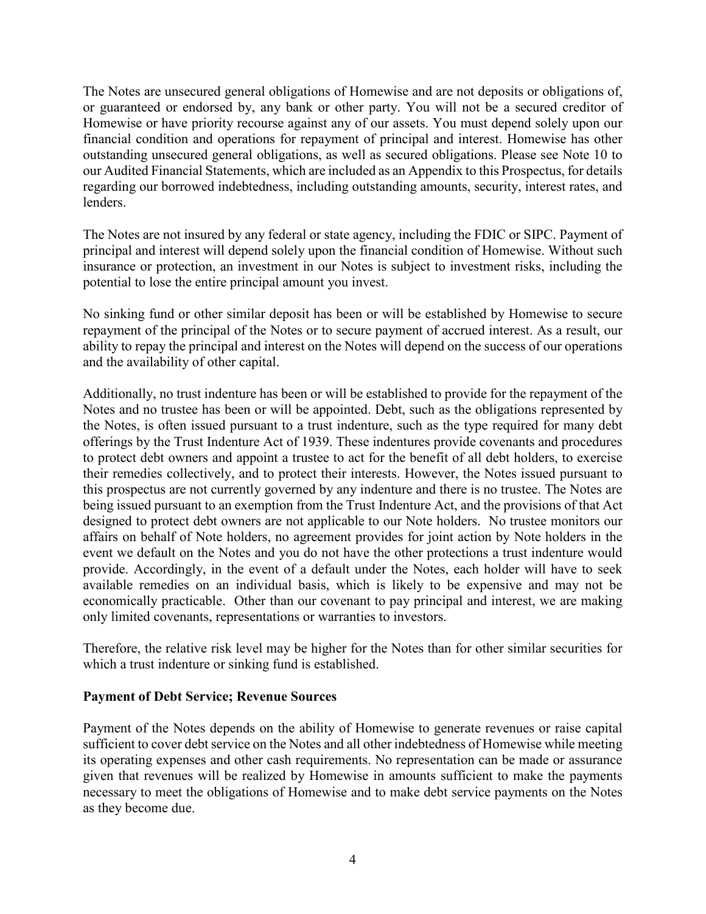The Notes are unsecured general obligations of Homewise and are not deposits or obligations of, or guaranteed or endorsed by, any bank or other party. You will not be a secured creditor of Homewise or have priority recourse against any of our assets. You must depend solely upon our financial condition and operations for repayment of principal and interest. Homewise has other outstanding unsecured general obligations, as well as secured obligations. Please see Note 10 to our Audited Financial Statements, which are included as an Appendix to this Prospectus, for details regarding our borrowed indebtedness, including outstanding amounts, security, interest rates, and lenders.

The Notes are not insured by any federal or state agency, including the FDIC or SIPC. Payment of principal and interest will depend solely upon the financial condition of Homewise. Without such insurance or protection, an investment in our Notes is subject to investment risks, including the potential to lose the entire principal amount you invest.

No sinking fund or other similar deposit has been or will be established by Homewise to secure repayment of the principal of the Notes or to secure payment of accrued interest. As a result, our ability to repay the principal and interest on the Notes will depend on the success of our operations and the availability of other capital.

Additionally, no trust indenture has been or will be established to provide for the repayment of the Notes and no trustee has been or will be appointed. Debt, such as the obligations represented by the Notes, is often issued pursuant to a trust indenture, such as the type required for many debt offerings by the Trust Indenture Act of 1939. These indentures provide covenants and procedures to protect debt owners and appoint a trustee to act for the benefit of all debt holders, to exercise their remedies collectively, and to protect their interests. However, the Notes issued pursuant to this prospectus are not currently governed by any indenture and there is no trustee. The Notes are being issued pursuant to an exemption from the Trust Indenture Act, and the provisions of that Act designed to protect debt owners are not applicable to our Note holders. No trustee monitors our affairs on behalf of Note holders, no agreement provides for joint action by Note holders in the event we default on the Notes and you do not have the other protections a trust indenture would provide. Accordingly, in the event of a default under the Notes, each holder will have to seek available remedies on an individual basis, which is likely to be expensive and may not be economically practicable. Other than our covenant to pay principal and interest, we are making only limited covenants, representations or warranties to investors.

Therefore, the relative risk level may be higher for the Notes than for other similar securities for which a trust indenture or sinking fund is established.

**Payment of Debt Service; Revenue Sources**

Payment of the Notes depends on the ability of Homewise to generate revenues or raise capital sufficient to cover debt service on the Notes and all other indebtedness of Homewise while meeting its operating expenses and other cash requirements. No representation can be made or assurance given that revenues will be realized by Homewise in amounts sufficient to make the payments necessary to meet the obligations of Homewise and to make debt service payments on the Notes as they become due.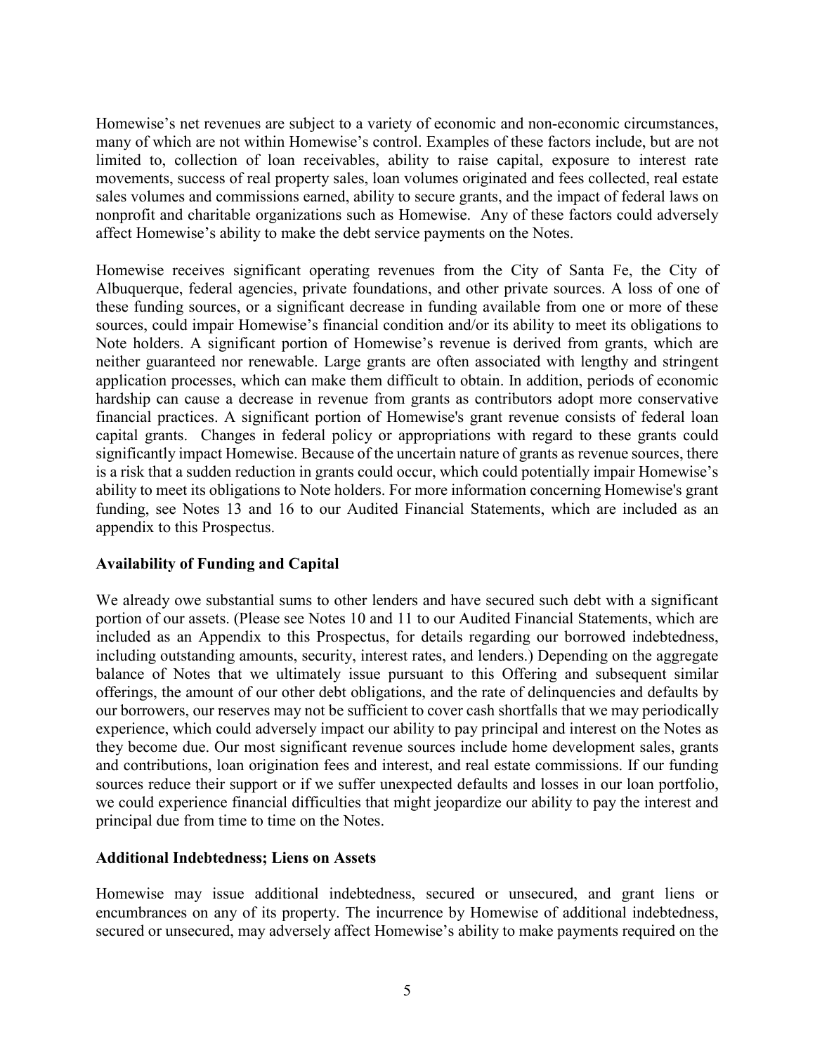Homewise's net revenues are subject to a variety of economic and non-economic circumstances, many of which are not within Homewise's control. Examples of these factors include, but are not limited to, collection of loan receivables, ability to raise capital, exposure to interest rate movements, success of real property sales, loan volumes originated and fees collected, real estate sales volumes and commissions earned, ability to secure grants, and the impact of federal laws on nonprofit and charitable organizations such as Homewise. Any of these factors could adversely affect Homewise's ability to make the debt service payments on the Notes.

Homewise receives significant operating revenues from the City of Santa Fe, the City of Albuquerque, federal agencies, private foundations, and other private sources. A loss of one of these funding sources, or a significant decrease in funding available from one or more of these sources, could impair Homewise's financial condition and/or its ability to meet its obligations to Note holders. A significant portion of Homewise's revenue is derived from grants, which are neither guaranteed nor renewable. Large grants are often associated with lengthy and stringent application processes, which can make them difficult to obtain. In addition, periods of economic hardship can cause a decrease in revenue from grants as contributors adopt more conservative financial practices. A significant portion of Homewise's grant revenue consists of federal loan capital grants. Changes in federal policy or appropriations with regard to these grants could significantly impact Homewise. Because of the uncertain nature of grants as revenue sources, there is a risk that a sudden reduction in grants could occur, which could potentially impair Homewise's ability to meet its obligations to Note holders. For more information concerning Homewise's grant funding, see Notes 13 and 16 to our Audited Financial Statements, which are included as an appendix to this Prospectus.

**Availability of Funding and Capital**

We already owe substantial sums to other lenders and have secured such debt with a significant portion of our assets. (Please see Notes 10 and 11 to our Audited Financial Statements, which are included as an Appendix to this Prospectus, for details regarding our borrowed indebtedness, including outstanding amounts, security, interest rates, and lenders.) Depending on the aggregate balance of Notes that we ultimately issue pursuant to this Offering and subsequent similar offerings, the amount of our other debt obligations, and the rate of delinquencies and defaults by our borrowers, our reserves may not be sufficient to cover cash shortfalls that we may periodically experience, which could adversely impact our ability to pay principal and interest on the Notes as they become due. Our most significant revenue sources include home development sales, grants and contributions, loan origination fees and interest, and real estate commissions. If our funding sources reduce their support or if we suffer unexpected defaults and losses in our loan portfolio, we could experience financial difficulties that might jeopardize our ability to pay the interest and principal due from time to time on the Notes.

**Additional Indebtedness; Liens on Assets**

Homewise may issue additional indebtedness, secured or unsecured, and grant liens or encumbrances on any of its property. The incurrence by Homewise of additional indebtedness, secured or unsecured, may adversely affect Homewise's ability to make payments required on the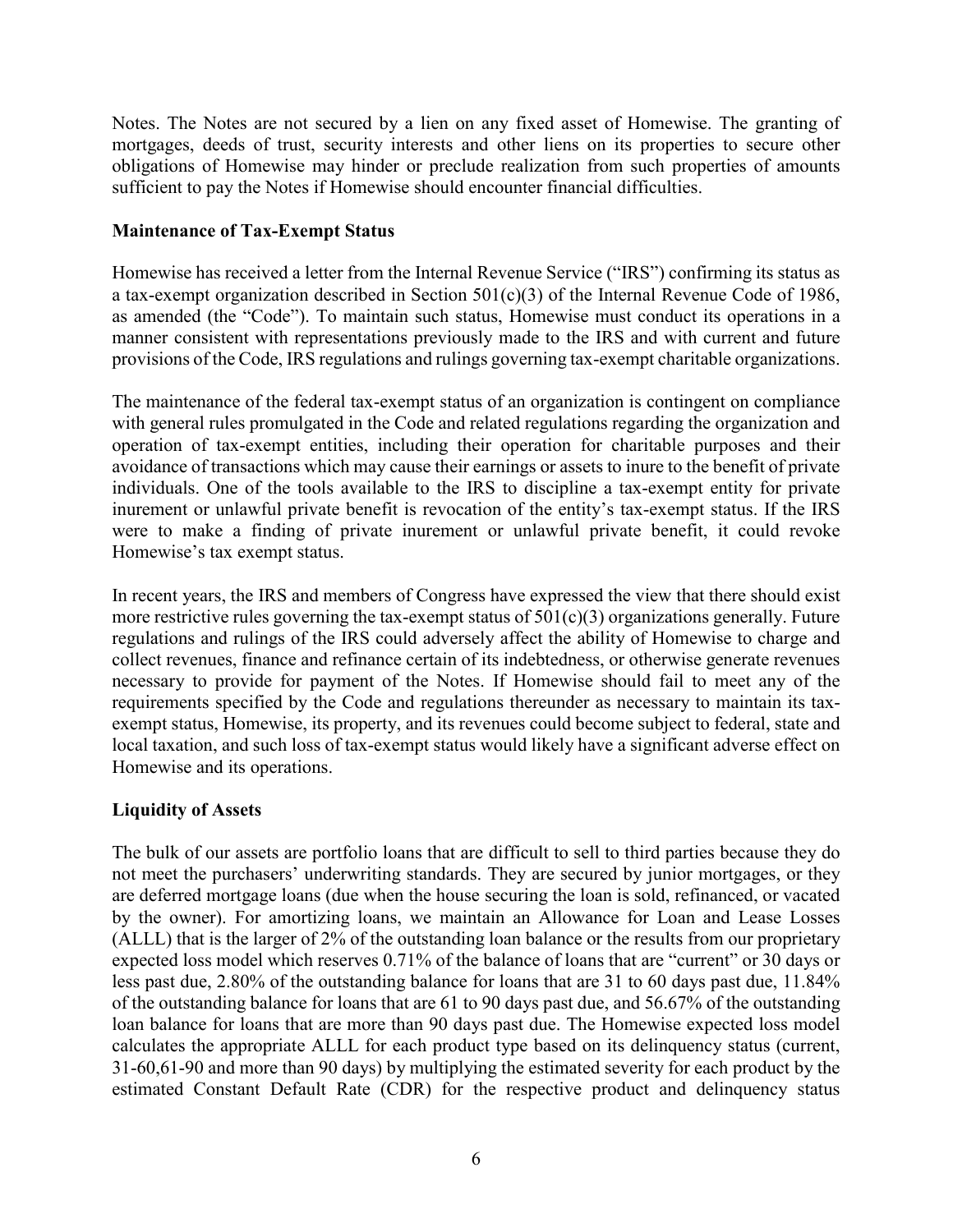Notes. The Notes are not secured by a lien on any fixed asset of Homewise. The granting of mortgages, deeds of trust, security interests and other liens on its properties to secure other obligations of Homewise may hinder or preclude realization from such properties of amounts sufficient to pay the Notes if Homewise should encounter financial difficulties.

**Maintenance of Tax-Exempt Status**

Homewise has received a letter from the Internal Revenue Service ("IRS") confirming its status as a tax-exempt organization described in Section 501(c)(3) of the Internal Revenue Code of 1986, as amended (the "Code"). To maintain such status, Homewise must conduct its operations in a manner consistent with representations previously made to the IRS and with current and future provisions of the Code, IRS regulations and rulings governing tax-exempt charitable organizations.

The maintenance of the federal tax-exempt status of an organization is contingent on compliance with general rules promulgated in the Code and related regulations regarding the organization and operation of tax-exempt entities, including their operation for charitable purposes and their avoidance of transactions which may cause their earnings or assets to inure to the benefit of private individuals. One of the tools available to the IRS to discipline a tax-exempt entity for private inurement or unlawful private benefit is revocation of the entity's tax-exempt status. If the IRS were to make a finding of private inurement or unlawful private benefit, it could revoke Homewise's tax exempt status.

In recent years, the IRS and members of Congress have expressed the view that there should exist more restrictive rules governing the tax-exempt status of 501(c)(3) organizations generally. Future regulations and rulings of the IRS could adversely affect the ability of Homewise to charge and collect revenues, finance and refinance certain of its indebtedness, or otherwise generate revenues necessary to provide for payment of the Notes. If Homewise should fail to meet any of the requirements specified by the Code and regulations thereunder as necessary to maintain its tax-exempt status, Homewise, its property, and its revenues could become subject to federal, state and local taxation, and such loss of tax-exempt status would likely have a significant adverse effect on Homewise and its operations.

**Liquidity of Assets**

The bulk of our assets are portfolio loans that are difficult to sell to third parties because they do not meet the purchasers' underwriting standards. They are secured by junior mortgages, or they are deferred mortgage loans (due when the house securing the loan is sold, refinanced, or vacated by the owner). For amortizing loans, we maintain an Allowance for Loan and Lease Losses (ALLL) that is the larger of 2% of the outstanding loan balance or the results from our proprietary expected loss model which reserves 0.71% of the balance of loans that are "current" or 30 days or less past due, 2.80% of the outstanding balance for loans that are 31 to 60 days past due, 11.84% of the outstanding balance for loans that are 61 to 90 days past due, and 56.67% of the outstanding loan balance for loans that are more than 90 days past due. The Homewise expected loss model calculates the appropriate ALLL for each product type based on its delinquency status (current, 31-60,61-90 and more than 90 days) by multiplying the estimated severity for each product by the estimated Constant Default Rate (CDR) for the respective product and delinquency status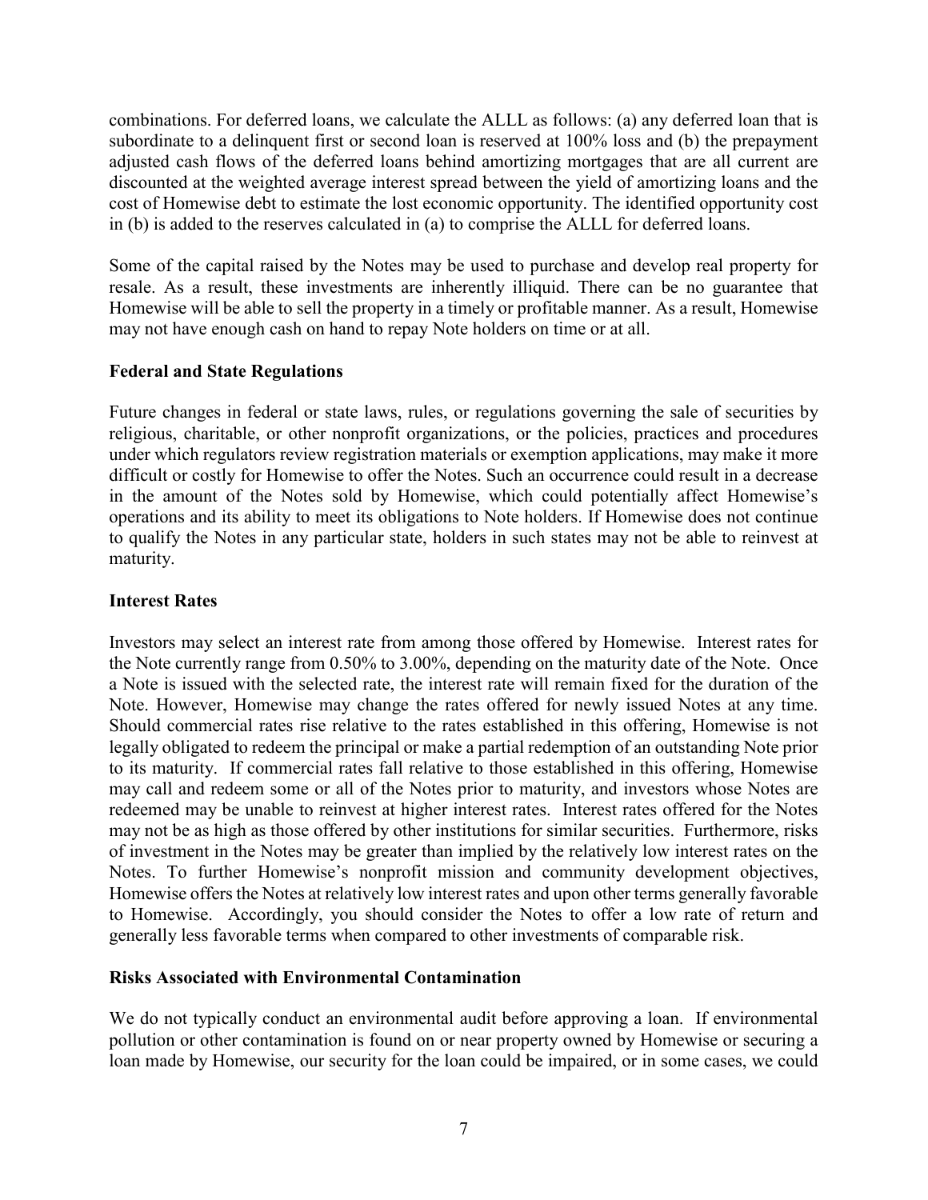combinations. For deferred loans, we calculate the ALLL as follows: (a) any deferred loan that is subordinate to a delinquent first or second loan is reserved at 100% loss and (b) the prepayment adjusted cash flows of the deferred loans behind amortizing mortgages that are all current are discounted at the weighted average interest spread between the yield of amortizing loans and the cost of Homewise debt to estimate the lost economic opportunity. The identified opportunity cost in (b) is added to the reserves calculated in (a) to comprise the ALLL for deferred loans.

Some of the capital raised by the Notes may be used to purchase and develop real property for resale. As a result, these investments are inherently illiquid. There can be no guarantee that Homewise will be able to sell the property in a timely or profitable manner. As a result, Homewise may not have enough cash on hand to repay Note holders on time or at all.

**Federal and State Regulations**

Future changes in federal or state laws, rules, or regulations governing the sale of securities by religious, charitable, or other nonprofit organizations, or the policies, practices and procedures under which regulators review registration materials or exemption applications, may make it more difficult or costly for Homewise to offer the Notes. Such an occurrence could result in a decrease in the amount of the Notes sold by Homewise, which could potentially affect Homewise's operations and its ability to meet its obligations to Note holders. If Homewise does not continue to qualify the Notes in any particular state, holders in such states may not be able to reinvest at maturity.

**Interest Rates**

Investors may select an interest rate from among those offered by Homewise. Interest rates for the Note currently range from 0.50% to 3.00%, depending on the maturity date of the Note. Once a Note is issued with the selected rate, the interest rate will remain fixed for the duration of the Note. However, Homewise may change the rates offered for newly issued Notes at any time. Should commercial rates rise relative to the rates established in this offering, Homewise is not legally obligated to redeem the principal or make a partial redemption of an outstanding Note prior to its maturity. If commercial rates fall relative to those established in this offering, Homewise may call and redeem some or all of the Notes prior to maturity, and investors whose Notes are redeemed may be unable to reinvest at higher interest rates. Interest rates offered for the Notes may not be as high as those offered by other institutions for similar securities. Furthermore, risks of investment in the Notes may be greater than implied by the relatively low interest rates on the Notes. To further Homewise's nonprofit mission and community development objectives, Homewise offers the Notes at relatively low interest rates and upon other terms generally favorable to Homewise. Accordingly, you should consider the Notes to offer a low rate of return and generally less favorable terms when compared to other investments of comparable risk.

**Risks Associated with Environmental Contamination**

We do not typically conduct an environmental audit before approving a loan. If environmental pollution or other contamination is found on or near property owned by Homewise or securing a loan made by Homewise, our security for the loan could be impaired, or in some cases, we could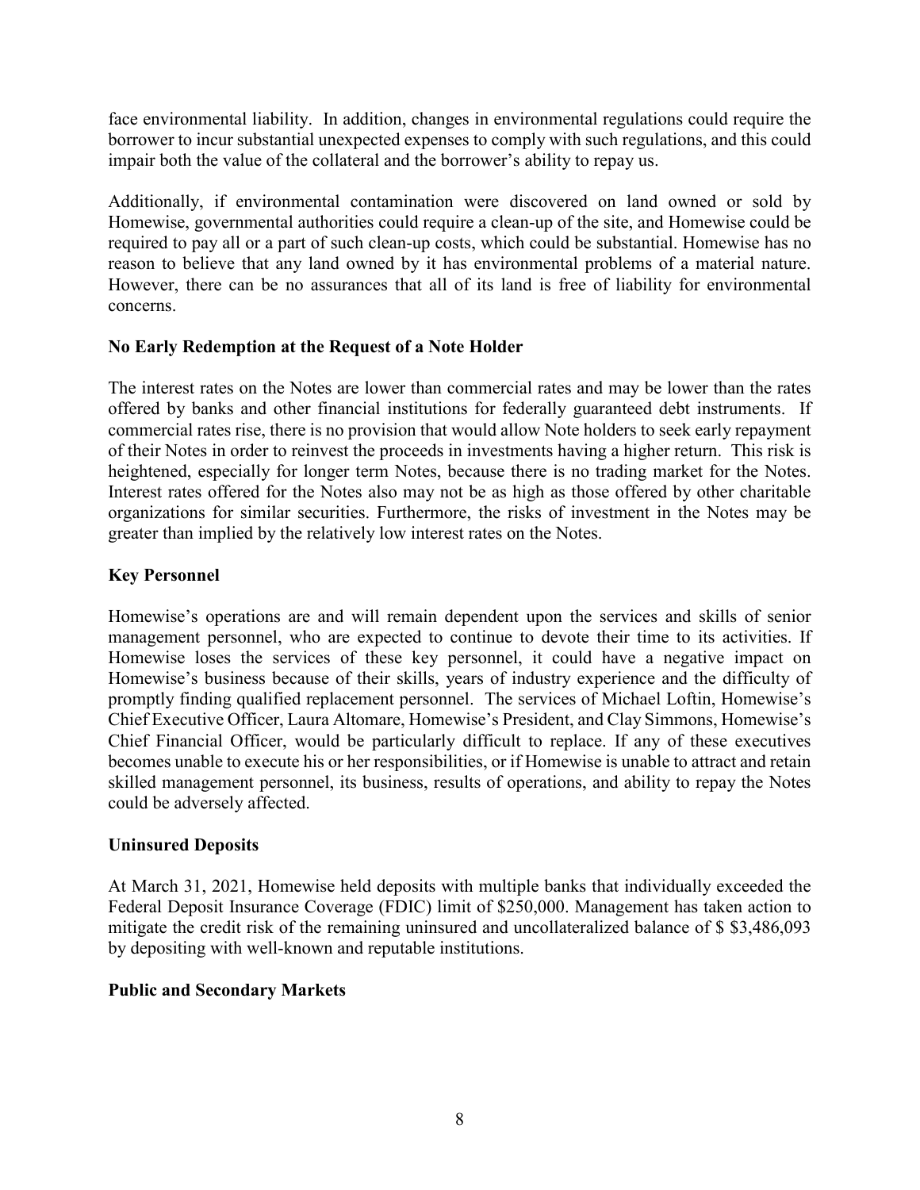face environmental liability. In addition, changes in environmental regulations could require the borrower to incur substantial unexpected expenses to comply with such regulations, and this could impair both the value of the collateral and the borrower's ability to repay us.

Additionally, if environmental contamination were discovered on land owned or sold by Homewise, governmental authorities could require a clean-up of the site, and Homewise could be required to pay all or a part of such clean-up costs, which could be substantial. Homewise has no reason to believe that any land owned by it has environmental problems of a material nature. However, there can be no assurances that all of its land is free of liability for environmental concerns.

**No Early Redemption at the Request of a Note Holder**

The interest rates on the Notes are lower than commercial rates and may be lower than the rates offered by banks and other financial institutions for federally guaranteed debt instruments. If commercial rates rise, there is no provision that would allow Note holders to seek early repayment of their Notes in order to reinvest the proceeds in investments having a higher return. This risk is heightened, especially for longer term Notes, because there is no trading market for the Notes. Interest rates offered for the Notes also may not be as high as those offered by other charitable organizations for similar securities. Furthermore, the risks of investment in the Notes may be greater than implied by the relatively low interest rates on the Notes.

**Key Personnel**

Homewise's operations are and will remain dependent upon the services and skills of senior management personnel, who are expected to continue to devote their time to its activities. If Homewise loses the services of these key personnel, it could have a negative impact on Homewise's business because of their skills, years of industry experience and the difficulty of promptly finding qualified replacement personnel. The services of Michael Loftin, Homewise's Chief Executive Officer, Laura Altomare, Homewise's President, and Clay Simmons, Homewise's Chief Financial Officer, would be particularly difficult to replace. If any of these executives becomes unable to execute his or her responsibilities, or if Homewise is unable to attract and retain skilled management personnel, its business, results of operations, and ability to repay the Notes could be adversely affected.

**Uninsured Deposits**

At March 31, 2021, Homewise held deposits with multiple banks that individually exceeded the Federal Deposit Insurance Coverage (FDIC) limit of $250,000. Management has taken action to mitigate the credit risk of the remaining uninsured and uncollateralized balance of $ $3,486,093 by depositing with well-known and reputable institutions.

**Public and Secondary Markets**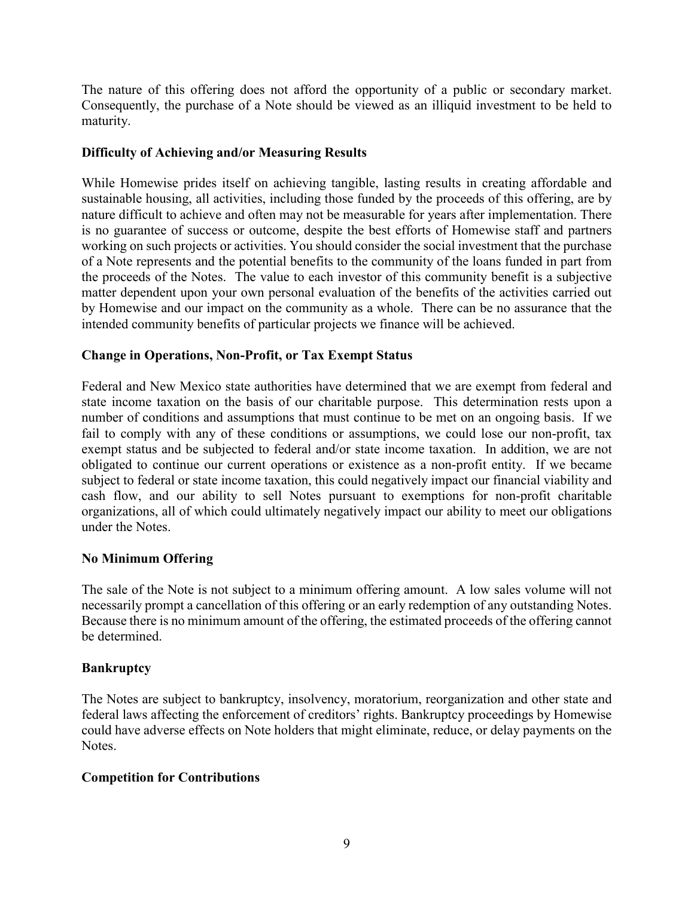The nature of this offering does not afford the opportunity of a public or secondary market. Consequently, the purchase of a Note should be viewed as an illiquid investment to be held to maturity.

**Difficulty of Achieving and/or Measuring Results**

While Homewise prides itself on achieving tangible, lasting results in creating affordable and sustainable housing, all activities, including those funded by the proceeds of this offering, are by nature difficult to achieve and often may not be measurable for years after implementation. There is no guarantee of success or outcome, despite the best efforts of Homewise staff and partners working on such projects or activities. You should consider the social investment that the purchase of a Note represents and the potential benefits to the community of the loans funded in part from the proceeds of the Notes. The value to each investor of this community benefit is a subjective matter dependent upon your own personal evaluation of the benefits of the activities carried out by Homewise and our impact on the community as a whole. There can be no assurance that the intended community benefits of particular projects we finance will be achieved.

**Change in Operations, Non-Profit, or Tax Exempt Status**

Federal and New Mexico state authorities have determined that we are exempt from federal and state income taxation on the basis of our charitable purpose. This determination rests upon a number of conditions and assumptions that must continue to be met on an ongoing basis. If we fail to comply with any of these conditions or assumptions, we could lose our non-profit, tax exempt status and be subjected to federal and/or state income taxation. In addition, we are not obligated to continue our current operations or existence as a non-profit entity. If we became subject to federal or state income taxation, this could negatively impact our financial viability and cash flow, and our ability to sell Notes pursuant to exemptions for non-profit charitable organizations, all of which could ultimately negatively impact our ability to meet our obligations under the Notes.

**No Minimum Offering**

The sale of the Note is not subject to a minimum offering amount. A low sales volume will not necessarily prompt a cancellation of this offering or an early redemption of any outstanding Notes. Because there is no minimum amount of the offering, the estimated proceeds of the offering cannot be determined.

**Bankruptcy**

The Notes are subject to bankruptcy, insolvency, moratorium, reorganization and other state and federal laws affecting the enforcement of creditors' rights. Bankruptcy proceedings by Homewise could have adverse effects on Note holders that might eliminate, reduce, or delay payments on the Notes.

**Competition for Contributions**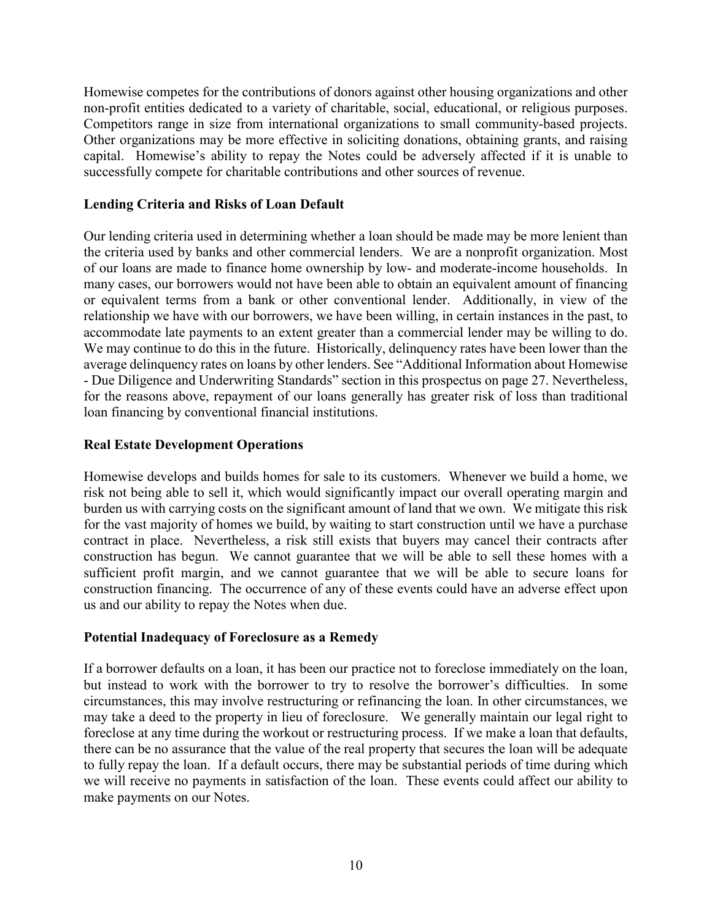Homewise competes for the contributions of donors against other housing organizations and other non-profit entities dedicated to a variety of charitable, social, educational, or religious purposes. Competitors range in size from international organizations to small community-based projects. Other organizations may be more effective in soliciting donations, obtaining grants, and raising capital. Homewise's ability to repay the Notes could be adversely affected if it is unable to successfully compete for charitable contributions and other sources of revenue.

### Lending Criteria and Risks of Loan Default

Our lending criteria used in determining whether a loan should be made may be more lenient than the criteria used by banks and other commercial lenders. We are a nonprofit organization. Most of our loans are made to finance home ownership by low- and moderate-income households. In many cases, our borrowers would not have been able to obtain an equivalent amount of financing or equivalent terms from a bank or other conventional lender. Additionally, in view of the relationship we have with our borrowers, we have been willing, in certain instances in the past, to accommodate late payments to an extent greater than a commercial lender may be willing to do. We may continue to do this in the future. Historically, delinquency rates have been lower than the average delinquency rates on loans by other lenders. See "Additional Information about Homewise - Due Diligence and Underwriting Standards" section in this prospectus on page 27. Nevertheless, for the reasons above, repayment of our loans generally has greater risk of loss than traditional loan financing by conventional financial institutions.

### Real Estate Development Operations

Homewise develops and builds homes for sale to its customers. Whenever we build a home, we risk not being able to sell it, which would significantly impact our overall operating margin and burden us with carrying costs on the significant amount of land that we own. We mitigate this risk for the vast majority of homes we build, by waiting to start construction until we have a purchase contract in place. Nevertheless, a risk still exists that buyers may cancel their contracts after construction has begun. We cannot guarantee that we will be able to sell these homes with a sufficient profit margin, and we cannot guarantee that we will be able to secure loans for construction financing. The occurrence of any of these events could have an adverse effect upon us and our ability to repay the Notes when due.

### Potential Inadequacy of Foreclosure as a Remedy

If a borrower defaults on a loan, it has been our practice not to foreclose immediately on the loan, but instead to work with the borrower to try to resolve the borrower's difficulties. In some circumstances, this may involve restructuring or refinancing the loan. In other circumstances, we may take a deed to the property in lieu of foreclosure. We generally maintain our legal right to foreclose at any time during the workout or restructuring process. If we make a loan that defaults, there can be no assurance that the value of the real property that secures the loan will be adequate to fully repay the loan. If a default occurs, there may be substantial periods of time during which we will receive no payments in satisfaction of the loan. These events could affect our ability to make payments on our Notes.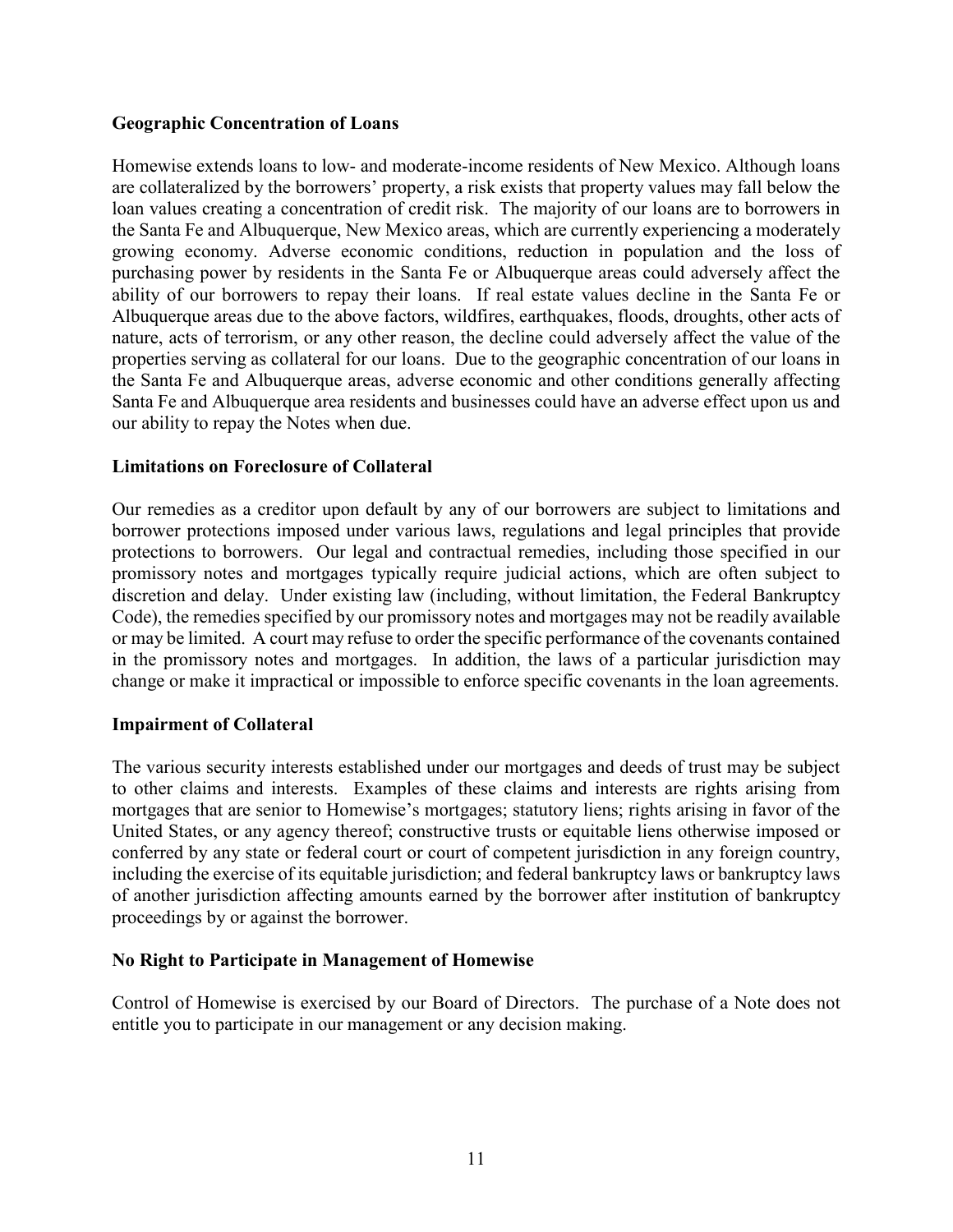### Geographic Concentration of Loans

Homewise extends loans to low- and moderate-income residents of New Mexico. Although loans are collateralized by the borrowers' property, a risk exists that property values may fall below the loan values creating a concentration of credit risk. The majority of our loans are to borrowers in the Santa Fe and Albuquerque, New Mexico areas, which are currently experiencing a moderately growing economy. Adverse economic conditions, reduction in population and the loss of purchasing power by residents in the Santa Fe or Albuquerque areas could adversely affect the ability of our borrowers to repay their loans. If real estate values decline in the Santa Fe or Albuquerque areas due to the above factors, wildfires, earthquakes, floods, droughts, other acts of nature, acts of terrorism, or any other reason, the decline could adversely affect the value of the properties serving as collateral for our loans. Due to the geographic concentration of our loans in the Santa Fe and Albuquerque areas, adverse economic and other conditions generally affecting Santa Fe and Albuquerque area residents and businesses could have an adverse effect upon us and our ability to repay the Notes when due.

### Limitations on Foreclosure of Collateral

Our remedies as a creditor upon default by any of our borrowers are subject to limitations and borrower protections imposed under various laws, regulations and legal principles that provide protections to borrowers. Our legal and contractual remedies, including those specified in our promissory notes and mortgages typically require judicial actions, which are often subject to discretion and delay. Under existing law (including, without limitation, the Federal Bankruptcy Code), the remedies specified by our promissory notes and mortgages may not be readily available or may be limited. A court may refuse to order the specific performance of the covenants contained in the promissory notes and mortgages. In addition, the laws of a particular jurisdiction may change or make it impractical or impossible to enforce specific covenants in the loan agreements.

### Impairment of Collateral

The various security interests established under our mortgages and deeds of trust may be subject to other claims and interests. Examples of these claims and interests are rights arising from mortgages that are senior to Homewise's mortgages; statutory liens; rights arising in favor of the United States, or any agency thereof; constructive trusts or equitable liens otherwise imposed or conferred by any state or federal court or court of competent jurisdiction in any foreign country, including the exercise of its equitable jurisdiction; and federal bankruptcy laws or bankruptcy laws of another jurisdiction affecting amounts earned by the borrower after institution of bankruptcy proceedings by or against the borrower.

### No Right to Participate in Management of Homewise

Control of Homewise is exercised by our Board of Directors. The purchase of a Note does not entitle you to participate in our management or any decision making.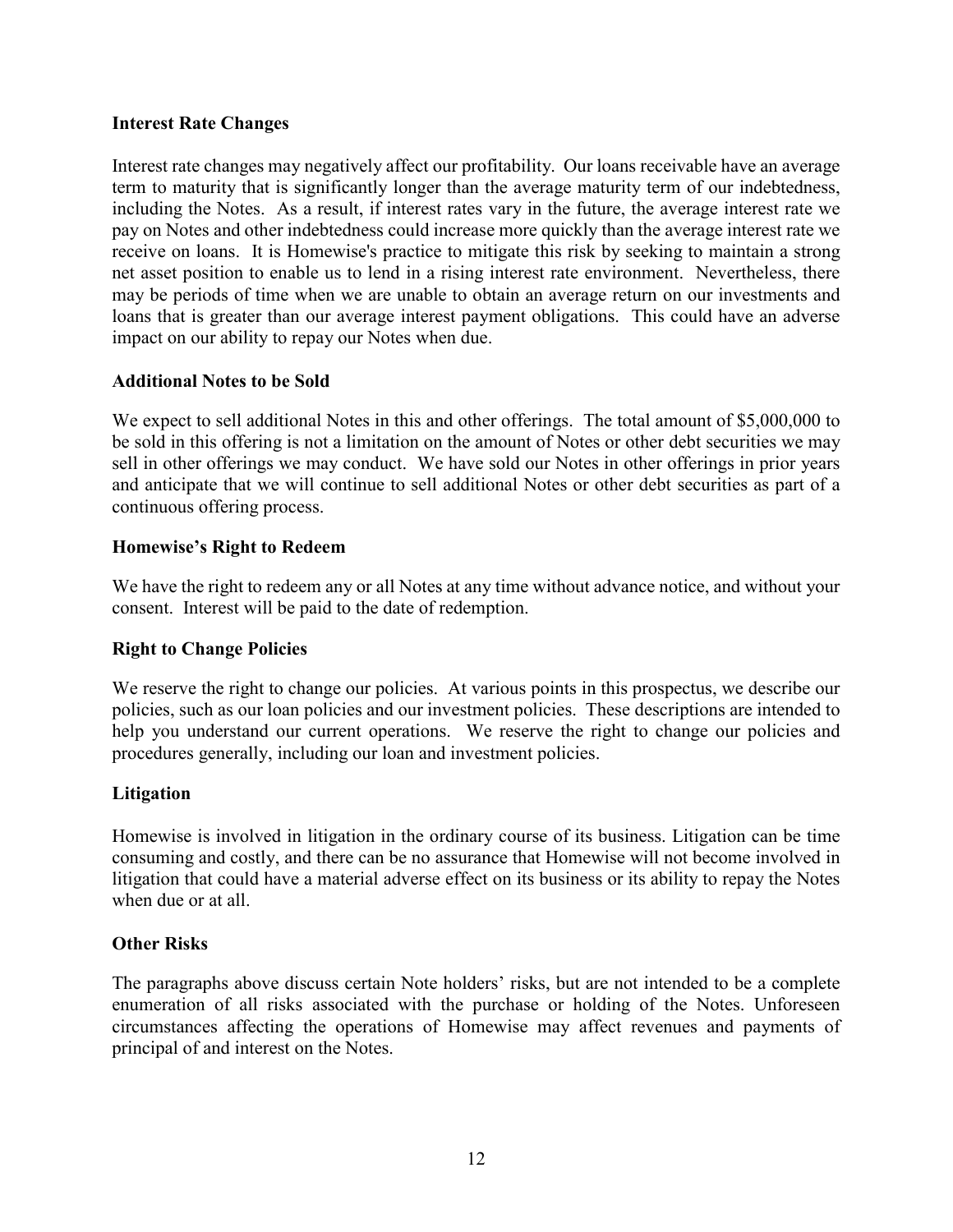**Interest Rate Changes**

Interest rate changes may negatively affect our profitability. Our loans receivable have an average term to maturity that is significantly longer than the average maturity term of our indebtedness, including the Notes. As a result, if interest rates vary in the future, the average interest rate we pay on Notes and other indebtedness could increase more quickly than the average interest rate we receive on loans. It is Homewise's practice to mitigate this risk by seeking to maintain a strong net asset position to enable us to lend in a rising interest rate environment. Nevertheless, there may be periods of time when we are unable to obtain an average return on our investments and loans that is greater than our average interest payment obligations. This could have an adverse impact on our ability to repay our Notes when due.

**Additional Notes to be Sold**

We expect to sell additional Notes in this and other offerings. The total amount of $5,000,000 to be sold in this offering is not a limitation on the amount of Notes or other debt securities we may sell in other offerings we may conduct. We have sold our Notes in other offerings in prior years and anticipate that we will continue to sell additional Notes or other debt securities as part of a continuous offering process.

**Homewise's Right to Redeem**

We have the right to redeem any or all Notes at any time without advance notice, and without your consent. Interest will be paid to the date of redemption.

**Right to Change Policies**

We reserve the right to change our policies. At various points in this prospectus, we describe our policies, such as our loan policies and our investment policies. These descriptions are intended to help you understand our current operations. We reserve the right to change our policies and procedures generally, including our loan and investment policies.

**Litigation**

Homewise is involved in litigation in the ordinary course of its business. Litigation can be time consuming and costly, and there can be no assurance that Homewise will not become involved in litigation that could have a material adverse effect on its business or its ability to repay the Notes when due or at all.

**Other Risks**

The paragraphs above discuss certain Note holders' risks, but are not intended to be a complete enumeration of all risks associated with the purchase or holding of the Notes. Unforeseen circumstances affecting the operations of Homewise may affect revenues and payments of principal of and interest on the Notes.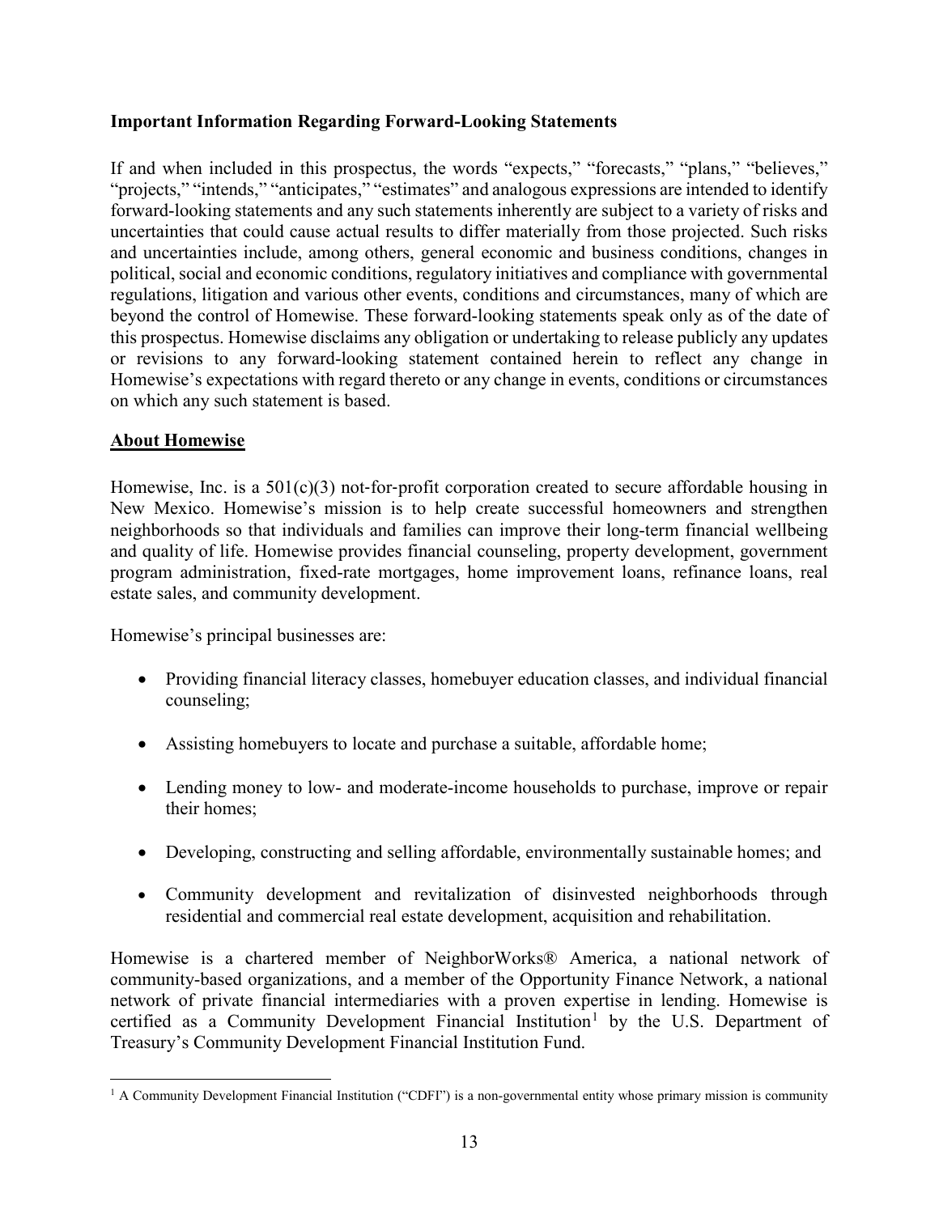**Important Information Regarding Forward-Looking Statements**

If and when included in this prospectus, the words "expects," "forecasts," "plans," "believes," "projects," "intends," "anticipates," "estimates" and analogous expressions are intended to identify forward-looking statements and any such statements inherently are subject to a variety of risks and uncertainties that could cause actual results to differ materially from those projected. Such risks and uncertainties include, among others, general economic and business conditions, changes in political, social and economic conditions, regulatory initiatives and compliance with governmental regulations, litigation and various other events, conditions and circumstances, many of which are beyond the control of Homewise. These forward-looking statements speak only as of the date of this prospectus. Homewise disclaims any obligation or undertaking to release publicly any updates or revisions to any forward-looking statement contained herein to reflect any change in Homewise's expectations with regard thereto or any change in events, conditions or circumstances on which any such statement is based.

## About Homewise

Homewise, Inc. is a 501(c)(3) not-for-profit corporation created to secure affordable housing in New Mexico. Homewise's mission is to help create successful homeowners and strengthen neighborhoods so that individuals and families can improve their long-term financial wellbeing and quality of life. Homewise provides financial counseling, property development, government program administration, fixed-rate mortgages, home improvement loans, refinance loans, real estate sales, and community development.

Homewise's principal businesses are:

- Providing financial literacy classes, homebuyer education classes, and individual financial counseling;
- Assisting homebuyers to locate and purchase a suitable, affordable home;
- Lending money to low- and moderate-income households to purchase, improve or repair their homes;
- Developing, constructing and selling affordable, environmentally sustainable homes; and
- Community development and revitalization of disinvested neighborhoods through residential and commercial real estate development, acquisition and rehabilitation.

Homewise is a chartered member of NeighborWorks® America, a national network of community-based organizations, and a member of the Opportunity Finance Network, a national network of private financial intermediaries with a proven expertise in lending. Homewise is certified as a Community Development Financial Institution[1] by the U.S. Department of Treasury's Community Development Financial Institution Fund.

[1] A Community Development Financial Institution ("CDFI") is a non-governmental entity whose primary mission is community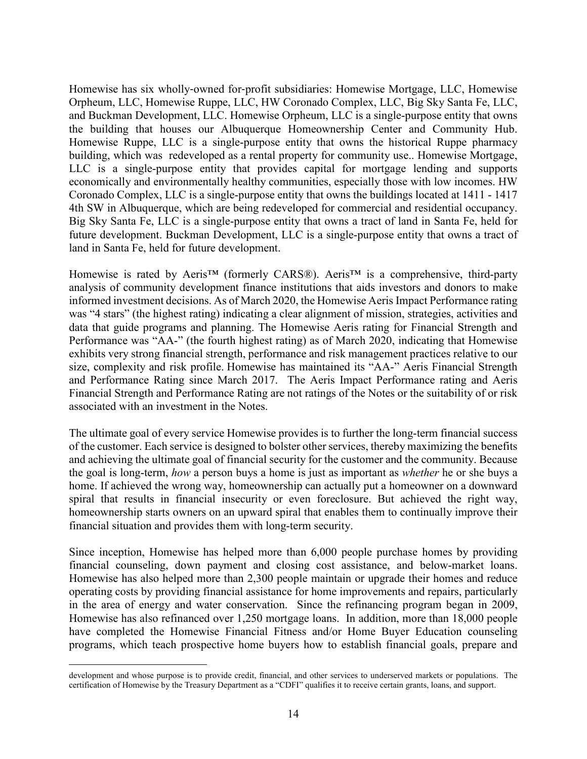Homewise has six wholly-owned for-profit subsidiaries: Homewise Mortgage, LLC, Homewise Orpheum, LLC, Homewise Ruppe, LLC, HW Coronado Complex, LLC, Big Sky Santa Fe, LLC, and Buckman Development, LLC. Homewise Orpheum, LLC is a single-purpose entity that owns the building that houses our Albuquerque Homeownership Center and Community Hub. Homewise Ruppe, LLC is a single-purpose entity that owns the historical Ruppe pharmacy building, which was redeveloped as a rental property for community use.. Homewise Mortgage, LLC is a single-purpose entity that provides capital for mortgage lending and supports economically and environmentally healthy communities, especially those with low incomes. HW Coronado Complex, LLC is a single-purpose entity that owns the buildings located at 1411 - 1417 4th SW in Albuquerque, which are being redeveloped for commercial and residential occupancy. Big Sky Santa Fe, LLC is a single-purpose entity that owns a tract of land in Santa Fe, held for future development. Buckman Development, LLC is a single-purpose entity that owns a tract of land in Santa Fe, held for future development.

Homewise is rated by Aeris™ (formerly CARS®). Aeris™ is a comprehensive, third-party analysis of community development finance institutions that aids investors and donors to make informed investment decisions. As of March 2020, the Homewise Aeris Impact Performance rating was "4 stars" (the highest rating) indicating a clear alignment of mission, strategies, activities and data that guide programs and planning. The Homewise Aeris rating for Financial Strength and Performance was "AA-" (the fourth highest rating) as of March 2020, indicating that Homewise exhibits very strong financial strength, performance and risk management practices relative to our size, complexity and risk profile. Homewise has maintained its "AA-" Aeris Financial Strength and Performance Rating since March 2017. The Aeris Impact Performance rating and Aeris Financial Strength and Performance Rating are not ratings of the Notes or the suitability of or risk associated with an investment in the Notes.

The ultimate goal of every service Homewise provides is to further the long-term financial success of the customer. Each service is designed to bolster other services, thereby maximizing the benefits and achieving the ultimate goal of financial security for the customer and the community. Because the goal is long-term, *how* a person buys a home is just as important as *whether* he or she buys a home. If achieved the wrong way, homeownership can actually put a homeowner on a downward spiral that results in financial insecurity or even foreclosure. But achieved the right way, homeownership starts owners on an upward spiral that enables them to continually improve their financial situation and provides them with long-term security.

Since inception, Homewise has helped more than 6,000 people purchase homes by providing financial counseling, down payment and closing cost assistance, and below-market loans. Homewise has also helped more than 2,300 people maintain or upgrade their homes and reduce operating costs by providing financial assistance for home improvements and repairs, particularly in the area of energy and water conservation. Since the refinancing program began in 2009, Homewise has also refinanced over 1,250 mortgage loans. In addition, more than 18,000 people have completed the Homewise Financial Fitness and/or Home Buyer Education counseling programs, which teach prospective home buyers how to establish financial goals, prepare and

development and whose purpose is to provide credit, financial, and other services to underserved markets or populations. The certification of Homewise by the Treasury Department as a "CDFI" qualifies it to receive certain grants, loans, and support.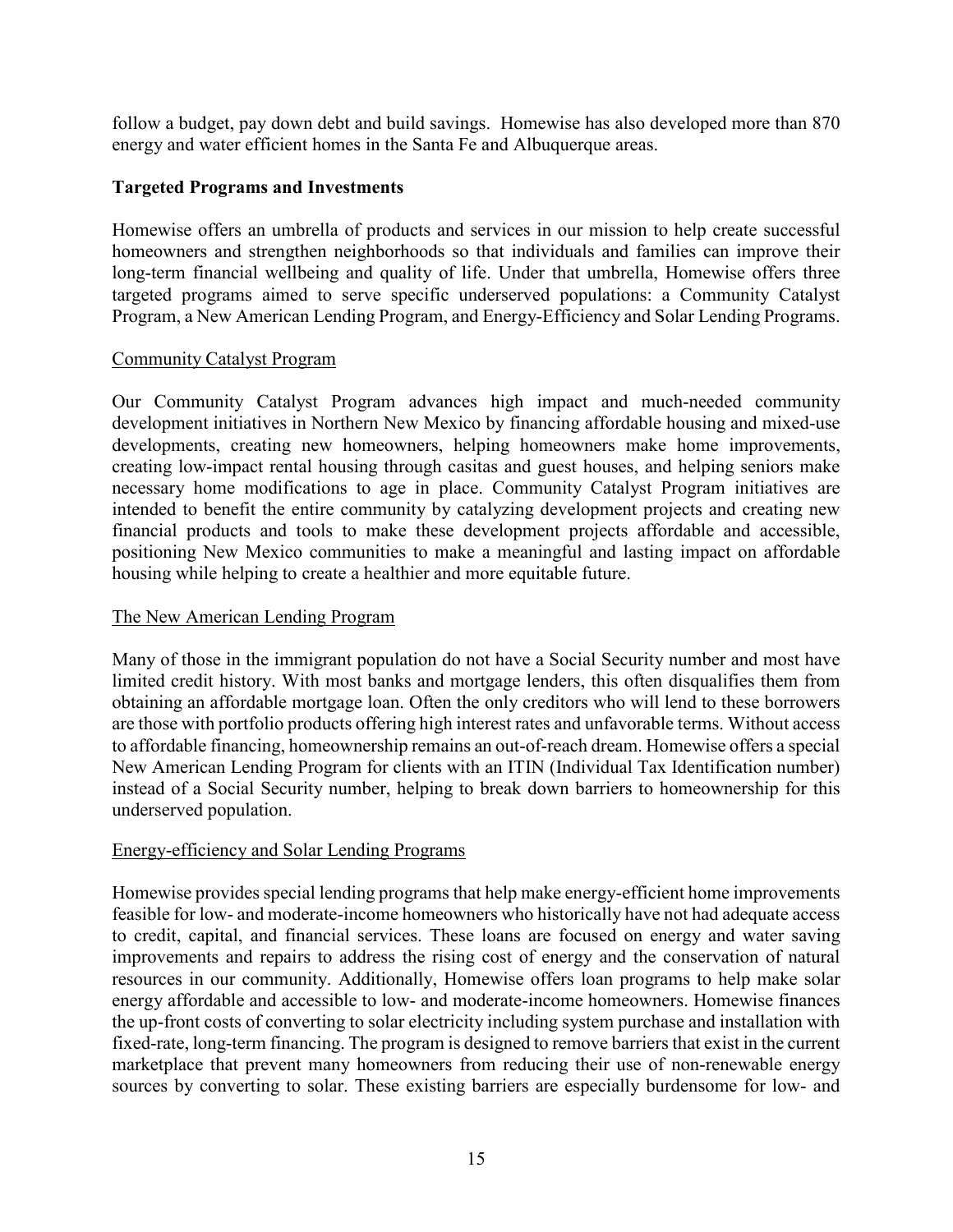follow a budget, pay down debt and build savings. Homewise has also developed more than 870 energy and water efficient homes in the Santa Fe and Albuquerque areas.

## Targeted Programs and Investments

Homewise offers an umbrella of products and services in our mission to help create successful homeowners and strengthen neighborhoods so that individuals and families can improve their long-term financial wellbeing and quality of life. Under that umbrella, Homewise offers three targeted programs aimed to serve specific underserved populations: a Community Catalyst Program, a New American Lending Program, and Energy-Efficiency and Solar Lending Programs.

### Community Catalyst Program

Our Community Catalyst Program advances high impact and much-needed community development initiatives in Northern New Mexico by financing affordable housing and mixed-use developments, creating new homeowners, helping homeowners make home improvements, creating low-impact rental housing through casitas and guest houses, and helping seniors make necessary home modifications to age in place. Community Catalyst Program initiatives are intended to benefit the entire community by catalyzing development projects and creating new financial products and tools to make these development projects affordable and accessible, positioning New Mexico communities to make a meaningful and lasting impact on affordable housing while helping to create a healthier and more equitable future.

### The New American Lending Program

Many of those in the immigrant population do not have a Social Security number and most have limited credit history. With most banks and mortgage lenders, this often disqualifies them from obtaining an affordable mortgage loan. Often the only creditors who will lend to these borrowers are those with portfolio products offering high interest rates and unfavorable terms. Without access to affordable financing, homeownership remains an out-of-reach dream. Homewise offers a special New American Lending Program for clients with an ITIN (Individual Tax Identification number) instead of a Social Security number, helping to break down barriers to homeownership for this underserved population.

### Energy-efficiency and Solar Lending Programs

Homewise provides special lending programs that help make energy-efficient home improvements feasible for low- and moderate-income homeowners who historically have not had adequate access to credit, capital, and financial services. These loans are focused on energy and water saving improvements and repairs to address the rising cost of energy and the conservation of natural resources in our community. Additionally, Homewise offers loan programs to help make solar energy affordable and accessible to low- and moderate-income homeowners. Homewise finances the up-front costs of converting to solar electricity including system purchase and installation with fixed-rate, long-term financing. The program is designed to remove barriers that exist in the current marketplace that prevent many homeowners from reducing their use of non-renewable energy sources by converting to solar. These existing barriers are especially burdensome for low- and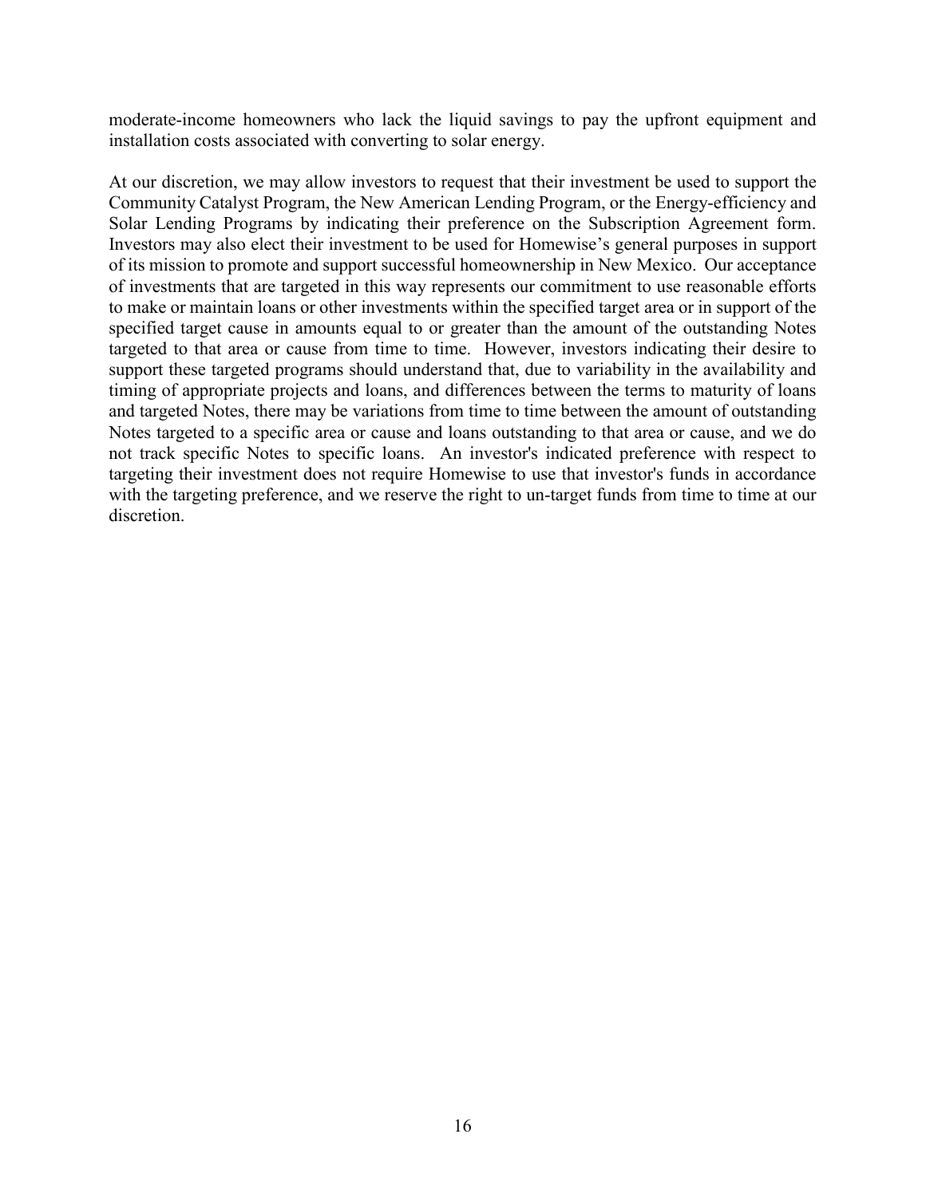moderate-income homeowners who lack the liquid savings to pay the upfront equipment and installation costs associated with converting to solar energy.

At our discretion, we may allow investors to request that their investment be used to support the Community Catalyst Program, the New American Lending Program, or the Energy-efficiency and Solar Lending Programs by indicating their preference on the Subscription Agreement form. Investors may also elect their investment to be used for Homewise's general purposes in support of its mission to promote and support successful homeownership in New Mexico. Our acceptance of investments that are targeted in this way represents our commitment to use reasonable efforts to make or maintain loans or other investments within the specified target area or in support of the specified target cause in amounts equal to or greater than the amount of the outstanding Notes targeted to that area or cause from time to time. However, investors indicating their desire to support these targeted programs should understand that, due to variability in the availability and timing of appropriate projects and loans, and differences between the terms to maturity of loans and targeted Notes, there may be variations from time to time between the amount of outstanding Notes targeted to a specific area or cause and loans outstanding to that area or cause, and we do not track specific Notes to specific loans. An investor's indicated preference with respect to targeting their investment does not require Homewise to use that investor's funds in accordance with the targeting preference, and we reserve the right to un-target funds from time to time at our discretion.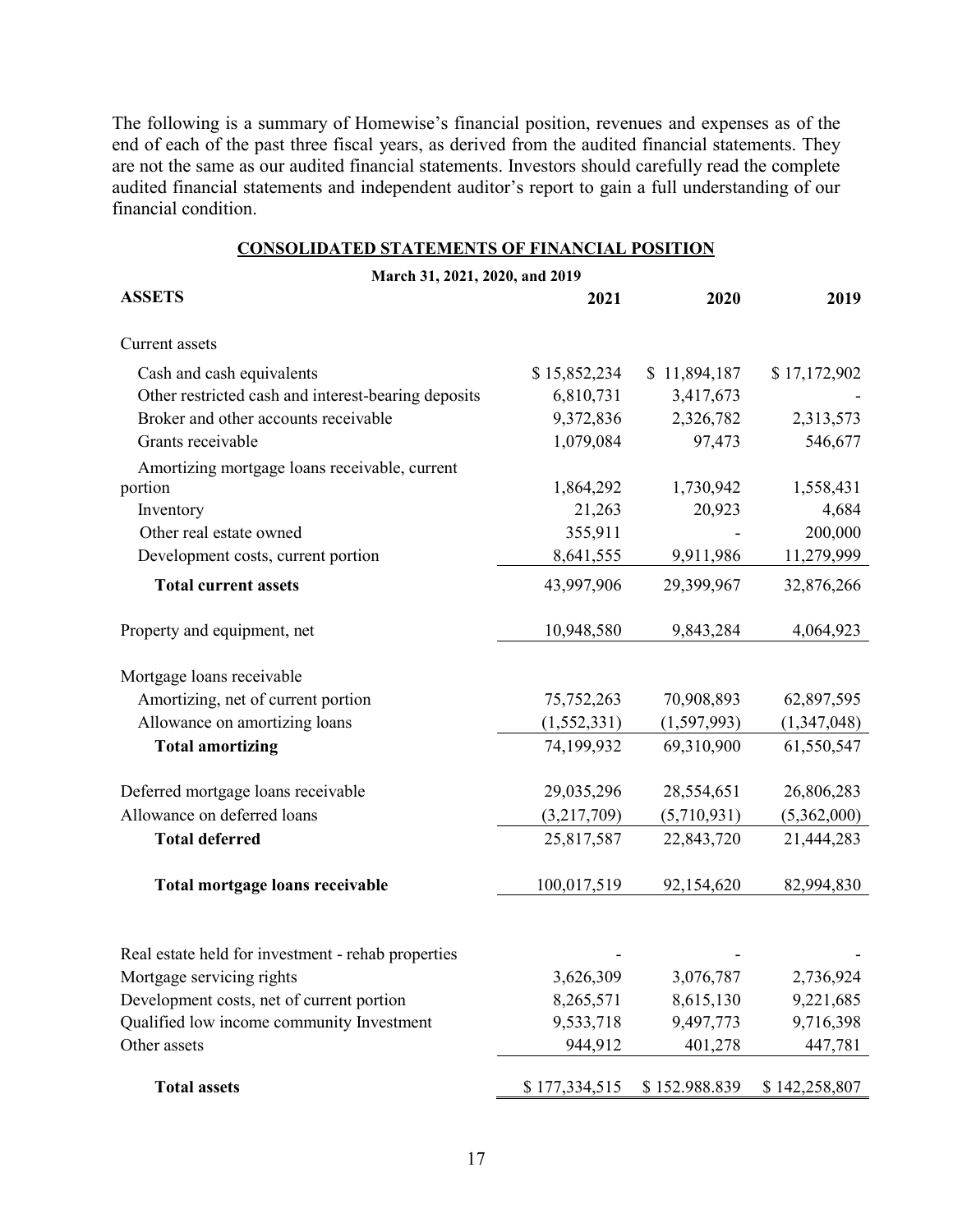The following is a summary of Homewise's financial position, revenues and expenses as of the end of each of the past three fiscal years, as derived from the audited financial statements. They are not the same as our audited financial statements. Investors should carefully read the complete audited financial statements and independent auditor's report to gain a full understanding of our financial condition.

## CONSOLIDATED STATEMENTS OF FINANCIAL POSITION

**March 31, 2021, 2020, and 2019**

| **ASSETS** | **2021** | **2020** | **2019** |
|---|---|---|---|
| Current assets | | | |
| Cash and cash equivalents | $ 15,852,234 | $ 11,894,187 | $ 17,172,902 |
| Other restricted cash and interest-bearing deposits | 6,810,731 | 3,417,673 | - |
| Broker and other accounts receivable | 9,372,836 | 2,326,782 | 2,313,573 |
| Grants receivable | 1,079,084 | 97,473 | 546,677 |
| Amortizing mortgage loans receivable, current portion | 1,864,292 | 1,730,942 | 1,558,431 |
| Inventory | 21,263 | 20,923 | 4,684 |
| Other real estate owned | 355,911 | - | 200,000 |
| Development costs, current portion | 8,641,555 | 9,911,986 | 11,279,999 |
| **Total current assets** | 43,997,906 | 29,399,967 | 32,876,266 |
| Property and equipment, net | 10,948,580 | 9,843,284 | 4,064,923 |
| Mortgage loans receivable | | | |
| Amortizing, net of current portion | 75,752,263 | 70,908,893 | 62,897,595 |
| Allowance on amortizing loans | (1,552,331) | (1,597,993) | (1,347,048) |
| **Total amortizing** | 74,199,932 | 69,310,900 | 61,550,547 |
| Deferred mortgage loans receivable | 29,035,296 | 28,554,651 | 26,806,283 |
| Allowance on deferred loans | (3,217,709) | (5,710,931) | (5,362,000) |
| **Total deferred** | 25,817,587 | 22,843,720 | 21,444,283 |
| **Total mortgage loans receivable** | 100,017,519 | 92,154,620 | 82,994,830 |
| Real estate held for investment - rehab properties | - | - | - |
| Mortgage servicing rights | 3,626,309 | 3,076,787 | 2,736,924 |
| Development costs, net of current portion | 8,265,571 | 8,615,130 | 9,221,685 |
| Qualified low income community Investment | 9,533,718 | 9,497,773 | 9,716,398 |
| Other assets | 944,912 | 401,278 | 447,781 |
| **Total assets** | $ 177,334,515 | $ 152.988.839 | $ 142,258,807 |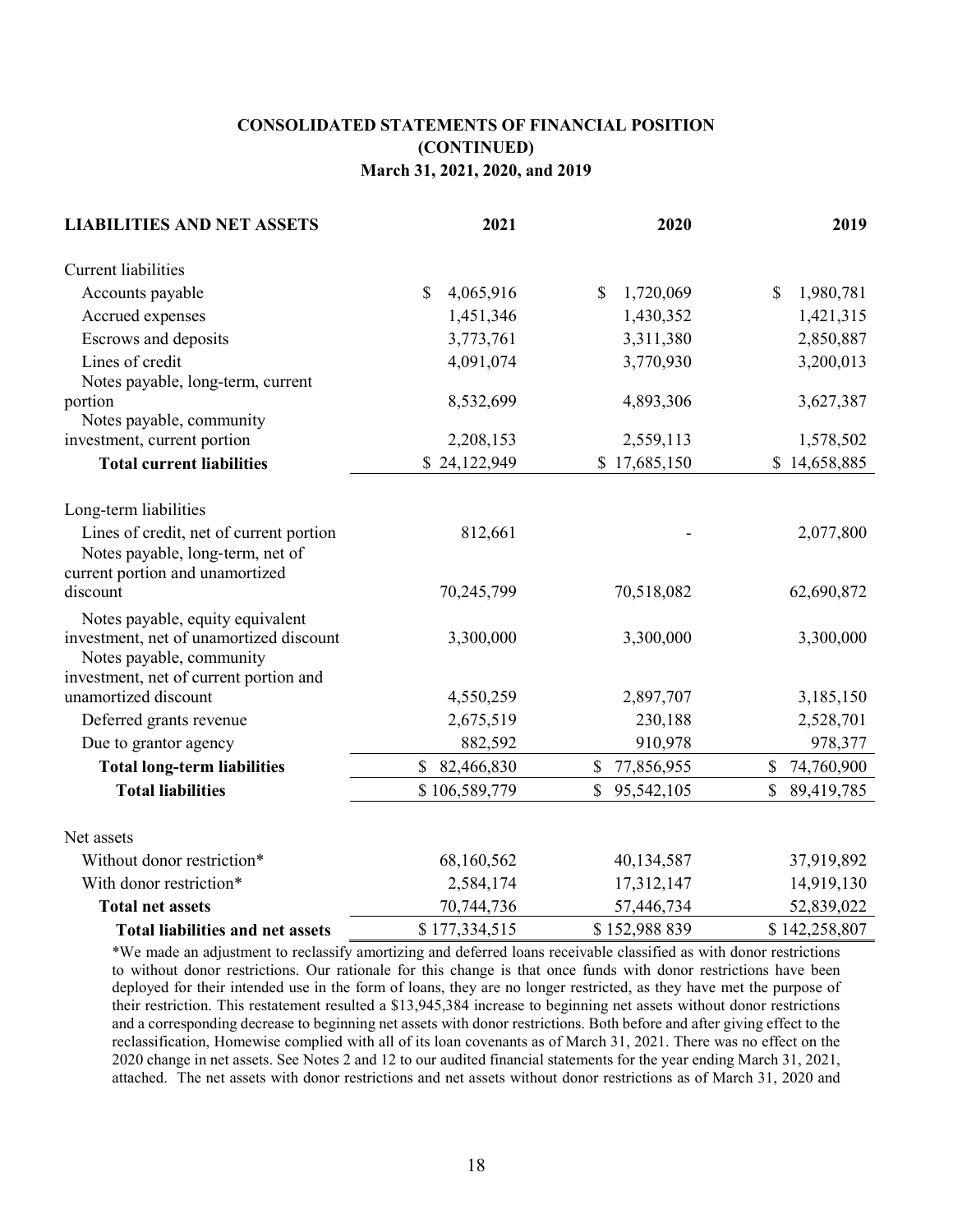### CONSOLIDATED STATEMENTS OF FINANCIAL POSITION (CONTINUED)
### March 31, 2021, 2020, and 2019

| LIABILITIES AND NET ASSETS | 2021 | 2020 | 2019 |
|---|---|---|---|
| Current liabilities | | | |
| Accounts payable | $ 4,065,916 | $ 1,720,069 | $ 1,980,781 |
| Accrued expenses | 1,451,346 | 1,430,352 | 1,421,315 |
| Escrows and deposits | 3,773,761 | 3,311,380 | 2,850,887 |
| Lines of credit | 4,091,074 | 3,770,930 | 3,200,013 |
| Notes payable, long-term, current portion | 8,532,699 | 4,893,306 | 3,627,387 |
| Notes payable, community investment, current portion | 2,208,153 | 2,559,113 | 1,578,502 |
| **Total current liabilities** | $ 24,122,949 | $ 17,685,150 | $ 14,658,885 |
| Long-term liabilities | | | |
| Lines of credit, net of current portion | 812,661 | - | 2,077,800 |
| Notes payable, long-term, net of current portion and unamortized discount | 70,245,799 | 70,518,082 | 62,690,872 |
| Notes payable, equity equivalent investment, net of unamortized discount | 3,300,000 | 3,300,000 | 3,300,000 |
| Notes payable, community investment, net of current portion and unamortized discount | 4,550,259 | 2,897,707 | 3,185,150 |
| Deferred grants revenue | 2,675,519 | 230,188 | 2,528,701 |
| Due to grantor agency | 882,592 | 910,978 | 978,377 |
| **Total long-term liabilities** | $ 82,466,830 | $ 77,856,955 | $ 74,760,900 |
| **Total liabilities** | $ 106,589,779 | $ 95,542,105 | $ 89,419,785 |
| Net assets | | | |
| Without donor restriction* | 68,160,562 | 40,134,587 | 37,919,892 |
| With donor restriction* | 2,584,174 | 17,312,147 | 14,919,130 |
| **Total net assets** | 70,744,736 | 57,446,734 | 52,839,022 |
| **Total liabilities and net assets** | $ 177,334,515 | $ 152,988 839 | $ 142,258,807 |

*We made an adjustment to reclassify amortizing and deferred loans receivable classified as with donor restrictions to without donor restrictions. Our rationale for this change is that once funds with donor restrictions have been deployed for their intended use in the form of loans, they are no longer restricted, as they have met the purpose of their restriction. This restatement resulted a $13,945,384 increase to beginning net assets without donor restrictions and a corresponding decrease to beginning net assets with donor restrictions. Both before and after giving effect to the reclassification, Homewise complied with all of its loan covenants as of March 31, 2021. There was no effect on the 2020 change in net assets. See Notes 2 and 12 to our audited financial statements for the year ending March 31, 2021, attached. The net assets with donor restrictions and net assets without donor restrictions as of March 31, 2020 and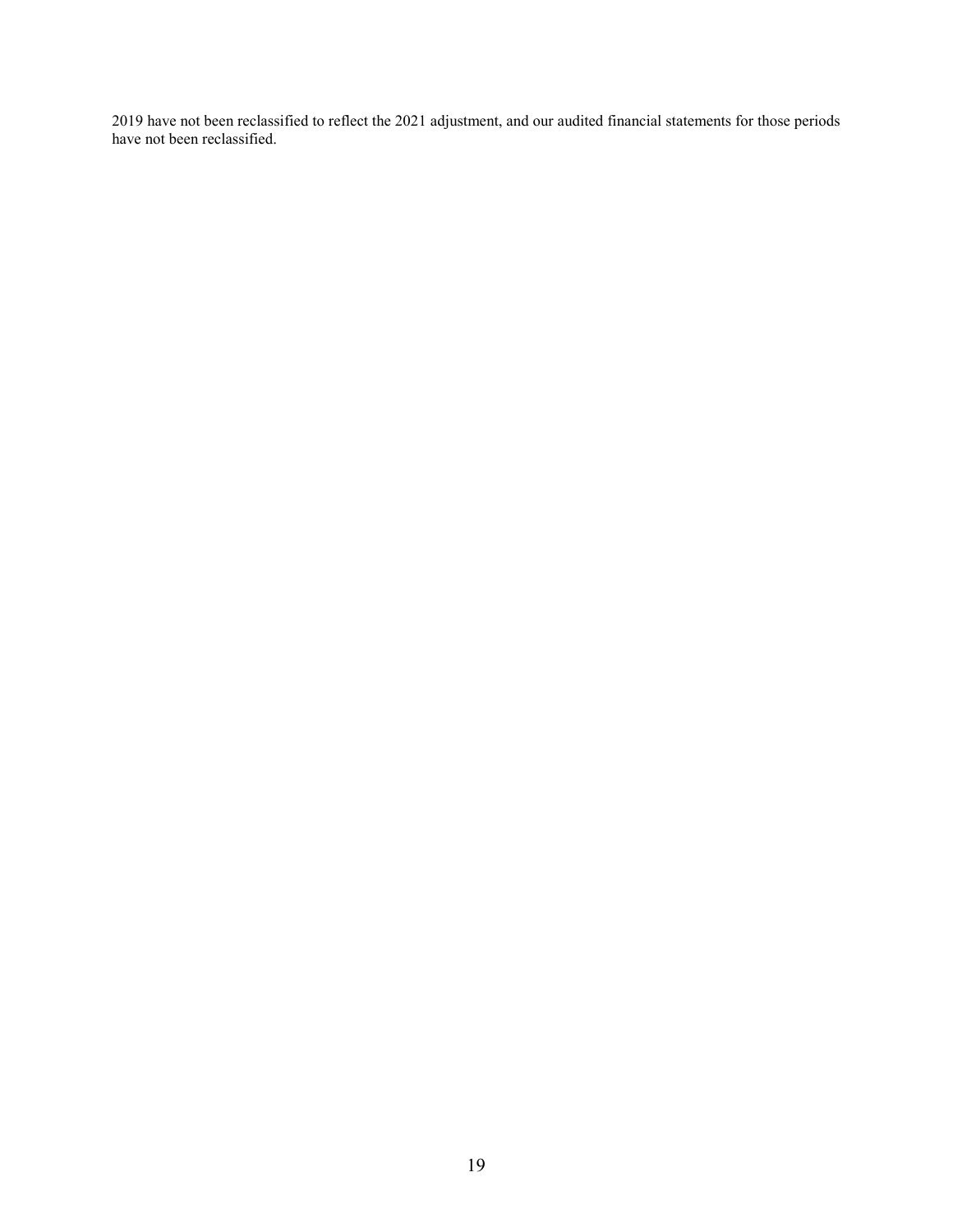2019 have not been reclassified to reflect the 2021 adjustment, and our audited financial statements for those periods have not been reclassified.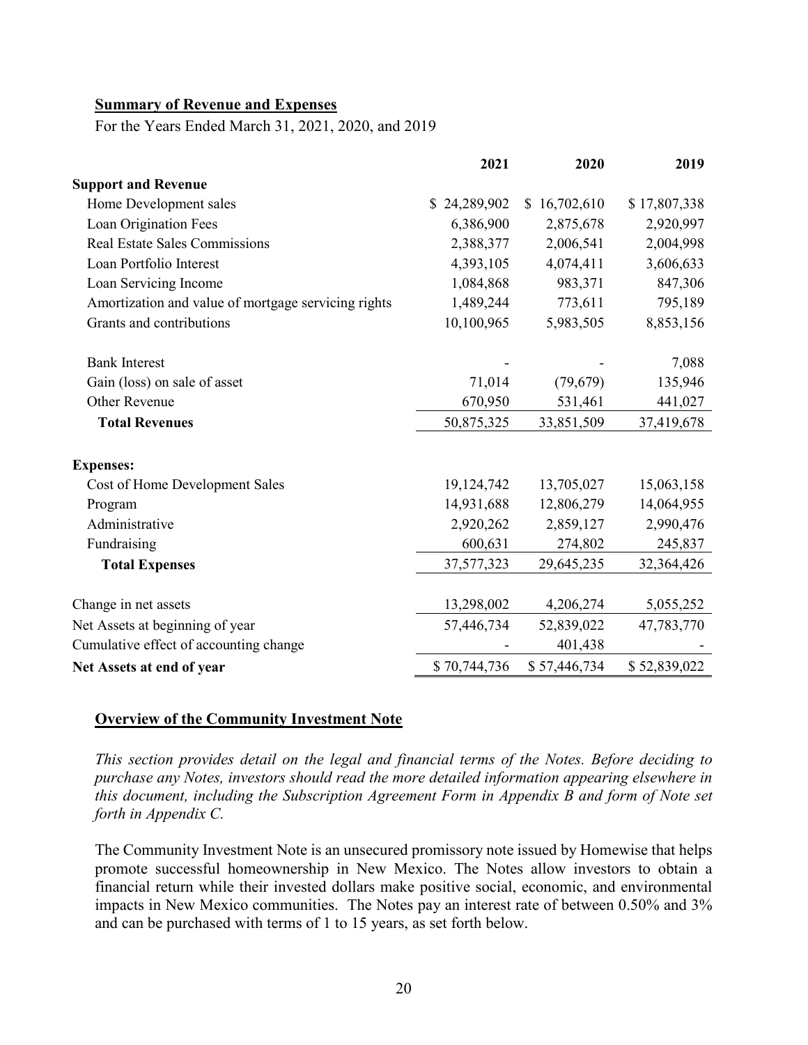## Summary of Revenue and Expenses

For the Years Ended March 31, 2021, 2020, and 2019

| | 2021 | 2020 | 2019 |
|---|---|---|---|
| **Support and Revenue** | | | |
| Home Development sales | $ 24,289,902 | $ 16,702,610 | $ 17,807,338 |
| Loan Origination Fees | 6,386,900 | 2,875,678 | 2,920,997 |
| Real Estate Sales Commissions | 2,388,377 | 2,006,541 | 2,004,998 |
| Loan Portfolio Interest | 4,393,105 | 4,074,411 | 3,606,633 |
| Loan Servicing Income | 1,084,868 | 983,371 | 847,306 |
| Amortization and value of mortgage servicing rights | 1,489,244 | 773,611 | 795,189 |
| Grants and contributions | 10,100,965 | 5,983,505 | 8,853,156 |
| Bank Interest | - | - | 7,088 |
| Gain (loss) on sale of asset | 71,014 | (79,679) | 135,946 |
| Other Revenue | 670,950 | 531,461 | 441,027 |
| **Total Revenues** | 50,875,325 | 33,851,509 | 37,419,678 |
| **Expenses:** | | | |
| Cost of Home Development Sales | 19,124,742 | 13,705,027 | 15,063,158 |
| Program | 14,931,688 | 12,806,279 | 14,064,955 |
| Administrative | 2,920,262 | 2,859,127 | 2,990,476 |
| Fundraising | 600,631 | 274,802 | 245,837 |
| **Total Expenses** | 37,577,323 | 29,645,235 | 32,364,426 |
| Change in net assets | 13,298,002 | 4,206,274 | 5,055,252 |
| Net Assets at beginning of year | 57,446,734 | 52,839,022 | 47,783,770 |
| Cumulative effect of accounting change | - | 401,438 | - |
| **Net Assets at end of year** | $ 70,744,736 | $ 57,446,734 | $ 52,839,022 |

## Overview of the Community Investment Note

*This section provides detail on the legal and financial terms of the Notes. Before deciding to purchase any Notes, investors should read the more detailed information appearing elsewhere in this document, including the Subscription Agreement Form in Appendix B and form of Note set forth in Appendix C.*

The Community Investment Note is an unsecured promissory note issued by Homewise that helps promote successful homeownership in New Mexico. The Notes allow investors to obtain a financial return while their invested dollars make positive social, economic, and environmental impacts in New Mexico communities. The Notes pay an interest rate of between 0.50% and 3% and can be purchased with terms of 1 to 15 years, as set forth below.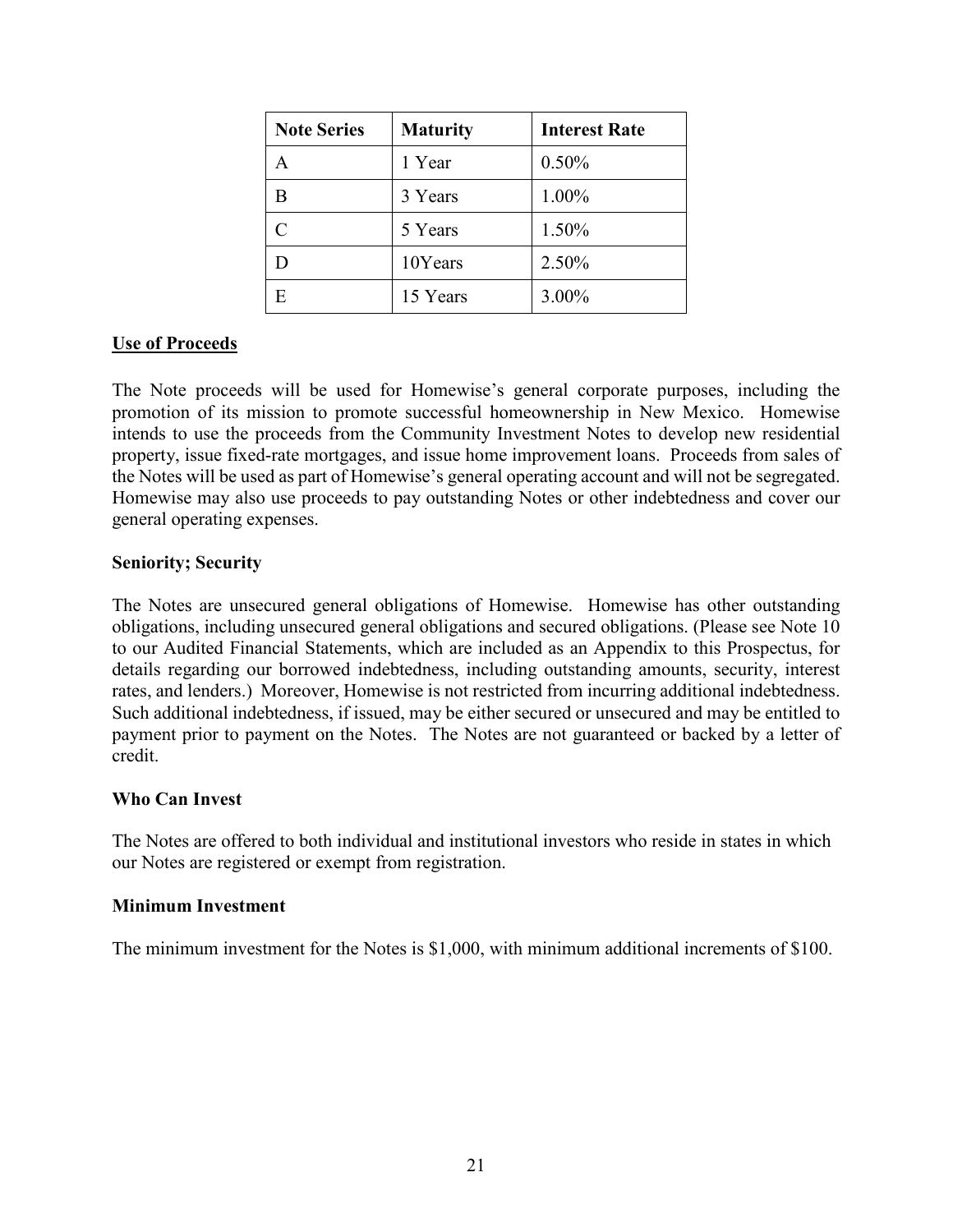| Note Series | Maturity | Interest Rate |
| --- | --- | --- |
| A | 1 Year | 0.50% |
| B | 3 Years | 1.00% |
| C | 5 Years | 1.50% |
| D | 10Years | 2.50% |
| E | 15 Years | 3.00% |

**Use of Proceeds**

The Note proceeds will be used for Homewise's general corporate purposes, including the promotion of its mission to promote successful homeownership in New Mexico. Homewise intends to use the proceeds from the Community Investment Notes to develop new residential property, issue fixed-rate mortgages, and issue home improvement loans. Proceeds from sales of the Notes will be used as part of Homewise's general operating account and will not be segregated. Homewise may also use proceeds to pay outstanding Notes or other indebtedness and cover our general operating expenses.

**Seniority; Security**

The Notes are unsecured general obligations of Homewise. Homewise has other outstanding obligations, including unsecured general obligations and secured obligations. (Please see Note 10 to our Audited Financial Statements, which are included as an Appendix to this Prospectus, for details regarding our borrowed indebtedness, including outstanding amounts, security, interest rates, and lenders.) Moreover, Homewise is not restricted from incurring additional indebtedness. Such additional indebtedness, if issued, may be either secured or unsecured and may be entitled to payment prior to payment on the Notes. The Notes are not guaranteed or backed by a letter of credit.

**Who Can Invest**

The Notes are offered to both individual and institutional investors who reside in states in which our Notes are registered or exempt from registration.

**Minimum Investment**

The minimum investment for the Notes is $1,000, with minimum additional increments of $100.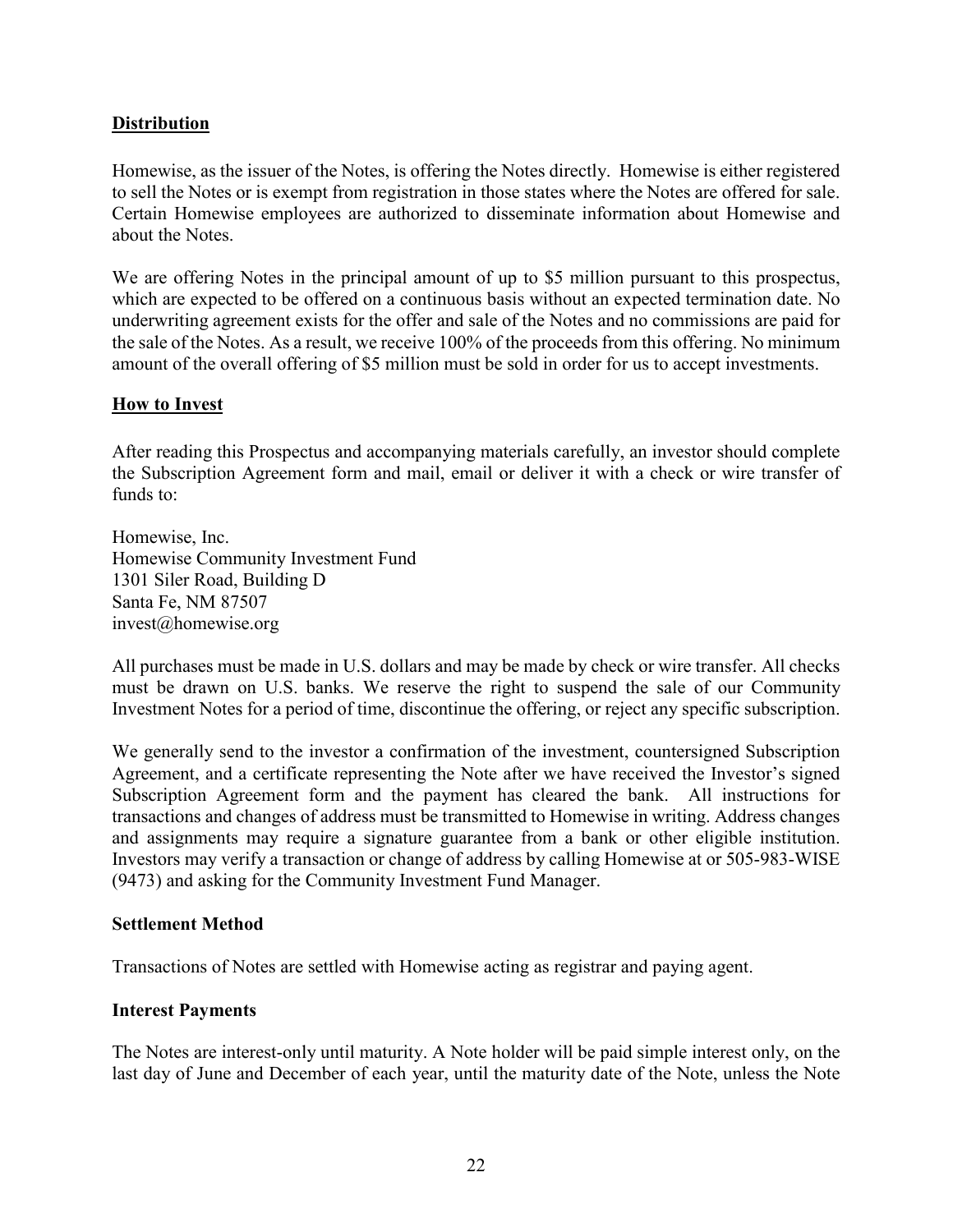## **Distribution**

Homewise, as the issuer of the Notes, is offering the Notes directly. Homewise is either registered to sell the Notes or is exempt from registration in those states where the Notes are offered for sale. Certain Homewise employees are authorized to disseminate information about Homewise and about the Notes.

We are offering Notes in the principal amount of up to $5 million pursuant to this prospectus, which are expected to be offered on a continuous basis without an expected termination date. No underwriting agreement exists for the offer and sale of the Notes and no commissions are paid for the sale of the Notes. As a result, we receive 100% of the proceeds from this offering. No minimum amount of the overall offering of $5 million must be sold in order for us to accept investments.

## **How to Invest**

After reading this Prospectus and accompanying materials carefully, an investor should complete the Subscription Agreement form and mail, email or deliver it with a check or wire transfer of funds to:

Homewise, Inc.
Homewise Community Investment Fund
1301 Siler Road, Building D
Santa Fe, NM 87507
invest@homewise.org

All purchases must be made in U.S. dollars and may be made by check or wire transfer. All checks must be drawn on U.S. banks. We reserve the right to suspend the sale of our Community Investment Notes for a period of time, discontinue the offering, or reject any specific subscription.

We generally send to the investor a confirmation of the investment, countersigned Subscription Agreement, and a certificate representing the Note after we have received the Investor's signed Subscription Agreement form and the payment has cleared the bank. All instructions for transactions and changes of address must be transmitted to Homewise in writing. Address changes and assignments may require a signature guarantee from a bank or other eligible institution. Investors may verify a transaction or change of address by calling Homewise at or 505-983-WISE (9473) and asking for the Community Investment Fund Manager.

### **Settlement Method**

Transactions of Notes are settled with Homewise acting as registrar and paying agent.

### **Interest Payments**

The Notes are interest-only until maturity. A Note holder will be paid simple interest only, on the last day of June and December of each year, until the maturity date of the Note, unless the Note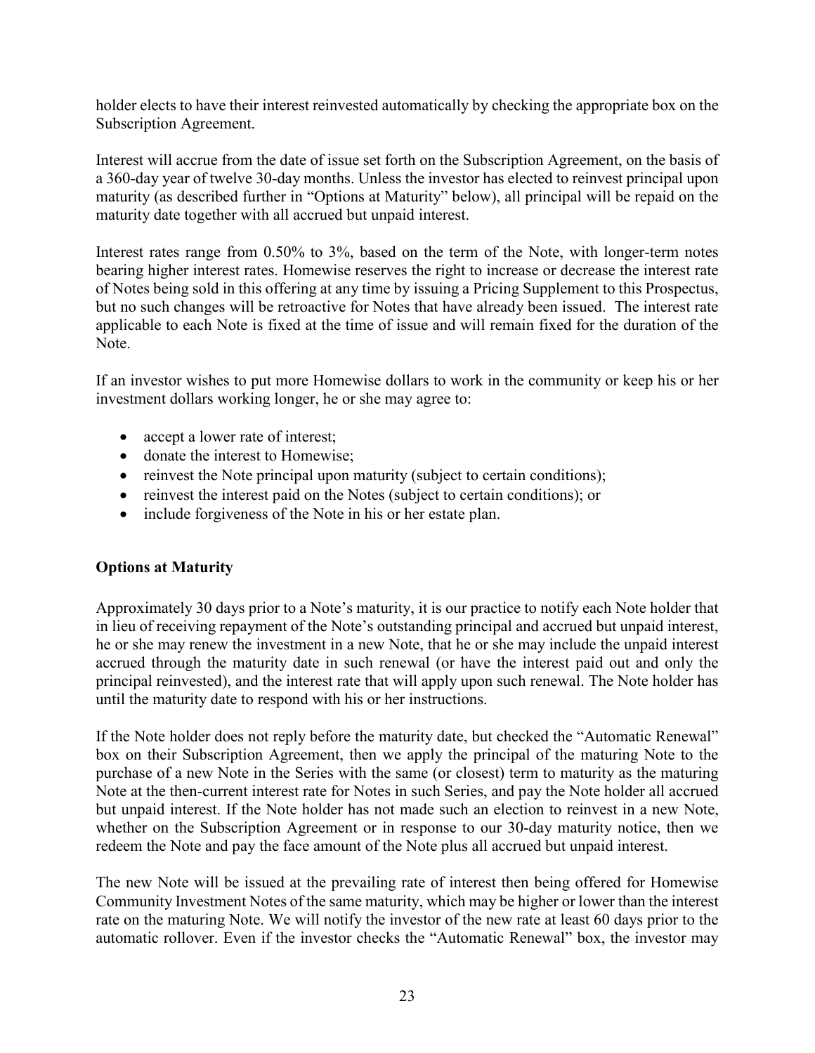holder elects to have their interest reinvested automatically by checking the appropriate box on the Subscription Agreement.

Interest will accrue from the date of issue set forth on the Subscription Agreement, on the basis of a 360-day year of twelve 30-day months. Unless the investor has elected to reinvest principal upon maturity (as described further in "Options at Maturity" below), all principal will be repaid on the maturity date together with all accrued but unpaid interest.

Interest rates range from 0.50% to 3%, based on the term of the Note, with longer-term notes bearing higher interest rates. Homewise reserves the right to increase or decrease the interest rate of Notes being sold in this offering at any time by issuing a Pricing Supplement to this Prospectus, but no such changes will be retroactive for Notes that have already been issued. The interest rate applicable to each Note is fixed at the time of issue and will remain fixed for the duration of the Note.

If an investor wishes to put more Homewise dollars to work in the community or keep his or her investment dollars working longer, he or she may agree to:

- accept a lower rate of interest;
- donate the interest to Homewise;
- reinvest the Note principal upon maturity (subject to certain conditions);
- reinvest the interest paid on the Notes (subject to certain conditions); or
- include forgiveness of the Note in his or her estate plan.

**Options at Maturity**

Approximately 30 days prior to a Note's maturity, it is our practice to notify each Note holder that in lieu of receiving repayment of the Note's outstanding principal and accrued but unpaid interest, he or she may renew the investment in a new Note, that he or she may include the unpaid interest accrued through the maturity date in such renewal (or have the interest paid out and only the principal reinvested), and the interest rate that will apply upon such renewal. The Note holder has until the maturity date to respond with his or her instructions.

If the Note holder does not reply before the maturity date, but checked the "Automatic Renewal" box on their Subscription Agreement, then we apply the principal of the maturing Note to the purchase of a new Note in the Series with the same (or closest) term to maturity as the maturing Note at the then-current interest rate for Notes in such Series, and pay the Note holder all accrued but unpaid interest. If the Note holder has not made such an election to reinvest in a new Note, whether on the Subscription Agreement or in response to our 30-day maturity notice, then we redeem the Note and pay the face amount of the Note plus all accrued but unpaid interest.

The new Note will be issued at the prevailing rate of interest then being offered for Homewise Community Investment Notes of the same maturity, which may be higher or lower than the interest rate on the maturing Note. We will notify the investor of the new rate at least 60 days prior to the automatic rollover. Even if the investor checks the "Automatic Renewal" box, the investor may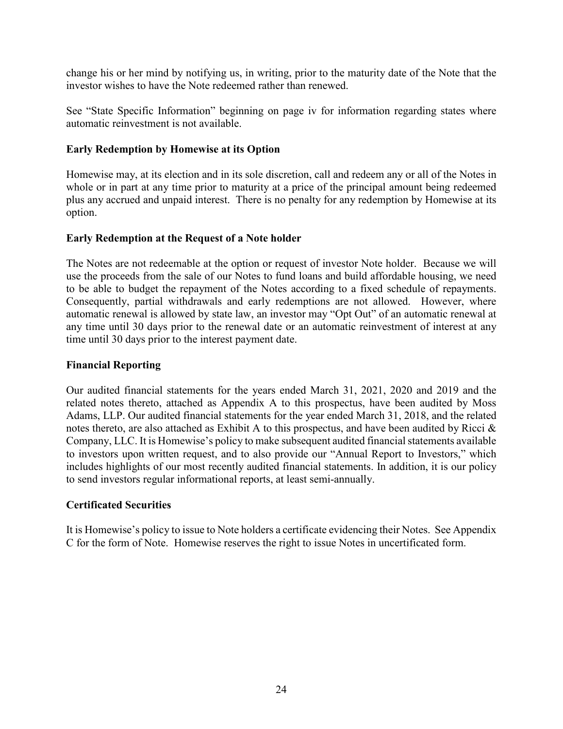change his or her mind by notifying us, in writing, prior to the maturity date of the Note that the investor wishes to have the Note redeemed rather than renewed.

See "State Specific Information" beginning on page iv for information regarding states where automatic reinvestment is not available.

### Early Redemption by Homewise at its Option

Homewise may, at its election and in its sole discretion, call and redeem any or all of the Notes in whole or in part at any time prior to maturity at a price of the principal amount being redeemed plus any accrued and unpaid interest. There is no penalty for any redemption by Homewise at its option.

### Early Redemption at the Request of a Note holder

The Notes are not redeemable at the option or request of investor Note holder. Because we will use the proceeds from the sale of our Notes to fund loans and build affordable housing, we need to be able to budget the repayment of the Notes according to a fixed schedule of repayments. Consequently, partial withdrawals and early redemptions are not allowed. However, where automatic renewal is allowed by state law, an investor may "Opt Out" of an automatic renewal at any time until 30 days prior to the renewal date or an automatic reinvestment of interest at any time until 30 days prior to the interest payment date.

### Financial Reporting

Our audited financial statements for the years ended March 31, 2021, 2020 and 2019 and the related notes thereto, attached as Appendix A to this prospectus, have been audited by Moss Adams, LLP. Our audited financial statements for the year ended March 31, 2018, and the related notes thereto, are also attached as Exhibit A to this prospectus, and have been audited by Ricci & Company, LLC. It is Homewise's policy to make subsequent audited financial statements available to investors upon written request, and to also provide our "Annual Report to Investors," which includes highlights of our most recently audited financial statements. In addition, it is our policy to send investors regular informational reports, at least semi-annually.

### Certificated Securities

It is Homewise's policy to issue to Note holders a certificate evidencing their Notes. See Appendix C for the form of Note. Homewise reserves the right to issue Notes in uncertificated form.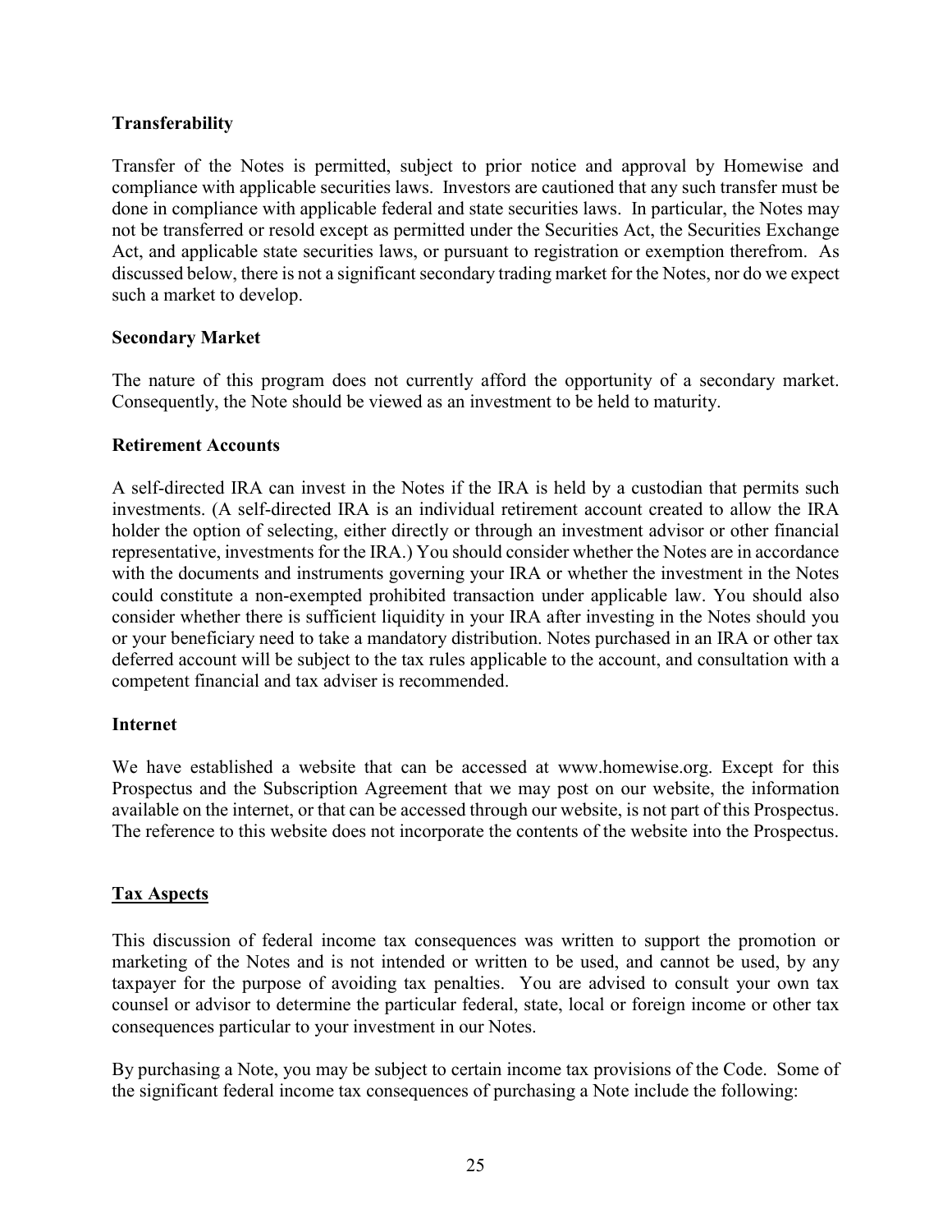**Transferability**

Transfer of the Notes is permitted, subject to prior notice and approval by Homewise and compliance with applicable securities laws. Investors are cautioned that any such transfer must be done in compliance with applicable federal and state securities laws. In particular, the Notes may not be transferred or resold except as permitted under the Securities Act, the Securities Exchange Act, and applicable state securities laws, or pursuant to registration or exemption therefrom. As discussed below, there is not a significant secondary trading market for the Notes, nor do we expect such a market to develop.

**Secondary Market**

The nature of this program does not currently afford the opportunity of a secondary market. Consequently, the Note should be viewed as an investment to be held to maturity.

**Retirement Accounts**

A self-directed IRA can invest in the Notes if the IRA is held by a custodian that permits such investments. (A self-directed IRA is an individual retirement account created to allow the IRA holder the option of selecting, either directly or through an investment advisor or other financial representative, investments for the IRA.) You should consider whether the Notes are in accordance with the documents and instruments governing your IRA or whether the investment in the Notes could constitute a non-exempted prohibited transaction under applicable law. You should also consider whether there is sufficient liquidity in your IRA after investing in the Notes should you or your beneficiary need to take a mandatory distribution. Notes purchased in an IRA or other tax deferred account will be subject to the tax rules applicable to the account, and consultation with a competent financial and tax adviser is recommended.

**Internet**

We have established a website that can be accessed at www.homewise.org. Except for this Prospectus and the Subscription Agreement that we may post on our website, the information available on the internet, or that can be accessed through our website, is not part of this Prospectus. The reference to this website does not incorporate the contents of the website into the Prospectus.

## Tax Aspects

This discussion of federal income tax consequences was written to support the promotion or marketing of the Notes and is not intended or written to be used, and cannot be used, by any taxpayer for the purpose of avoiding tax penalties. You are advised to consult your own tax counsel or advisor to determine the particular federal, state, local or foreign income or other tax consequences particular to your investment in our Notes.

By purchasing a Note, you may be subject to certain income tax provisions of the Code. Some of the significant federal income tax consequences of purchasing a Note include the following: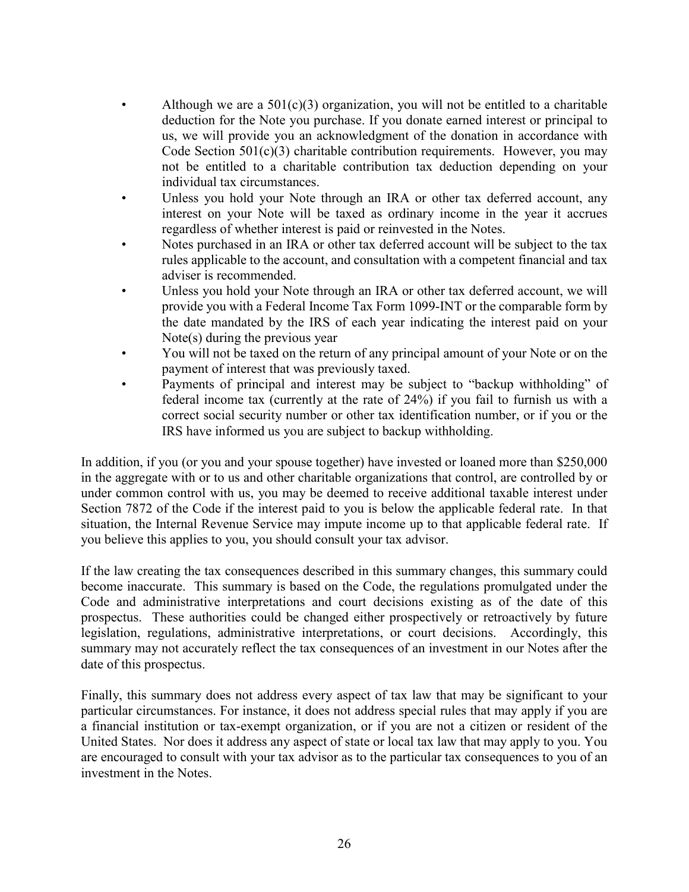- Although we are a 501(c)(3) organization, you will not be entitled to a charitable deduction for the Note you purchase. If you donate earned interest or principal to us, we will provide you an acknowledgment of the donation in accordance with Code Section 501(c)(3) charitable contribution requirements. However, you may not be entitled to a charitable contribution tax deduction depending on your individual tax circumstances.
- Unless you hold your Note through an IRA or other tax deferred account, any interest on your Note will be taxed as ordinary income in the year it accrues regardless of whether interest is paid or reinvested in the Notes.
- Notes purchased in an IRA or other tax deferred account will be subject to the tax rules applicable to the account, and consultation with a competent financial and tax adviser is recommended.
- Unless you hold your Note through an IRA or other tax deferred account, we will provide you with a Federal Income Tax Form 1099-INT or the comparable form by the date mandated by the IRS of each year indicating the interest paid on your Note(s) during the previous year
- You will not be taxed on the return of any principal amount of your Note or on the payment of interest that was previously taxed.
- Payments of principal and interest may be subject to "backup withholding" of federal income tax (currently at the rate of 24%) if you fail to furnish us with a correct social security number or other tax identification number, or if you or the IRS have informed us you are subject to backup withholding.

In addition, if you (or you and your spouse together) have invested or loaned more than $250,000 in the aggregate with or to us and other charitable organizations that control, are controlled by or under common control with us, you may be deemed to receive additional taxable interest under Section 7872 of the Code if the interest paid to you is below the applicable federal rate. In that situation, the Internal Revenue Service may impute income up to that applicable federal rate. If you believe this applies to you, you should consult your tax advisor.

If the law creating the tax consequences described in this summary changes, this summary could become inaccurate. This summary is based on the Code, the regulations promulgated under the Code and administrative interpretations and court decisions existing as of the date of this prospectus. These authorities could be changed either prospectively or retroactively by future legislation, regulations, administrative interpretations, or court decisions. Accordingly, this summary may not accurately reflect the tax consequences of an investment in our Notes after the date of this prospectus.

Finally, this summary does not address every aspect of tax law that may be significant to your particular circumstances. For instance, it does not address special rules that may apply if you are a financial institution or tax-exempt organization, or if you are not a citizen or resident of the United States. Nor does it address any aspect of state or local tax law that may apply to you. You are encouraged to consult with your tax advisor as to the particular tax consequences to you of an investment in the Notes.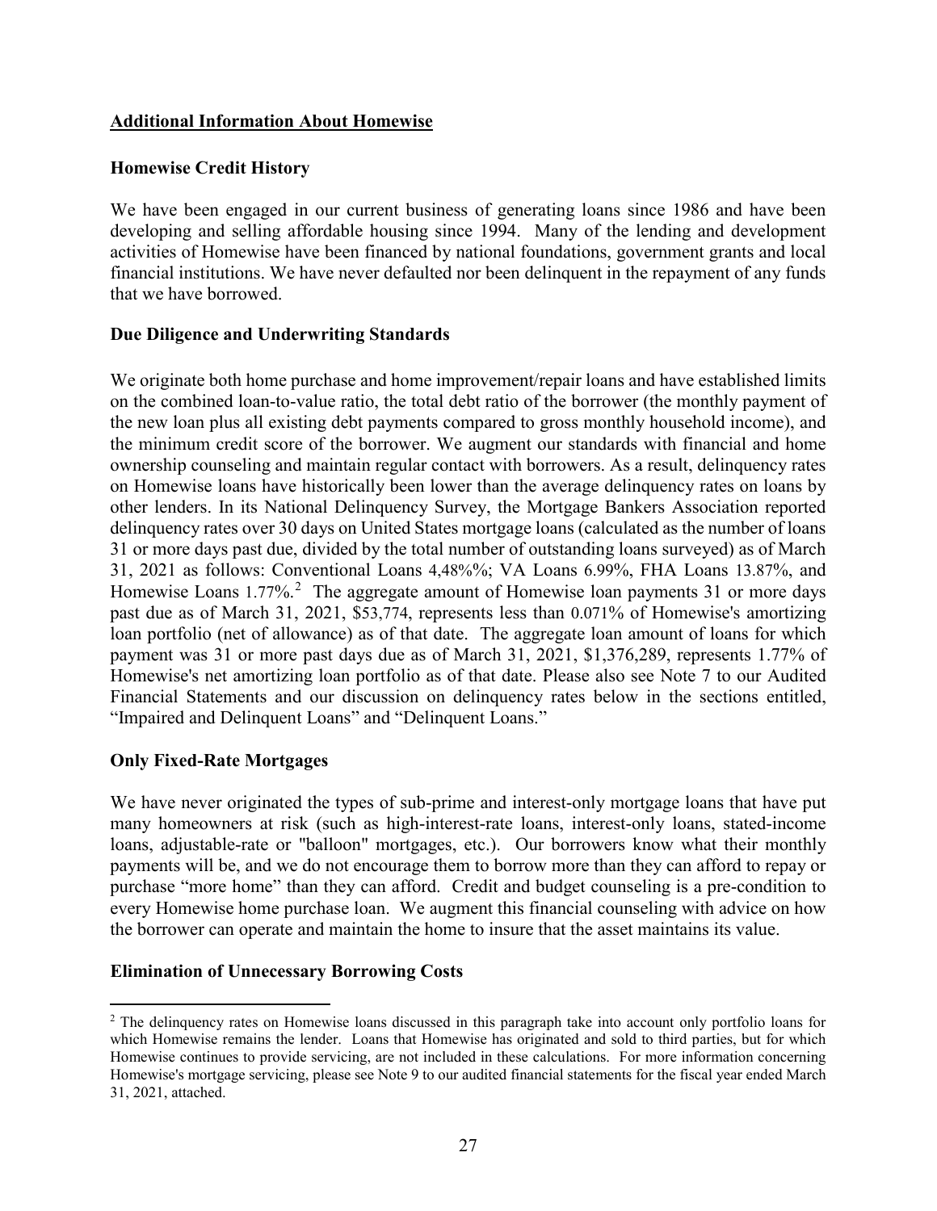## Additional Information About Homewise

### Homewise Credit History

We have been engaged in our current business of generating loans since 1986 and have been developing and selling affordable housing since 1994. Many of the lending and development activities of Homewise have been financed by national foundations, government grants and local financial institutions. We have never defaulted nor been delinquent in the repayment of any funds that we have borrowed.

### Due Diligence and Underwriting Standards

We originate both home purchase and home improvement/repair loans and have established limits on the combined loan-to-value ratio, the total debt ratio of the borrower (the monthly payment of the new loan plus all existing debt payments compared to gross monthly household income), and the minimum credit score of the borrower. We augment our standards with financial and home ownership counseling and maintain regular contact with borrowers. As a result, delinquency rates on Homewise loans have historically been lower than the average delinquency rates on loans by other lenders. In its National Delinquency Survey, the Mortgage Bankers Association reported delinquency rates over 30 days on United States mortgage loans (calculated as the number of loans 31 or more days past due, divided by the total number of outstanding loans surveyed) as of March 31, 2021 as follows: Conventional Loans 4,48%%; VA Loans 6.99%, FHA Loans 13.87%, and Homewise Loans 1.77%.[2] The aggregate amount of Homewise loan payments 31 or more days past due as of March 31, 2021, $53,774, represents less than 0.071% of Homewise's amortizing loan portfolio (net of allowance) as of that date. The aggregate loan amount of loans for which payment was 31 or more past days due as of March 31, 2021, $1,376,289, represents 1.77% of Homewise's net amortizing loan portfolio as of that date. Please also see Note 7 to our Audited Financial Statements and our discussion on delinquency rates below in the sections entitled, "Impaired and Delinquent Loans" and "Delinquent Loans."

### Only Fixed-Rate Mortgages

We have never originated the types of sub-prime and interest-only mortgage loans that have put many homeowners at risk (such as high-interest-rate loans, interest-only loans, stated-income loans, adjustable-rate or "balloon" mortgages, etc.). Our borrowers know what their monthly payments will be, and we do not encourage them to borrow more than they can afford to repay or purchase "more home" than they can afford. Credit and budget counseling is a pre-condition to every Homewise home purchase loan. We augment this financial counseling with advice on how the borrower can operate and maintain the home to insure that the asset maintains its value.

### Elimination of Unnecessary Borrowing Costs

---

[2] The delinquency rates on Homewise loans discussed in this paragraph take into account only portfolio loans for which Homewise remains the lender. Loans that Homewise has originated and sold to third parties, but for which Homewise continues to provide servicing, are not included in these calculations. For more information concerning Homewise's mortgage servicing, please see Note 9 to our audited financial statements for the fiscal year ended March 31, 2021, attached.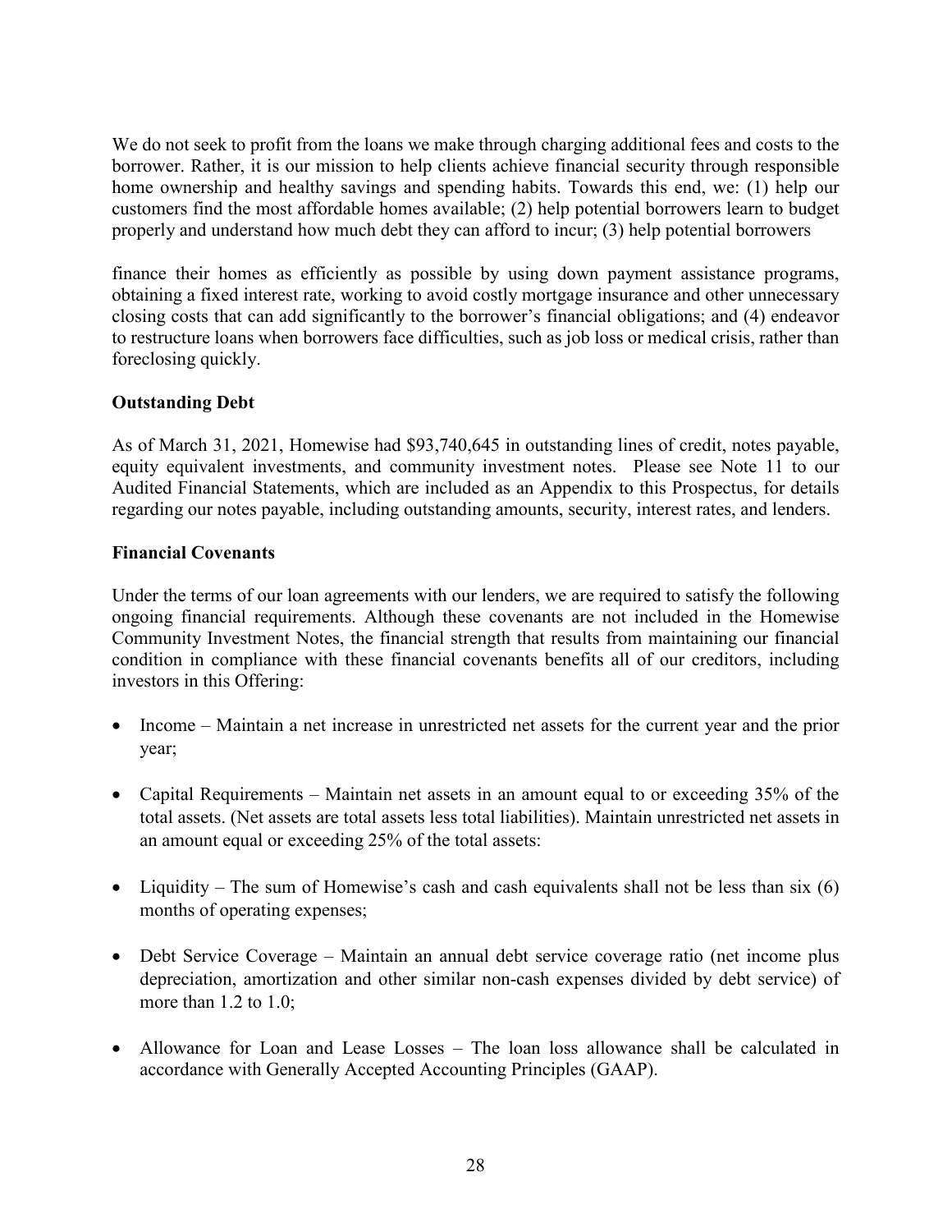We do not seek to profit from the loans we make through charging additional fees and costs to the borrower. Rather, it is our mission to help clients achieve financial security through responsible home ownership and healthy savings and spending habits. Towards this end, we: (1) help our customers find the most affordable homes available; (2) help potential borrowers learn to budget properly and understand how much debt they can afford to incur; (3) help potential borrowers finance their homes as efficiently as possible by using down payment assistance programs, obtaining a fixed interest rate, working to avoid costly mortgage insurance and other unnecessary closing costs that can add significantly to the borrower's financial obligations; and (4) endeavor to restructure loans when borrowers face difficulties, such as job loss or medical crisis, rather than foreclosing quickly.

**Outstanding Debt**

As of March 31, 2021, Homewise had $93,740,645 in outstanding lines of credit, notes payable, equity equivalent investments, and community investment notes. Please see Note 11 to our Audited Financial Statements, which are included as an Appendix to this Prospectus, for details regarding our notes payable, including outstanding amounts, security, interest rates, and lenders.

**Financial Covenants**

Under the terms of our loan agreements with our lenders, we are required to satisfy the following ongoing financial requirements. Although these covenants are not included in the Homewise Community Investment Notes, the financial strength that results from maintaining our financial condition in compliance with these financial covenants benefits all of our creditors, including investors in this Offering:

- Income – Maintain a net increase in unrestricted net assets for the current year and the prior year;
- Capital Requirements – Maintain net assets in an amount equal to or exceeding 35% of the total assets. (Net assets are total assets less total liabilities). Maintain unrestricted net assets in an amount equal or exceeding 25% of the total assets:
- Liquidity – The sum of Homewise's cash and cash equivalents shall not be less than six (6) months of operating expenses;
- Debt Service Coverage – Maintain an annual debt service coverage ratio (net income plus depreciation, amortization and other similar non-cash expenses divided by debt service) of more than 1.2 to 1.0;
- Allowance for Loan and Lease Losses – The loan loss allowance shall be calculated in accordance with Generally Accepted Accounting Principles (GAAP).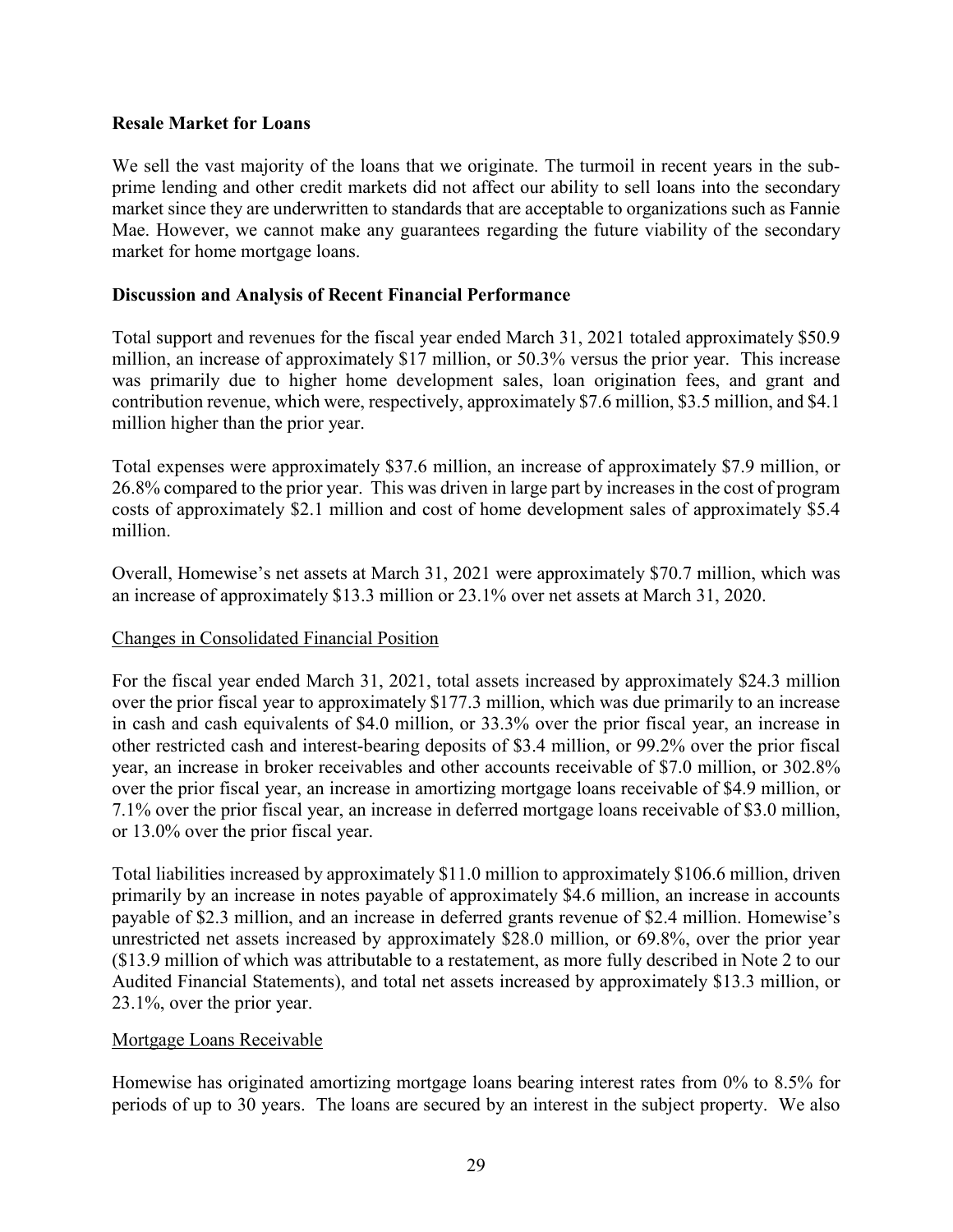## Resale Market for Loans

We sell the vast majority of the loans that we originate. The turmoil in recent years in the sub-prime lending and other credit markets did not affect our ability to sell loans into the secondary market since they are underwritten to standards that are acceptable to organizations such as Fannie Mae. However, we cannot make any guarantees regarding the future viability of the secondary market for home mortgage loans.

## Discussion and Analysis of Recent Financial Performance

Total support and revenues for the fiscal year ended March 31, 2021 totaled approximately $50.9 million, an increase of approximately $17 million, or 50.3% versus the prior year. This increase was primarily due to higher home development sales, loan origination fees, and grant and contribution revenue, which were, respectively, approximately $7.6 million, $3.5 million, and $4.1 million higher than the prior year.

Total expenses were approximately $37.6 million, an increase of approximately $7.9 million, or 26.8% compared to the prior year. This was driven in large part by increases in the cost of program costs of approximately $2.1 million and cost of home development sales of approximately $5.4 million.

Overall, Homewise's net assets at March 31, 2021 were approximately $70.7 million, which was an increase of approximately $13.3 million or 23.1% over net assets at March 31, 2020.

### Changes in Consolidated Financial Position

For the fiscal year ended March 31, 2021, total assets increased by approximately $24.3 million over the prior fiscal year to approximately $177.3 million, which was due primarily to an increase in cash and cash equivalents of $4.0 million, or 33.3% over the prior fiscal year, an increase in other restricted cash and interest-bearing deposits of $3.4 million, or 99.2% over the prior fiscal year, an increase in broker receivables and other accounts receivable of $7.0 million, or 302.8% over the prior fiscal year, an increase in amortizing mortgage loans receivable of $4.9 million, or 7.1% over the prior fiscal year, an increase in deferred mortgage loans receivable of $3.0 million, or 13.0% over the prior fiscal year.

Total liabilities increased by approximately $11.0 million to approximately $106.6 million, driven primarily by an increase in notes payable of approximately $4.6 million, an increase in accounts payable of $2.3 million, and an increase in deferred grants revenue of $2.4 million. Homewise's unrestricted net assets increased by approximately $28.0 million, or 69.8%, over the prior year ($13.9 million of which was attributable to a restatement, as more fully described in Note 2 to our Audited Financial Statements), and total net assets increased by approximately $13.3 million, or 23.1%, over the prior year.

### Mortgage Loans Receivable

Homewise has originated amortizing mortgage loans bearing interest rates from 0% to 8.5% for periods of up to 30 years. The loans are secured by an interest in the subject property. We also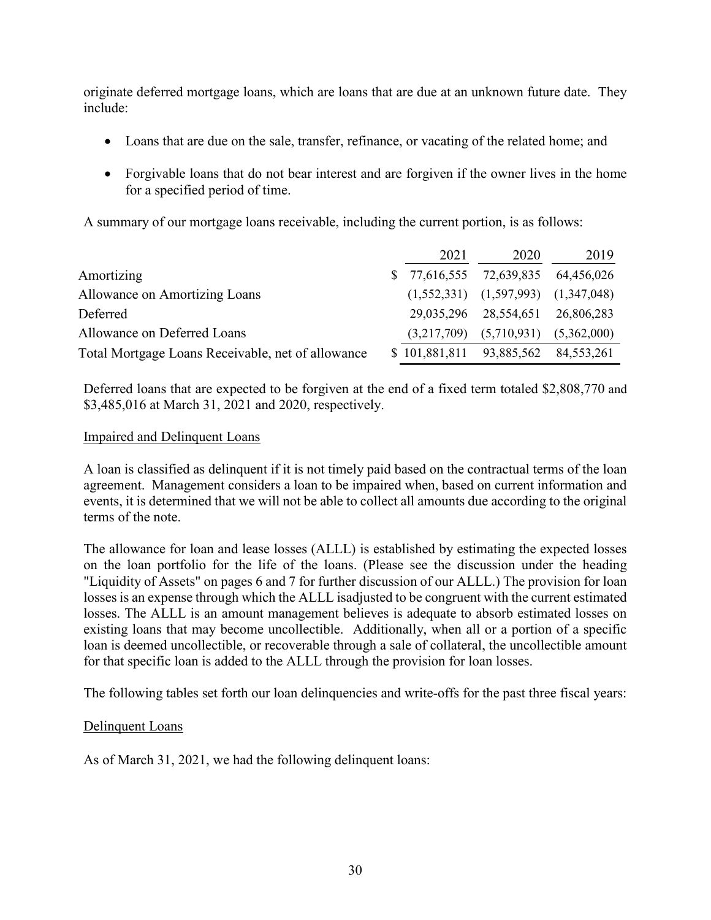originate deferred mortgage loans, which are loans that are due at an unknown future date. They include:

- Loans that are due on the sale, transfer, refinance, or vacating of the related home; and
- Forgivable loans that do not bear interest and are forgiven if the owner lives in the home for a specified period of time.

A summary of our mortgage loans receivable, including the current portion, is as follows:

| | 2021 | 2020 | 2019 |
|---|---|---|---|
| Amortizing | $ 77,616,555 | 72,639,835 | 64,456,026 |
| Allowance on Amortizing Loans | (1,552,331) | (1,597,993) | (1,347,048) |
| Deferred | 29,035,296 | 28,554,651 | 26,806,283 |
| Allowance on Deferred Loans | (3,217,709) | (5,710,931) | (5,362,000) |
| Total Mortgage Loans Receivable, net of allowance | $ 101,881,811 | 93,885,562 | 84,553,261 |

Deferred loans that are expected to be forgiven at the end of a fixed term totaled $2,808,770 and $3,485,016 at March 31, 2021 and 2020, respectively.

Impaired and Delinquent Loans

A loan is classified as delinquent if it is not timely paid based on the contractual terms of the loan agreement. Management considers a loan to be impaired when, based on current information and events, it is determined that we will not be able to collect all amounts due according to the original terms of the note.

The allowance for loan and lease losses (ALLL) is established by estimating the expected losses on the loan portfolio for the life of the loans. (Please see the discussion under the heading "Liquidity of Assets" on pages 6 and 7 for further discussion of our ALLL.) The provision for loan losses is an expense through which the ALLL isadjusted to be congruent with the current estimated losses. The ALLL is an amount management believes is adequate to absorb estimated losses on existing loans that may become uncollectible. Additionally, when all or a portion of a specific loan is deemed uncollectible, or recoverable through a sale of collateral, the uncollectible amount for that specific loan is added to the ALLL through the provision for loan losses.

The following tables set forth our loan delinquencies and write-offs for the past three fiscal years:

Delinquent Loans

As of March 31, 2021, we had the following delinquent loans: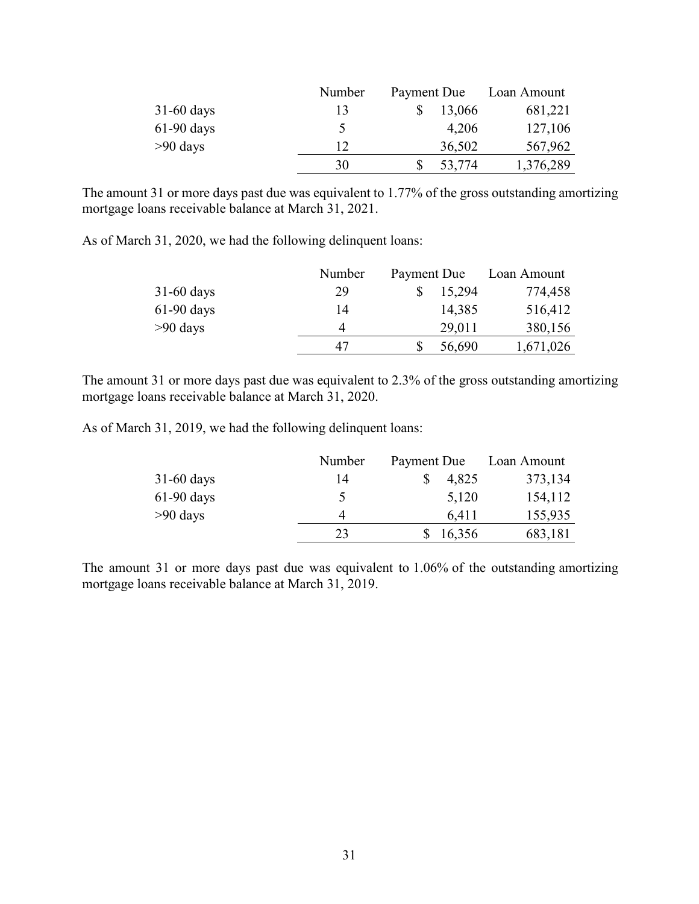| | Number | Payment Due | Loan Amount |
|---|---|---|---|
| 31-60 days | 13 | $ 13,066 | 681,221 |
| 61-90 days | 5 | 4,206 | 127,106 |
| >90 days | 12 | 36,502 | 567,962 |
| | 30 | $ 53,774 | 1,376,289 |

The amount 31 or more days past due was equivalent to 1.77% of the gross outstanding amortizing mortgage loans receivable balance at March 31, 2021.

As of March 31, 2020, we had the following delinquent loans:

| | Number | Payment Due | Loan Amount |
|---|---|---|---|
| 31-60 days | 29 | $ 15,294 | 774,458 |
| 61-90 days | 14 | 14,385 | 516,412 |
| >90 days | 4 | 29,011 | 380,156 |
| | 47 | $ 56,690 | 1,671,026 |

The amount 31 or more days past due was equivalent to 2.3% of the gross outstanding amortizing mortgage loans receivable balance at March 31, 2020.

As of March 31, 2019, we had the following delinquent loans:

| | Number | Payment Due | Loan Amount |
|---|---|---|---|
| 31-60 days | 14 | $ 4,825 | 373,134 |
| 61-90 days | 5 | 5,120 | 154,112 |
| >90 days | 4 | 6,411 | 155,935 |
| | 23 | $ 16,356 | 683,181 |

The amount 31 or more days past due was equivalent to 1.06% of the outstanding amortizing mortgage loans receivable balance at March 31, 2019.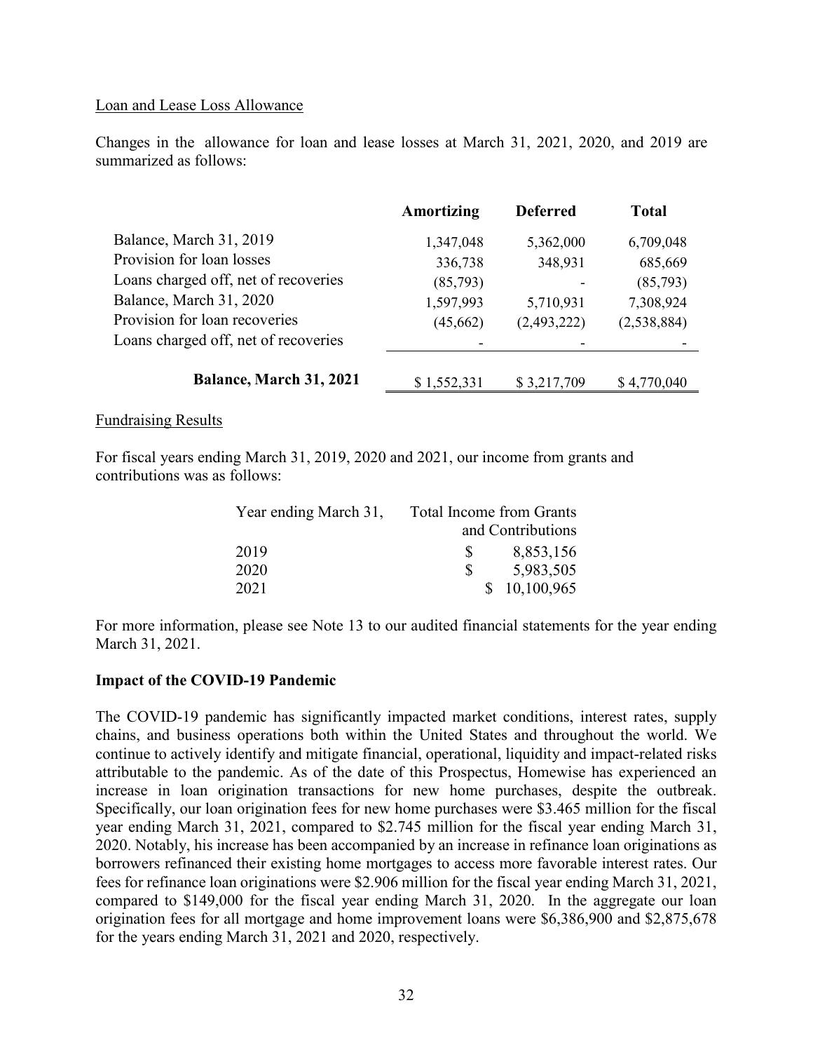Loan and Lease Loss Allowance

Changes in the allowance for loan and lease losses at March 31, 2021, 2020, and 2019 are summarized as follows:

| | Amortizing | Deferred | Total |
|---|---|---|---|
| Balance, March 31, 2019 | 1,347,048 | 5,362,000 | 6,709,048 |
| Provision for loan losses | 336,738 | 348,931 | 685,669 |
| Loans charged off, net of recoveries | (85,793) | - | (85,793) |
| Balance, March 31, 2020 | 1,597,993 | 5,710,931 | 7,308,924 |
| Provision for loan recoveries | (45,662) | (2,493,222) | (2,538,884) |
| Loans charged off, net of recoveries | - | - | - |
| **Balance, March 31, 2021** | $ 1,552,331 | $ 3,217,709 | $ 4,770,040 |

Fundraising Results

For fiscal years ending March 31, 2019, 2020 and 2021, our income from grants and contributions was as follows:

| Year ending March 31, | Total Income from Grants and Contributions |
|---|---|
| 2019 | $ 8,853,156 |
| 2020 | $ 5,983,505 |
| 2021 | $ 10,100,965 |

For more information, please see Note 13 to our audited financial statements for the year ending March 31, 2021.

**Impact of the COVID-19 Pandemic**

The COVID-19 pandemic has significantly impacted market conditions, interest rates, supply chains, and business operations both within the United States and throughout the world. We continue to actively identify and mitigate financial, operational, liquidity and impact-related risks attributable to the pandemic. As of the date of this Prospectus, Homewise has experienced an increase in loan origination transactions for new home purchases, despite the outbreak. Specifically, our loan origination fees for new home purchases were $3.465 million for the fiscal year ending March 31, 2021, compared to $2.745 million for the fiscal year ending March 31, 2020. Notably, his increase has been accompanied by an increase in refinance loan originations as borrowers refinanced their existing home mortgages to access more favorable interest rates. Our fees for refinance loan originations were $2.906 million for the fiscal year ending March 31, 2021, compared to $149,000 for the fiscal year ending March 31, 2020. In the aggregate our loan origination fees for all mortgage and home improvement loans were $6,386,900 and $2,875,678 for the years ending March 31, 2021 and 2020, respectively.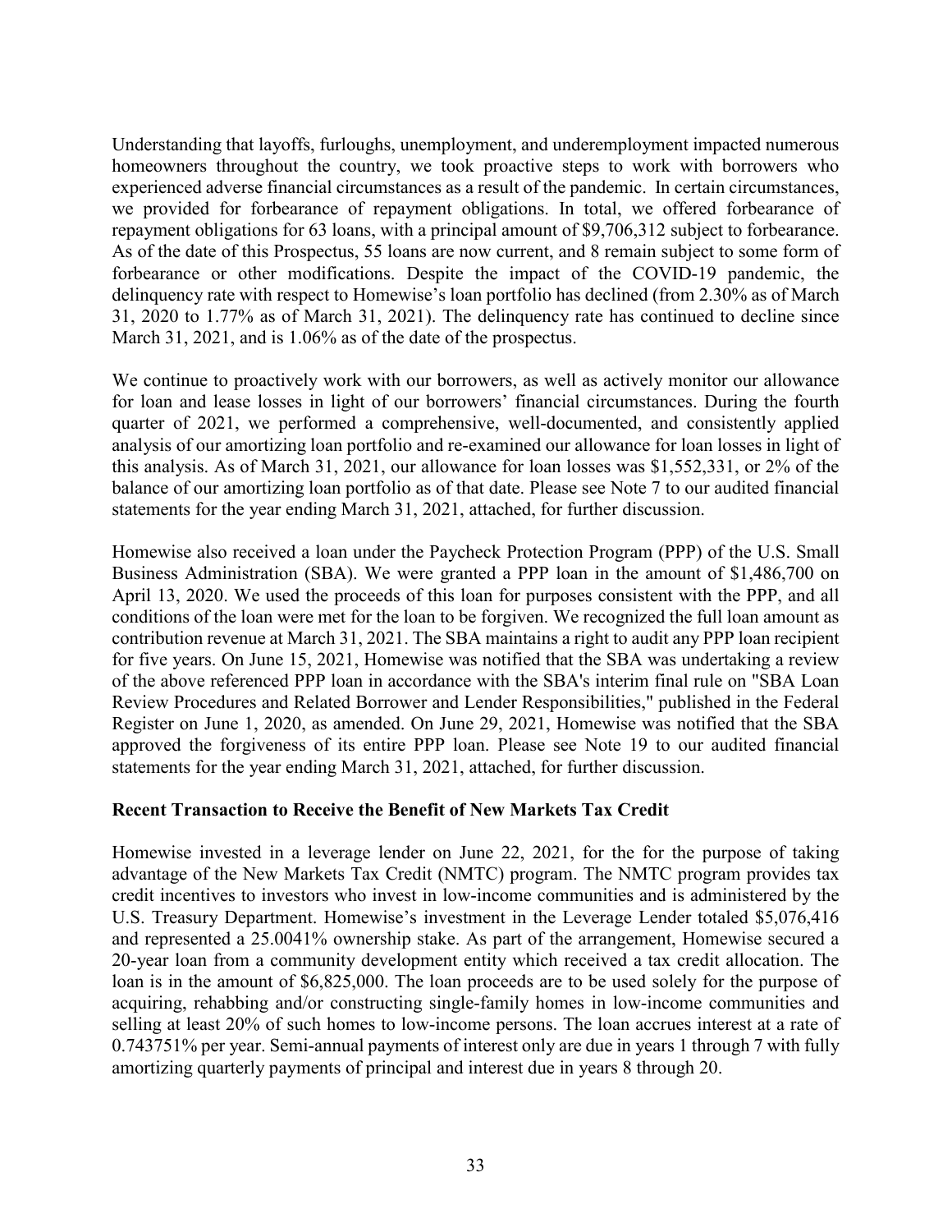Understanding that layoffs, furloughs, unemployment, and underemployment impacted numerous homeowners throughout the country, we took proactive steps to work with borrowers who experienced adverse financial circumstances as a result of the pandemic. In certain circumstances, we provided for forbearance of repayment obligations. In total, we offered forbearance of repayment obligations for 63 loans, with a principal amount of $9,706,312 subject to forbearance. As of the date of this Prospectus, 55 loans are now current, and 8 remain subject to some form of forbearance or other modifications. Despite the impact of the COVID-19 pandemic, the delinquency rate with respect to Homewise's loan portfolio has declined (from 2.30% as of March 31, 2020 to 1.77% as of March 31, 2021). The delinquency rate has continued to decline since March 31, 2021, and is 1.06% as of the date of the prospectus.

We continue to proactively work with our borrowers, as well as actively monitor our allowance for loan and lease losses in light of our borrowers' financial circumstances. During the fourth quarter of 2021, we performed a comprehensive, well-documented, and consistently applied analysis of our amortizing loan portfolio and re-examined our allowance for loan losses in light of this analysis. As of March 31, 2021, our allowance for loan losses was $1,552,331, or 2% of the balance of our amortizing loan portfolio as of that date. Please see Note 7 to our audited financial statements for the year ending March 31, 2021, attached, for further discussion.

Homewise also received a loan under the Paycheck Protection Program (PPP) of the U.S. Small Business Administration (SBA). We were granted a PPP loan in the amount of $1,486,700 on April 13, 2020. We used the proceeds of this loan for purposes consistent with the PPP, and all conditions of the loan were met for the loan to be forgiven. We recognized the full loan amount as contribution revenue at March 31, 2021. The SBA maintains a right to audit any PPP loan recipient for five years. On June 15, 2021, Homewise was notified that the SBA was undertaking a review of the above referenced PPP loan in accordance with the SBA's interim final rule on "SBA Loan Review Procedures and Related Borrower and Lender Responsibilities," published in the Federal Register on June 1, 2020, as amended. On June 29, 2021, Homewise was notified that the SBA approved the forgiveness of its entire PPP loan. Please see Note 19 to our audited financial statements for the year ending March 31, 2021, attached, for further discussion.

**Recent Transaction to Receive the Benefit of New Markets Tax Credit**

Homewise invested in a leverage lender on June 22, 2021, for the for the purpose of taking advantage of the New Markets Tax Credit (NMTC) program. The NMTC program provides tax credit incentives to investors who invest in low-income communities and is administered by the U.S. Treasury Department. Homewise's investment in the Leverage Lender totaled $5,076,416 and represented a 25.0041% ownership stake. As part of the arrangement, Homewise secured a 20-year loan from a community development entity which received a tax credit allocation. The loan is in the amount of $6,825,000. The loan proceeds are to be used solely for the purpose of acquiring, rehabbing and/or constructing single-family homes in low-income communities and selling at least 20% of such homes to low-income persons. The loan accrues interest at a rate of 0.743751% per year. Semi-annual payments of interest only are due in years 1 through 7 with fully amortizing quarterly payments of principal and interest due in years 8 through 20.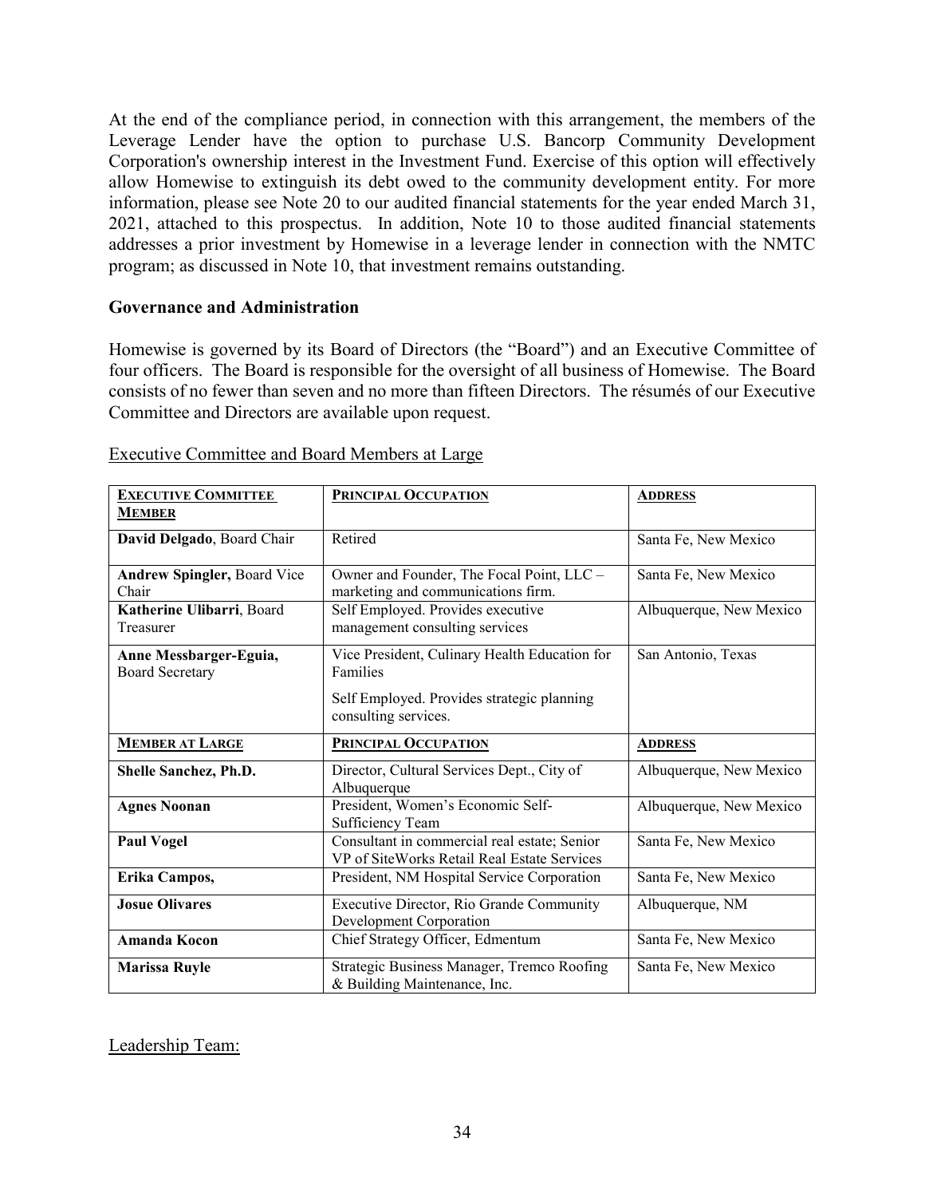At the end of the compliance period, in connection with this arrangement, the members of the Leverage Lender have the option to purchase U.S. Bancorp Community Development Corporation's ownership interest in the Investment Fund. Exercise of this option will effectively allow Homewise to extinguish its debt owed to the community development entity. For more information, please see Note 20 to our audited financial statements for the year ended March 31, 2021, attached to this prospectus. In addition, Note 10 to those audited financial statements addresses a prior investment by Homewise in a leverage lender in connection with the NMTC program; as discussed in Note 10, that investment remains outstanding.

### Governance and Administration

Homewise is governed by its Board of Directors (the "Board") and an Executive Committee of four officers. The Board is responsible for the oversight of all business of Homewise. The Board consists of no fewer than seven and no more than fifteen Directors. The résumés of our Executive Committee and Directors are available upon request.

Executive Committee and Board Members at Large

| EXECUTIVE COMMITTEE MEMBER | PRINCIPAL OCCUPATION | ADDRESS |
|---|---|---|
| **David Delgado**, Board Chair | Retired | Santa Fe, New Mexico |
| **Andrew Spingler,** Board Vice Chair | Owner and Founder, The Focal Point, LLC – marketing and communications firm. | Santa Fe, New Mexico |
| **Katherine Ulibarri**, Board Treasurer | Self Employed. Provides executive management consulting services | Albuquerque, New Mexico |
| **Anne Messbarger-Eguia,** Board Secretary | Vice President, Culinary Health Education for Families<br><br>Self Employed. Provides strategic planning consulting services. | San Antonio, Texas |
| **MEMBER AT LARGE** | **PRINCIPAL OCCUPATION** | **ADDRESS** |
| **Shelle Sanchez, Ph.D.** | Director, Cultural Services Dept., City of Albuquerque | Albuquerque, New Mexico |
| **Agnes Noonan** | President, Women's Economic Self-Sufficiency Team | Albuquerque, New Mexico |
| **Paul Vogel** | Consultant in commercial real estate; Senior VP of SiteWorks Retail Real Estate Services | Santa Fe, New Mexico |
| **Erika Campos,** | President, NM Hospital Service Corporation | Santa Fe, New Mexico |
| **Josue Olivares** | Executive Director, Rio Grande Community Development Corporation | Albuquerque, NM |
| **Amanda Kocon** | Chief Strategy Officer, Edmentum | Santa Fe, New Mexico |
| **Marissa Ruyle** | Strategic Business Manager, Tremco Roofing & Building Maintenance, Inc. | Santa Fe, New Mexico |

Leadership Team: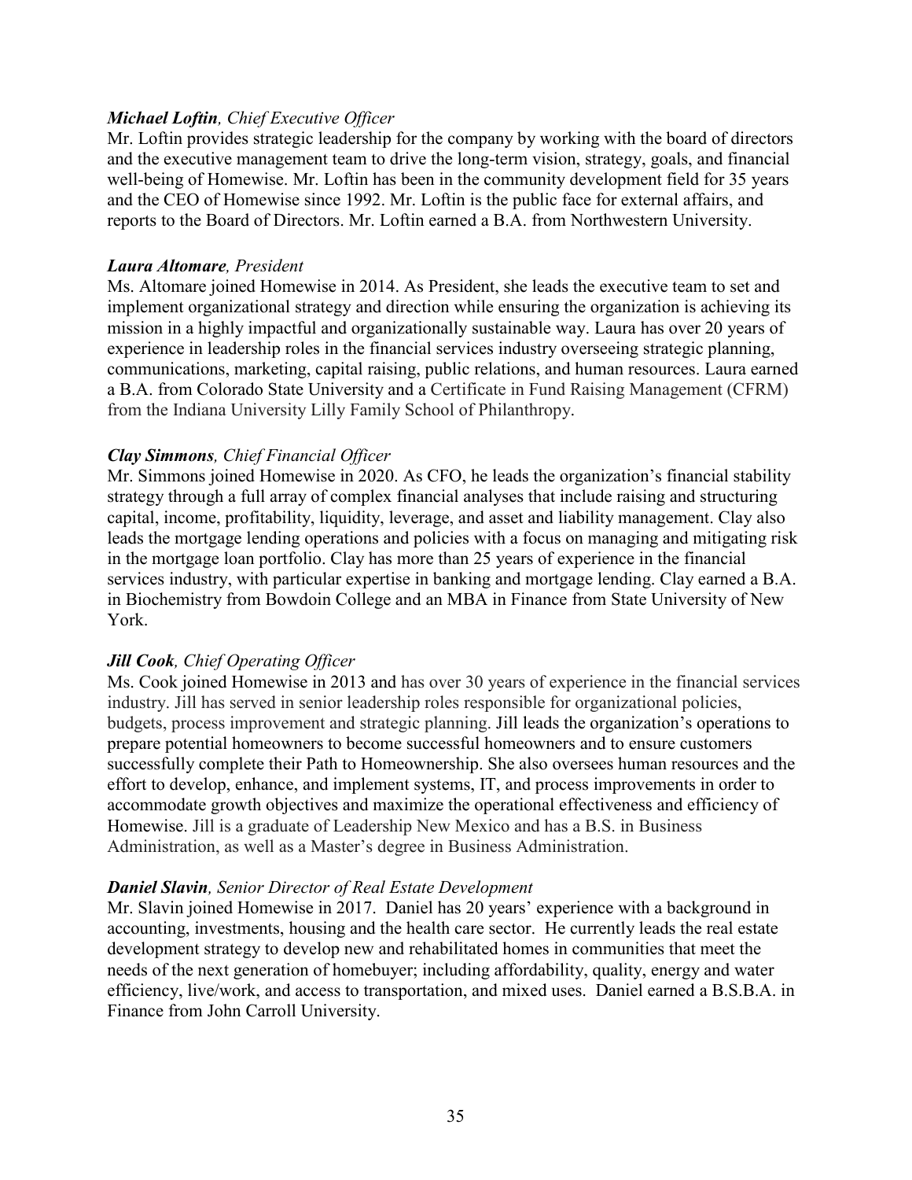***Michael Loftin**, Chief Executive Officer*

Mr. Loftin provides strategic leadership for the company by working with the board of directors and the executive management team to drive the long-term vision, strategy, goals, and financial well-being of Homewise. Mr. Loftin has been in the community development field for 35 years and the CEO of Homewise since 1992. Mr. Loftin is the public face for external affairs, and reports to the Board of Directors. Mr. Loftin earned a B.A. from Northwestern University.

***Laura Altomare**, President*

Ms. Altomare joined Homewise in 2014. As President, she leads the executive team to set and implement organizational strategy and direction while ensuring the organization is achieving its mission in a highly impactful and organizationally sustainable way. Laura has over 20 years of experience in leadership roles in the financial services industry overseeing strategic planning, communications, marketing, capital raising, public relations, and human resources. Laura earned a B.A. from Colorado State University and a Certificate in Fund Raising Management (CFRM) from the Indiana University Lilly Family School of Philanthropy.

***Clay Simmons**, Chief Financial Officer*

Mr. Simmons joined Homewise in 2020. As CFO, he leads the organization's financial stability strategy through a full array of complex financial analyses that include raising and structuring capital, income, profitability, liquidity, leverage, and asset and liability management. Clay also leads the mortgage lending operations and policies with a focus on managing and mitigating risk in the mortgage loan portfolio. Clay has more than 25 years of experience in the financial services industry, with particular expertise in banking and mortgage lending. Clay earned a B.A. in Biochemistry from Bowdoin College and an MBA in Finance from State University of New York.

***Jill Cook**, Chief Operating Officer*

Ms. Cook joined Homewise in 2013 and has over 30 years of experience in the financial services industry. Jill has served in senior leadership roles responsible for organizational policies, budgets, process improvement and strategic planning. Jill leads the organization's operations to prepare potential homeowners to become successful homeowners and to ensure customers successfully complete their Path to Homeownership. She also oversees human resources and the effort to develop, enhance, and implement systems, IT, and process improvements in order to accommodate growth objectives and maximize the operational effectiveness and efficiency of Homewise. Jill is a graduate of Leadership New Mexico and has a B.S. in Business Administration, as well as a Master's degree in Business Administration.

***Daniel Slavin**, Senior Director of Real Estate Development*

Mr. Slavin joined Homewise in 2017. Daniel has 20 years' experience with a background in accounting, investments, housing and the health care sector. He currently leads the real estate development strategy to develop new and rehabilitated homes in communities that meet the needs of the next generation of homebuyer; including affordability, quality, energy and water efficiency, live/work, and access to transportation, and mixed uses. Daniel earned a B.S.B.A. in Finance from John Carroll University.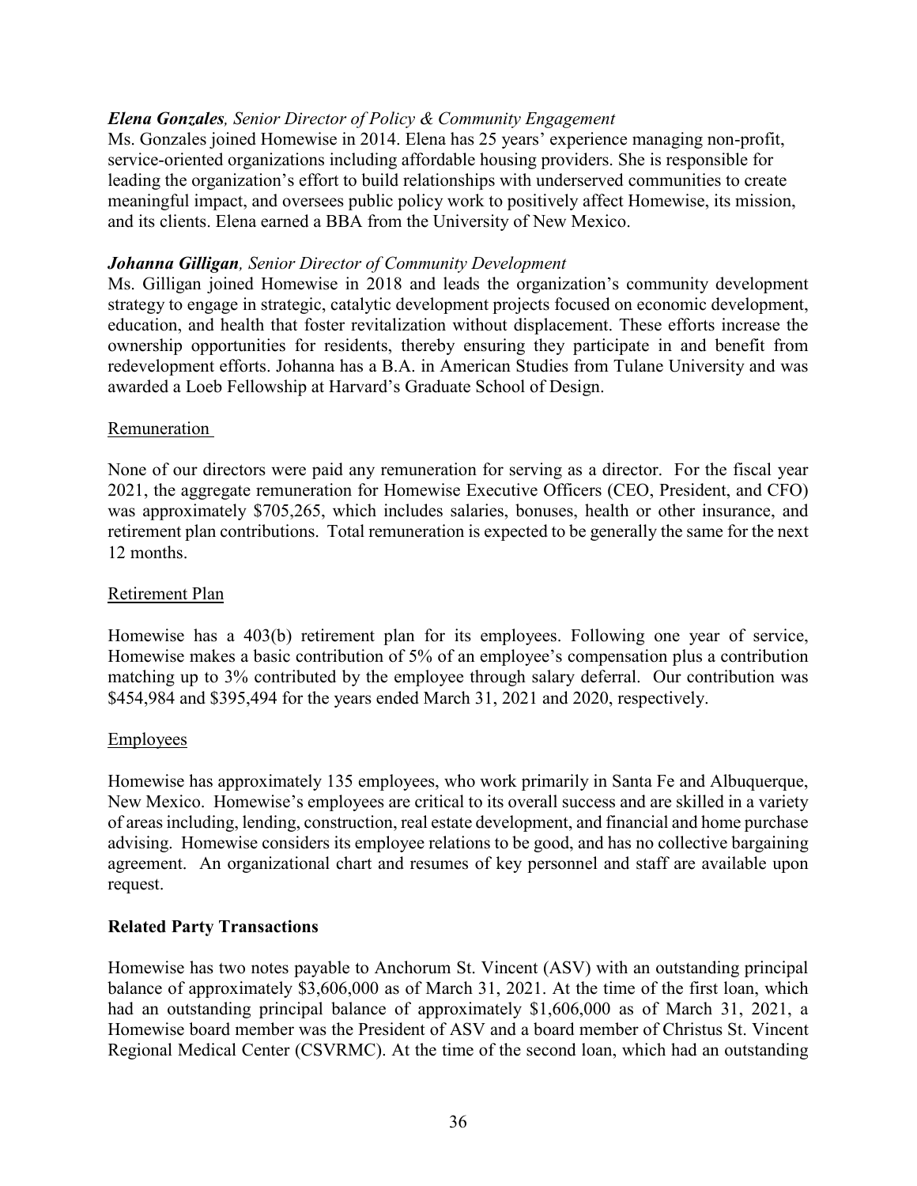***Elena Gonzales**, Senior Director of Policy & Community Engagement*

Ms. Gonzales joined Homewise in 2014. Elena has 25 years' experience managing non-profit, service-oriented organizations including affordable housing providers. She is responsible for leading the organization's effort to build relationships with underserved communities to create meaningful impact, and oversees public policy work to positively affect Homewise, its mission, and its clients. Elena earned a BBA from the University of New Mexico.

***Johanna Gilligan**, Senior Director of Community Development*

Ms. Gilligan joined Homewise in 2018 and leads the organization's community development strategy to engage in strategic, catalytic development projects focused on economic development, education, and health that foster revitalization without displacement. These efforts increase the ownership opportunities for residents, thereby ensuring they participate in and benefit from redevelopment efforts. Johanna has a B.A. in American Studies from Tulane University and was awarded a Loeb Fellowship at Harvard's Graduate School of Design.

<u>Remuneration</u>

None of our directors were paid any remuneration for serving as a director. For the fiscal year 2021, the aggregate remuneration for Homewise Executive Officers (CEO, President, and CFO) was approximately $705,265, which includes salaries, bonuses, health or other insurance, and retirement plan contributions. Total remuneration is expected to be generally the same for the next 12 months.

<u>Retirement Plan</u>

Homewise has a 403(b) retirement plan for its employees. Following one year of service, Homewise makes a basic contribution of 5% of an employee's compensation plus a contribution matching up to 3% contributed by the employee through salary deferral. Our contribution was $454,984 and $395,494 for the years ended March 31, 2021 and 2020, respectively.

<u>Employees</u>

Homewise has approximately 135 employees, who work primarily in Santa Fe and Albuquerque, New Mexico. Homewise's employees are critical to its overall success and are skilled in a variety of areas including, lending, construction, real estate development, and financial and home purchase advising. Homewise considers its employee relations to be good, and has no collective bargaining agreement. An organizational chart and resumes of key personnel and staff are available upon request.

**Related Party Transactions**

Homewise has two notes payable to Anchorum St. Vincent (ASV) with an outstanding principal balance of approximately $3,606,000 as of March 31, 2021. At the time of the first loan, which had an outstanding principal balance of approximately $1,606,000 as of March 31, 2021, a Homewise board member was the President of ASV and a board member of Christus St. Vincent Regional Medical Center (CSVRMC). At the time of the second loan, which had an outstanding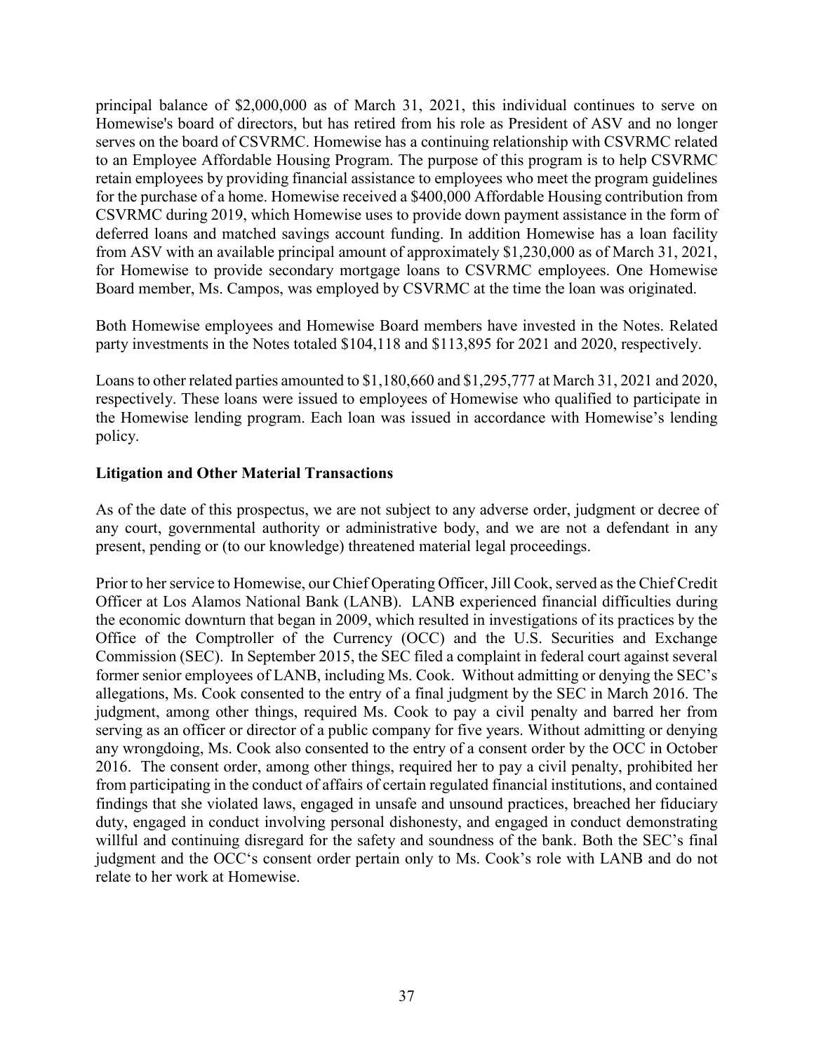principal balance of $2,000,000 as of March 31, 2021, this individual continues to serve on Homewise's board of directors, but has retired from his role as President of ASV and no longer serves on the board of CSVRMC. Homewise has a continuing relationship with CSVRMC related to an Employee Affordable Housing Program. The purpose of this program is to help CSVRMC retain employees by providing financial assistance to employees who meet the program guidelines for the purchase of a home. Homewise received a $400,000 Affordable Housing contribution from CSVRMC during 2019, which Homewise uses to provide down payment assistance in the form of deferred loans and matched savings account funding. In addition Homewise has a loan facility from ASV with an available principal amount of approximately $1,230,000 as of March 31, 2021, for Homewise to provide secondary mortgage loans to CSVRMC employees. One Homewise Board member, Ms. Campos, was employed by CSVRMC at the time the loan was originated.

Both Homewise employees and Homewise Board members have invested in the Notes. Related party investments in the Notes totaled $104,118 and $113,895 for 2021 and 2020, respectively.

Loans to other related parties amounted to $1,180,660 and $1,295,777 at March 31, 2021 and 2020, respectively. These loans were issued to employees of Homewise who qualified to participate in the Homewise lending program. Each loan was issued in accordance with Homewise's lending policy.

**Litigation and Other Material Transactions**

As of the date of this prospectus, we are not subject to any adverse order, judgment or decree of any court, governmental authority or administrative body, and we are not a defendant in any present, pending or (to our knowledge) threatened material legal proceedings.

Prior to her service to Homewise, our Chief Operating Officer, Jill Cook, served as the Chief Credit Officer at Los Alamos National Bank (LANB). LANB experienced financial difficulties during the economic downturn that began in 2009, which resulted in investigations of its practices by the Office of the Comptroller of the Currency (OCC) and the U.S. Securities and Exchange Commission (SEC). In September 2015, the SEC filed a complaint in federal court against several former senior employees of LANB, including Ms. Cook. Without admitting or denying the SEC's allegations, Ms. Cook consented to the entry of a final judgment by the SEC in March 2016. The judgment, among other things, required Ms. Cook to pay a civil penalty and barred her from serving as an officer or director of a public company for five years. Without admitting or denying any wrongdoing, Ms. Cook also consented to the entry of a consent order by the OCC in October 2016. The consent order, among other things, required her to pay a civil penalty, prohibited her from participating in the conduct of affairs of certain regulated financial institutions, and contained findings that she violated laws, engaged in unsafe and unsound practices, breached her fiduciary duty, engaged in conduct involving personal dishonesty, and engaged in conduct demonstrating willful and continuing disregard for the safety and soundness of the bank. Both the SEC's final judgment and the OCC's consent order pertain only to Ms. Cook's role with LANB and do not relate to her work at Homewise.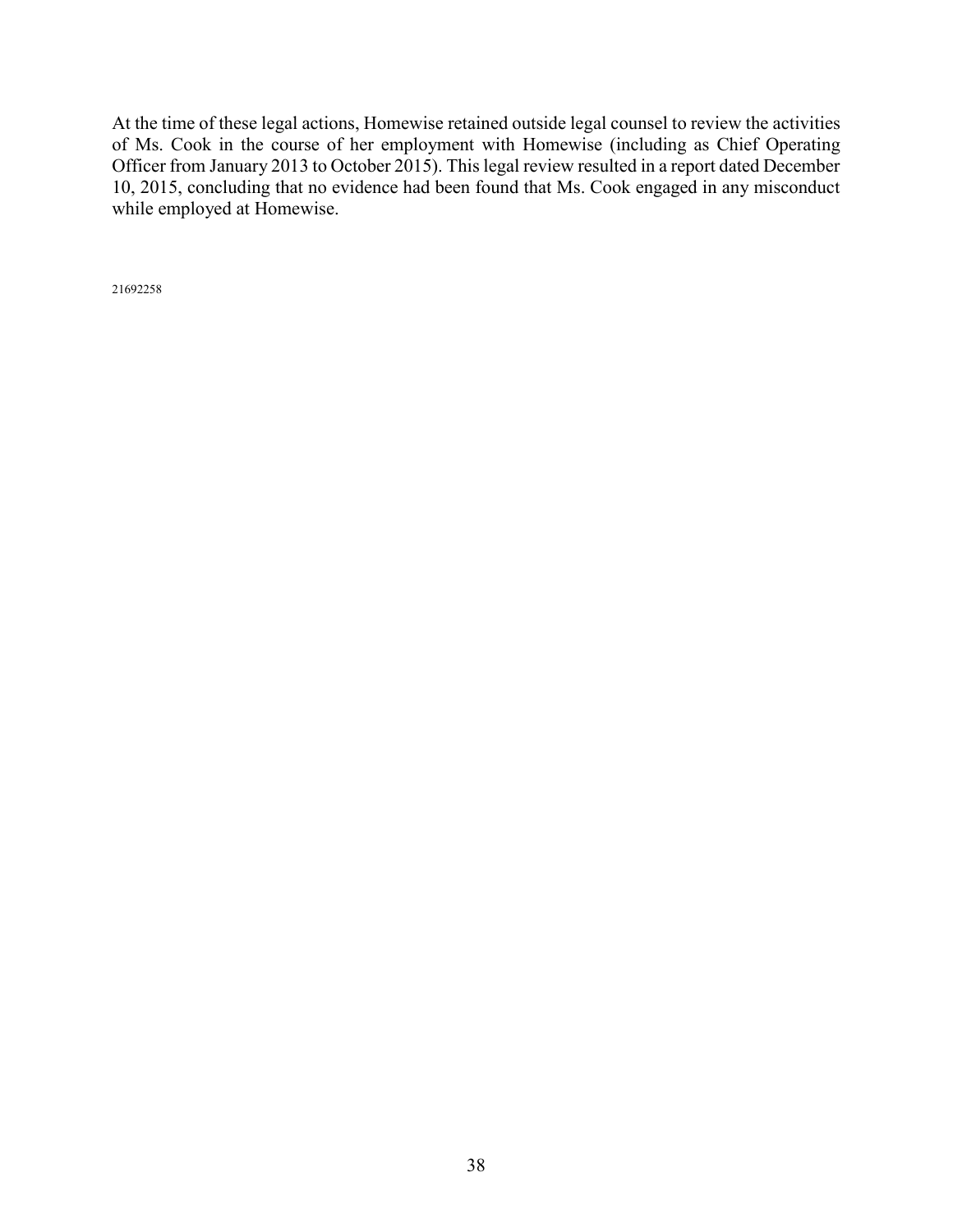At the time of these legal actions, Homewise retained outside legal counsel to review the activities of Ms. Cook in the course of her employment with Homewise (including as Chief Operating Officer from January 2013 to October 2015). This legal review resulted in a report dated December 10, 2015, concluding that no evidence had been found that Ms. Cook engaged in any misconduct while employed at Homewise.

21692258